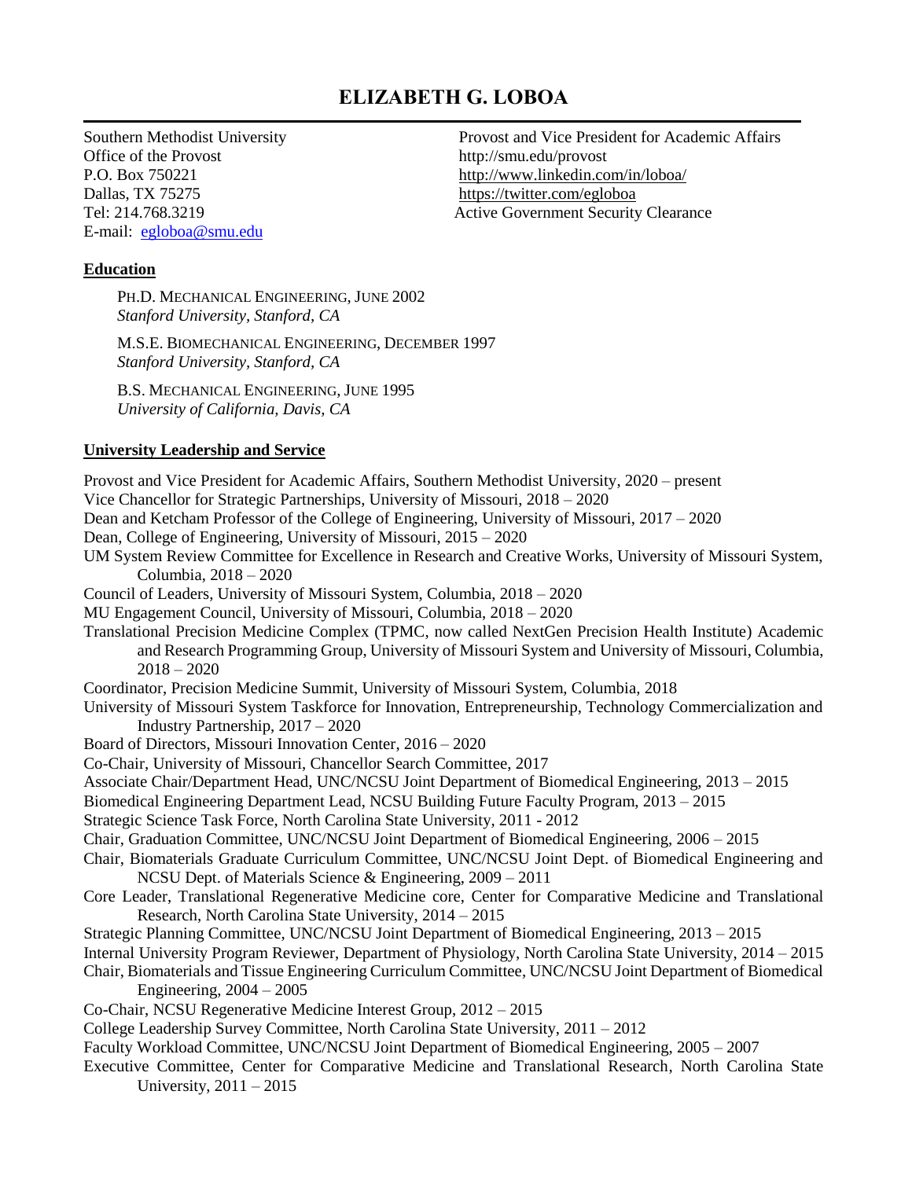# ELIZABETH G. LOBOA

Southern Methodist University
Office of the Provost
P.O. Box 750221
Dallas, TX 75275
Tel: 214.768.3219
E-mail: egloboa@smu.edu

Provost and Vice President for Academic Affairs
http://smu.edu/provost
http://www.linkedin.com/in/loboa/
https://twitter.com/egloboa
Active Government Security Clearance

## Education

PH.D. MECHANICAL ENGINEERING, JUNE 2002
*Stanford University, Stanford, CA*

M.S.E. BIOMECHANICAL ENGINEERING, DECEMBER 1997
*Stanford University, Stanford, CA*

B.S. MECHANICAL ENGINEERING, JUNE 1995
*University of California, Davis, CA*

## University Leadership and Service

Provost and Vice President for Academic Affairs, Southern Methodist University, 2020 – present
Vice Chancellor for Strategic Partnerships, University of Missouri, 2018 – 2020
Dean and Ketcham Professor of the College of Engineering, University of Missouri, 2017 – 2020
Dean, College of Engineering, University of Missouri, 2015 – 2020
UM System Review Committee for Excellence in Research and Creative Works, University of Missouri System, Columbia, 2018 – 2020
Council of Leaders, University of Missouri System, Columbia, 2018 – 2020
MU Engagement Council, University of Missouri, Columbia, 2018 – 2020
Translational Precision Medicine Complex (TPMC, now called NextGen Precision Health Institute) Academic and Research Programming Group, University of Missouri System and University of Missouri, Columbia, 2018 – 2020
Coordinator, Precision Medicine Summit, University of Missouri System, Columbia, 2018
University of Missouri System Taskforce for Innovation, Entrepreneurship, Technology Commercialization and Industry Partnership, 2017 – 2020
Board of Directors, Missouri Innovation Center, 2016 – 2020
Co-Chair, University of Missouri, Chancellor Search Committee, 2017
Associate Chair/Department Head, UNC/NCSU Joint Department of Biomedical Engineering, 2013 – 2015
Biomedical Engineering Department Lead, NCSU Building Future Faculty Program, 2013 – 2015
Strategic Science Task Force, North Carolina State University, 2011 - 2012
Chair, Graduation Committee, UNC/NCSU Joint Department of Biomedical Engineering, 2006 – 2015
Chair, Biomaterials Graduate Curriculum Committee, UNC/NCSU Joint Dept. of Biomedical Engineering and NCSU Dept. of Materials Science & Engineering, 2009 – 2011
Core Leader, Translational Regenerative Medicine core, Center for Comparative Medicine and Translational Research, North Carolina State University, 2014 – 2015
Strategic Planning Committee, UNC/NCSU Joint Department of Biomedical Engineering, 2013 – 2015
Internal University Program Reviewer, Department of Physiology, North Carolina State University, 2014 – 2015
Chair, Biomaterials and Tissue Engineering Curriculum Committee, UNC/NCSU Joint Department of Biomedical Engineering, 2004 – 2005
Co-Chair, NCSU Regenerative Medicine Interest Group, 2012 – 2015
College Leadership Survey Committee, North Carolina State University, 2011 – 2012
Faculty Workload Committee, UNC/NCSU Joint Department of Biomedical Engineering, 2005 – 2007
Executive Committee, Center for Comparative Medicine and Translational Research, North Carolina State University, 2011 – 2015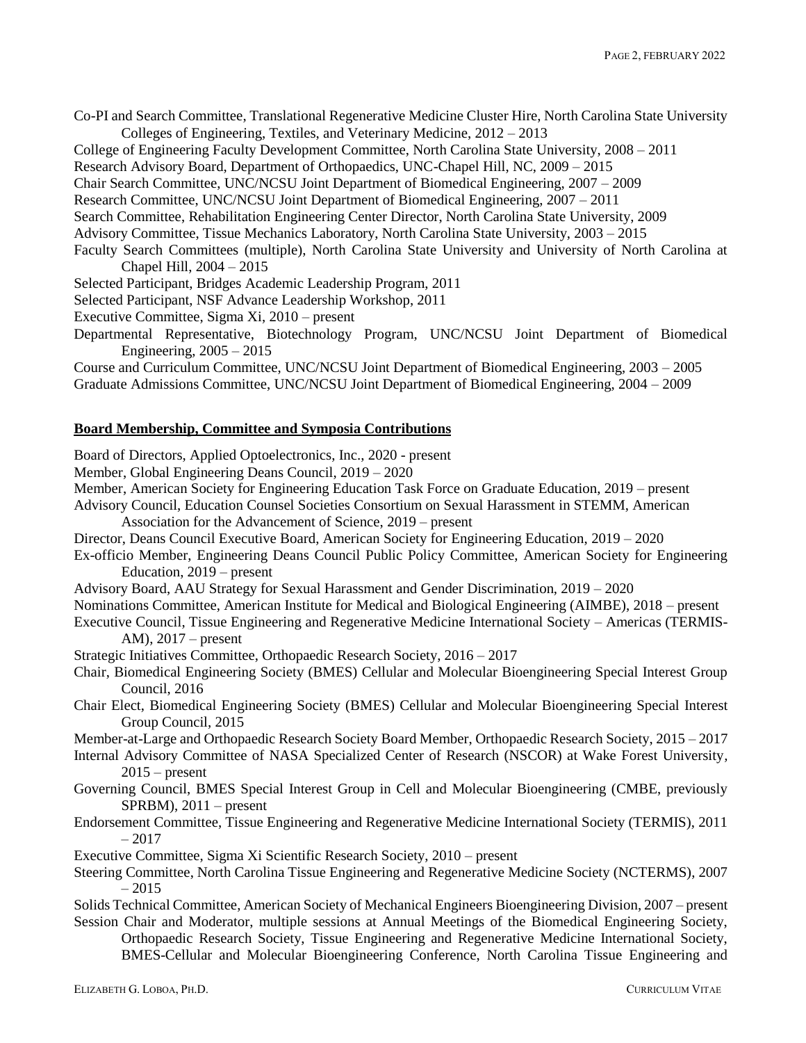Co-PI and Search Committee, Translational Regenerative Medicine Cluster Hire, North Carolina State University Colleges of Engineering, Textiles, and Veterinary Medicine, 2012 – 2013

College of Engineering Faculty Development Committee, North Carolina State University, 2008 – 2011

Research Advisory Board, Department of Orthopaedics, UNC-Chapel Hill, NC, 2009 – 2015

Chair Search Committee, UNC/NCSU Joint Department of Biomedical Engineering, 2007 – 2009

Research Committee, UNC/NCSU Joint Department of Biomedical Engineering, 2007 – 2011

Search Committee, Rehabilitation Engineering Center Director, North Carolina State University, 2009

Advisory Committee, Tissue Mechanics Laboratory, North Carolina State University, 2003 – 2015

Faculty Search Committees (multiple), North Carolina State University and University of North Carolina at Chapel Hill, 2004 – 2015

Selected Participant, Bridges Academic Leadership Program, 2011

Selected Participant, NSF Advance Leadership Workshop, 2011

Executive Committee, Sigma Xi, 2010 – present

Departmental Representative, Biotechnology Program, UNC/NCSU Joint Department of Biomedical Engineering, 2005 – 2015

Course and Curriculum Committee, UNC/NCSU Joint Department of Biomedical Engineering, 2003 – 2005

Graduate Admissions Committee, UNC/NCSU Joint Department of Biomedical Engineering, 2004 – 2009

## Board Membership, Committee and Symposia Contributions

Board of Directors, Applied Optoelectronics, Inc., 2020 - present

Member, Global Engineering Deans Council, 2019 – 2020

Member, American Society for Engineering Education Task Force on Graduate Education, 2019 – present

Advisory Council, Education Counsel Societies Consortium on Sexual Harassment in STEMM, American Association for the Advancement of Science, 2019 – present

Director, Deans Council Executive Board, American Society for Engineering Education, 2019 – 2020

Ex-officio Member, Engineering Deans Council Public Policy Committee, American Society for Engineering Education, 2019 – present

Advisory Board, AAU Strategy for Sexual Harassment and Gender Discrimination, 2019 – 2020

Nominations Committee, American Institute for Medical and Biological Engineering (AIMBE), 2018 – present

Executive Council, Tissue Engineering and Regenerative Medicine International Society – Americas (TERMIS-AM), 2017 – present

Strategic Initiatives Committee, Orthopaedic Research Society, 2016 – 2017

Chair, Biomedical Engineering Society (BMES) Cellular and Molecular Bioengineering Special Interest Group Council, 2016

Chair Elect, Biomedical Engineering Society (BMES) Cellular and Molecular Bioengineering Special Interest Group Council, 2015

Member-at-Large and Orthopaedic Research Society Board Member, Orthopaedic Research Society, 2015 – 2017

Internal Advisory Committee of NASA Specialized Center of Research (NSCOR) at Wake Forest University, 2015 – present

Governing Council, BMES Special Interest Group in Cell and Molecular Bioengineering (CMBE, previously SPRBM), 2011 – present

Endorsement Committee, Tissue Engineering and Regenerative Medicine International Society (TERMIS), 2011 – 2017

Executive Committee, Sigma Xi Scientific Research Society, 2010 – present

Steering Committee, North Carolina Tissue Engineering and Regenerative Medicine Society (NCTERMS), 2007 – 2015

Solids Technical Committee, American Society of Mechanical Engineers Bioengineering Division, 2007 – present

Session Chair and Moderator, multiple sessions at Annual Meetings of the Biomedical Engineering Society, Orthopaedic Research Society, Tissue Engineering and Regenerative Medicine International Society, BMES-Cellular and Molecular Bioengineering Conference, North Carolina Tissue Engineering and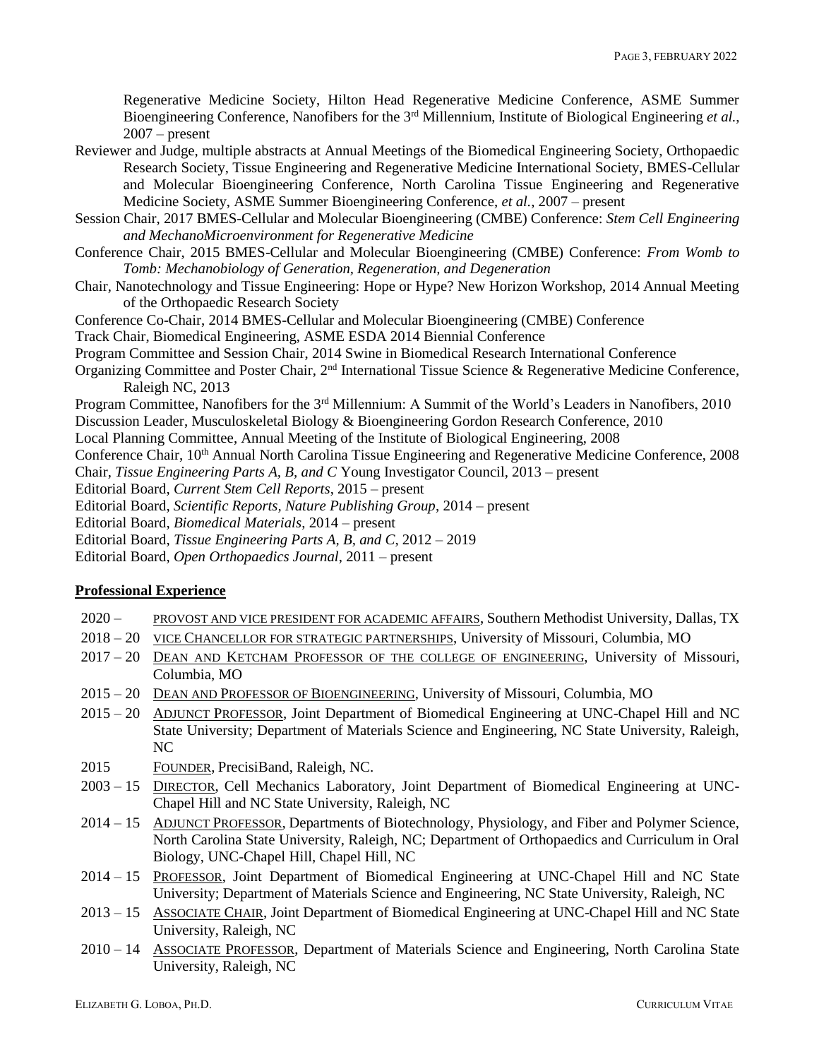Regenerative Medicine Society, Hilton Head Regenerative Medicine Conference, ASME Summer Bioengineering Conference, Nanofibers for the 3rd Millennium, Institute of Biological Engineering *et al.*, 2007 – present

Reviewer and Judge, multiple abstracts at Annual Meetings of the Biomedical Engineering Society, Orthopaedic Research Society, Tissue Engineering and Regenerative Medicine International Society, BMES-Cellular and Molecular Bioengineering Conference, North Carolina Tissue Engineering and Regenerative Medicine Society, ASME Summer Bioengineering Conference, *et al.*, 2007 – present

Session Chair, 2017 BMES-Cellular and Molecular Bioengineering (CMBE) Conference: *Stem Cell Engineering and MechanoMicroenvironment for Regenerative Medicine*

Conference Chair, 2015 BMES-Cellular and Molecular Bioengineering (CMBE) Conference: *From Womb to Tomb: Mechanobiology of Generation, Regeneration, and Degeneration*

Chair, Nanotechnology and Tissue Engineering: Hope or Hype? New Horizon Workshop, 2014 Annual Meeting of the Orthopaedic Research Society

Conference Co-Chair, 2014 BMES-Cellular and Molecular Bioengineering (CMBE) Conference

Track Chair, Biomedical Engineering, ASME ESDA 2014 Biennial Conference

Program Committee and Session Chair, 2014 Swine in Biomedical Research International Conference

Organizing Committee and Poster Chair, 2nd International Tissue Science & Regenerative Medicine Conference, Raleigh NC, 2013

Program Committee, Nanofibers for the 3rd Millennium: A Summit of the World's Leaders in Nanofibers, 2010

Discussion Leader, Musculoskeletal Biology & Bioengineering Gordon Research Conference, 2010

Local Planning Committee, Annual Meeting of the Institute of Biological Engineering, 2008

Conference Chair, 10th Annual North Carolina Tissue Engineering and Regenerative Medicine Conference, 2008

Chair, *Tissue Engineering Parts A, B, and C* Young Investigator Council, 2013 – present

Editorial Board, *Current Stem Cell Reports*, 2015 – present

Editorial Board, *Scientific Reports, Nature Publishing Group*, 2014 – present

Editorial Board, *Biomedical Materials*, 2014 – present

Editorial Board, *Tissue Engineering Parts A, B, and C*, 2012 – 2019

Editorial Board, *Open Orthopaedics Journal*, 2011 – present

## Professional Experience

- 2020 – PROVOST AND VICE PRESIDENT FOR ACADEMIC AFFAIRS, Southern Methodist University, Dallas, TX
- 2018 – 20 VICE CHANCELLOR FOR STRATEGIC PARTNERSHIPS, University of Missouri, Columbia, MO
- 2017 – 20 DEAN AND KETCHAM PROFESSOR OF THE COLLEGE OF ENGINEERING, University of Missouri, Columbia, MO
- 2015 – 20 DEAN AND PROFESSOR OF BIOENGINEERING, University of Missouri, Columbia, MO
- 2015 – 20 ADJUNCT PROFESSOR, Joint Department of Biomedical Engineering at UNC-Chapel Hill and NC State University; Department of Materials Science and Engineering, NC State University, Raleigh, NC
- 2015 FOUNDER, PrecisiBand, Raleigh, NC.
- 2003 – 15 DIRECTOR, Cell Mechanics Laboratory, Joint Department of Biomedical Engineering at UNC-Chapel Hill and NC State University, Raleigh, NC
- 2014 – 15 ADJUNCT PROFESSOR, Departments of Biotechnology, Physiology, and Fiber and Polymer Science, North Carolina State University, Raleigh, NC; Department of Orthopaedics and Curriculum in Oral Biology, UNC-Chapel Hill, Chapel Hill, NC
- 2014 – 15 PROFESSOR, Joint Department of Biomedical Engineering at UNC-Chapel Hill and NC State University; Department of Materials Science and Engineering, NC State University, Raleigh, NC
- 2013 – 15 ASSOCIATE CHAIR, Joint Department of Biomedical Engineering at UNC-Chapel Hill and NC State University, Raleigh, NC
- 2010 – 14 ASSOCIATE PROFESSOR, Department of Materials Science and Engineering, North Carolina State University, Raleigh, NC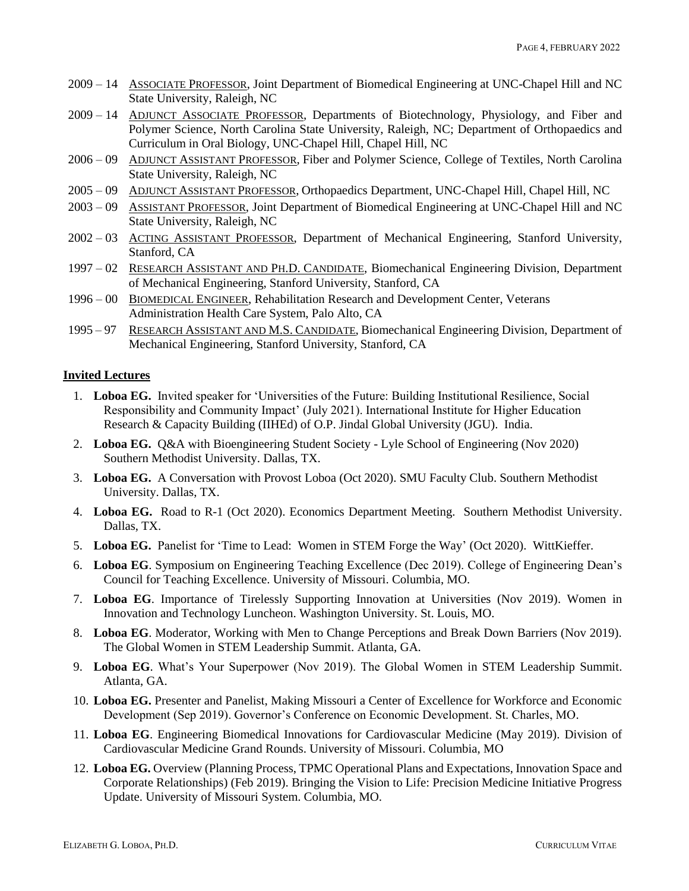2009 – 14 ASSOCIATE PROFESSOR, Joint Department of Biomedical Engineering at UNC-Chapel Hill and NC State University, Raleigh, NC

2009 – 14 ADJUNCT ASSOCIATE PROFESSOR, Departments of Biotechnology, Physiology, and Fiber and Polymer Science, North Carolina State University, Raleigh, NC; Department of Orthopaedics and Curriculum in Oral Biology, UNC-Chapel Hill, Chapel Hill, NC

2006 – 09 ADJUNCT ASSISTANT PROFESSOR, Fiber and Polymer Science, College of Textiles, North Carolina State University, Raleigh, NC

2005 – 09 ADJUNCT ASSISTANT PROFESSOR, Orthopaedics Department, UNC-Chapel Hill, Chapel Hill, NC

2003 – 09 ASSISTANT PROFESSOR, Joint Department of Biomedical Engineering at UNC-Chapel Hill and NC State University, Raleigh, NC

2002 – 03 ACTING ASSISTANT PROFESSOR, Department of Mechanical Engineering, Stanford University, Stanford, CA

1997 – 02 RESEARCH ASSISTANT AND PH.D. CANDIDATE, Biomechanical Engineering Division, Department of Mechanical Engineering, Stanford University, Stanford, CA

1996 – 00 BIOMEDICAL ENGINEER, Rehabilitation Research and Development Center, Veterans Administration Health Care System, Palo Alto, CA

1995 – 97 RESEARCH ASSISTANT AND M.S. CANDIDATE, Biomechanical Engineering Division, Department of Mechanical Engineering, Stanford University, Stanford, CA

## Invited Lectures

1. **Loboa EG.** Invited speaker for 'Universities of the Future: Building Institutional Resilience, Social Responsibility and Community Impact' (July 2021). International Institute for Higher Education Research & Capacity Building (IIHEd) of O.P. Jindal Global University (JGU). India.
2. **Loboa EG.** Q&A with Bioengineering Student Society - Lyle School of Engineering (Nov 2020) Southern Methodist University. Dallas, TX.
3. **Loboa EG.** A Conversation with Provost Loboa (Oct 2020). SMU Faculty Club. Southern Methodist University. Dallas, TX.
4. **Loboa EG.** Road to R-1 (Oct 2020). Economics Department Meeting. Southern Methodist University. Dallas, TX.
5. **Loboa EG.** Panelist for 'Time to Lead: Women in STEM Forge the Way' (Oct 2020). WittKieffer.
6. **Loboa EG**. Symposium on Engineering Teaching Excellence (Dec 2019). College of Engineering Dean's Council for Teaching Excellence. University of Missouri. Columbia, MO.
7. **Loboa EG**. Importance of Tirelessly Supporting Innovation at Universities (Nov 2019). Women in Innovation and Technology Luncheon. Washington University. St. Louis, MO.
8. **Loboa EG**. Moderator, Working with Men to Change Perceptions and Break Down Barriers (Nov 2019). The Global Women in STEM Leadership Summit. Atlanta, GA.
9. **Loboa EG**. What's Your Superpower (Nov 2019). The Global Women in STEM Leadership Summit. Atlanta, GA.
10. **Loboa EG.** Presenter and Panelist, Making Missouri a Center of Excellence for Workforce and Economic Development (Sep 2019). Governor's Conference on Economic Development. St. Charles, MO.
11. **Loboa EG**. Engineering Biomedical Innovations for Cardiovascular Medicine (May 2019). Division of Cardiovascular Medicine Grand Rounds. University of Missouri. Columbia, MO
12. **Loboa EG.** Overview (Planning Process, TPMC Operational Plans and Expectations, Innovation Space and Corporate Relationships) (Feb 2019). Bringing the Vision to Life: Precision Medicine Initiative Progress Update. University of Missouri System. Columbia, MO.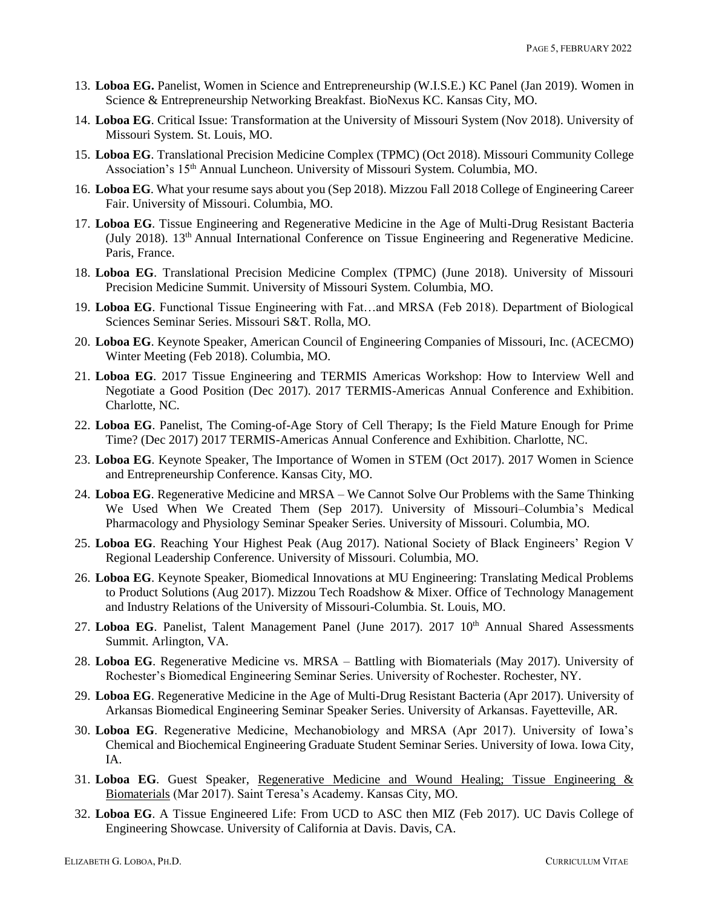13. **Loboa EG.** Panelist, Women in Science and Entrepreneurship (W.I.S.E.) KC Panel (Jan 2019). Women in Science & Entrepreneurship Networking Breakfast. BioNexus KC. Kansas City, MO.
14. **Loboa EG**. Critical Issue: Transformation at the University of Missouri System (Nov 2018). University of Missouri System. St. Louis, MO.
15. **Loboa EG**. Translational Precision Medicine Complex (TPMC) (Oct 2018). Missouri Community College Association's 15th Annual Luncheon. University of Missouri System. Columbia, MO.
16. **Loboa EG**. What your resume says about you (Sep 2018). Mizzou Fall 2018 College of Engineering Career Fair. University of Missouri. Columbia, MO.
17. **Loboa EG**. Tissue Engineering and Regenerative Medicine in the Age of Multi-Drug Resistant Bacteria (July 2018). 13th Annual International Conference on Tissue Engineering and Regenerative Medicine. Paris, France.
18. **Loboa EG**. Translational Precision Medicine Complex (TPMC) (June 2018). University of Missouri Precision Medicine Summit. University of Missouri System. Columbia, MO.
19. **Loboa EG**. Functional Tissue Engineering with Fat…and MRSA (Feb 2018). Department of Biological Sciences Seminar Series. Missouri S&T. Rolla, MO.
20. **Loboa EG**. Keynote Speaker, American Council of Engineering Companies of Missouri, Inc. (ACECMO) Winter Meeting (Feb 2018). Columbia, MO.
21. **Loboa EG**. 2017 Tissue Engineering and TERMIS Americas Workshop: How to Interview Well and Negotiate a Good Position (Dec 2017). 2017 TERMIS-Americas Annual Conference and Exhibition. Charlotte, NC.
22. **Loboa EG**. Panelist, The Coming-of-Age Story of Cell Therapy; Is the Field Mature Enough for Prime Time? (Dec 2017) 2017 TERMIS-Americas Annual Conference and Exhibition. Charlotte, NC.
23. **Loboa EG**. Keynote Speaker, The Importance of Women in STEM (Oct 2017). 2017 Women in Science and Entrepreneurship Conference. Kansas City, MO.
24. **Loboa EG**. Regenerative Medicine and MRSA – We Cannot Solve Our Problems with the Same Thinking We Used When We Created Them (Sep 2017). University of Missouri–Columbia's Medical Pharmacology and Physiology Seminar Speaker Series. University of Missouri. Columbia, MO.
25. **Loboa EG**. Reaching Your Highest Peak (Aug 2017). National Society of Black Engineers' Region V Regional Leadership Conference. University of Missouri. Columbia, MO.
26. **Loboa EG**. Keynote Speaker, Biomedical Innovations at MU Engineering: Translating Medical Problems to Product Solutions (Aug 2017). Mizzou Tech Roadshow & Mixer. Office of Technology Management and Industry Relations of the University of Missouri-Columbia. St. Louis, MO.
27. **Loboa EG**. Panelist, Talent Management Panel (June 2017). 2017 10th Annual Shared Assessments Summit. Arlington, VA.
28. **Loboa EG**. Regenerative Medicine vs. MRSA – Battling with Biomaterials (May 2017). University of Rochester's Biomedical Engineering Seminar Series. University of Rochester. Rochester, NY.
29. **Loboa EG**. Regenerative Medicine in the Age of Multi-Drug Resistant Bacteria (Apr 2017). University of Arkansas Biomedical Engineering Seminar Speaker Series. University of Arkansas. Fayetteville, AR.
30. **Loboa EG**. Regenerative Medicine, Mechanobiology and MRSA (Apr 2017). University of Iowa's Chemical and Biochemical Engineering Graduate Student Seminar Series. University of Iowa. Iowa City, IA.
31. **Loboa EG**. Guest Speaker, Regenerative Medicine and Wound Healing; Tissue Engineering & Biomaterials (Mar 2017). Saint Teresa's Academy. Kansas City, MO.
32. **Loboa EG**. A Tissue Engineered Life: From UCD to ASC then MIZ (Feb 2017). UC Davis College of Engineering Showcase. University of California at Davis. Davis, CA.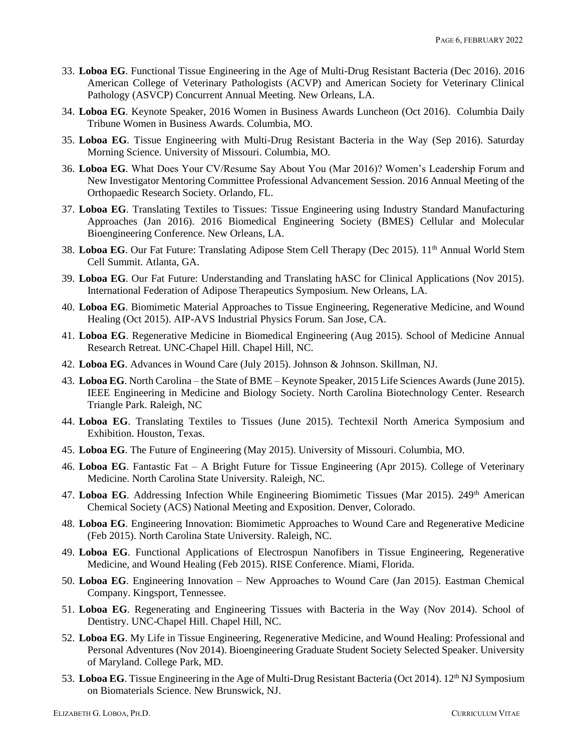33. **Loboa EG**. Functional Tissue Engineering in the Age of Multi-Drug Resistant Bacteria (Dec 2016). 2016 American College of Veterinary Pathologists (ACVP) and American Society for Veterinary Clinical Pathology (ASVCP) Concurrent Annual Meeting. New Orleans, LA.
34. **Loboa EG**. Keynote Speaker, 2016 Women in Business Awards Luncheon (Oct 2016). Columbia Daily Tribune Women in Business Awards. Columbia, MO.
35. **Loboa EG**. Tissue Engineering with Multi-Drug Resistant Bacteria in the Way (Sep 2016). Saturday Morning Science. University of Missouri. Columbia, MO.
36. **Loboa EG**. What Does Your CV/Resume Say About You (Mar 2016)? Women's Leadership Forum and New Investigator Mentoring Committee Professional Advancement Session. 2016 Annual Meeting of the Orthopaedic Research Society. Orlando, FL.
37. **Loboa EG**. Translating Textiles to Tissues: Tissue Engineering using Industry Standard Manufacturing Approaches (Jan 2016). 2016 Biomedical Engineering Society (BMES) Cellular and Molecular Bioengineering Conference. New Orleans, LA.
38. **Loboa EG**. Our Fat Future: Translating Adipose Stem Cell Therapy (Dec 2015). 11th Annual World Stem Cell Summit. Atlanta, GA.
39. **Loboa EG**. Our Fat Future: Understanding and Translating hASC for Clinical Applications (Nov 2015). International Federation of Adipose Therapeutics Symposium. New Orleans, LA.
40. **Loboa EG**. Biomimetic Material Approaches to Tissue Engineering, Regenerative Medicine, and Wound Healing (Oct 2015). AIP-AVS Industrial Physics Forum. San Jose, CA.
41. **Loboa EG**. Regenerative Medicine in Biomedical Engineering (Aug 2015). School of Medicine Annual Research Retreat. UNC-Chapel Hill. Chapel Hill, NC.
42. **Loboa EG**. Advances in Wound Care (July 2015). Johnson & Johnson. Skillman, NJ.
43. **Loboa EG**. North Carolina – the State of BME – Keynote Speaker, 2015 Life Sciences Awards (June 2015). IEEE Engineering in Medicine and Biology Society. North Carolina Biotechnology Center. Research Triangle Park. Raleigh, NC
44. **Loboa EG**. Translating Textiles to Tissues (June 2015). Techtexil North America Symposium and Exhibition. Houston, Texas.
45. **Loboa EG**. The Future of Engineering (May 2015). University of Missouri. Columbia, MO.
46. **Loboa EG**. Fantastic Fat – A Bright Future for Tissue Engineering (Apr 2015). College of Veterinary Medicine. North Carolina State University. Raleigh, NC.
47. **Loboa EG**. Addressing Infection While Engineering Biomimetic Tissues (Mar 2015). 249th American Chemical Society (ACS) National Meeting and Exposition. Denver, Colorado.
48. **Loboa EG**. Engineering Innovation: Biomimetic Approaches to Wound Care and Regenerative Medicine (Feb 2015). North Carolina State University. Raleigh, NC.
49. **Loboa EG**. Functional Applications of Electrospun Nanofibers in Tissue Engineering, Regenerative Medicine, and Wound Healing (Feb 2015). RISE Conference. Miami, Florida.
50. **Loboa EG**. Engineering Innovation – New Approaches to Wound Care (Jan 2015). Eastman Chemical Company. Kingsport, Tennessee.
51. **Loboa EG**. Regenerating and Engineering Tissues with Bacteria in the Way (Nov 2014). School of Dentistry. UNC-Chapel Hill. Chapel Hill, NC.
52. **Loboa EG**. My Life in Tissue Engineering, Regenerative Medicine, and Wound Healing: Professional and Personal Adventures (Nov 2014). Bioengineering Graduate Student Society Selected Speaker. University of Maryland. College Park, MD.
53. **Loboa EG**. Tissue Engineering in the Age of Multi-Drug Resistant Bacteria (Oct 2014). 12th NJ Symposium on Biomaterials Science. New Brunswick, NJ.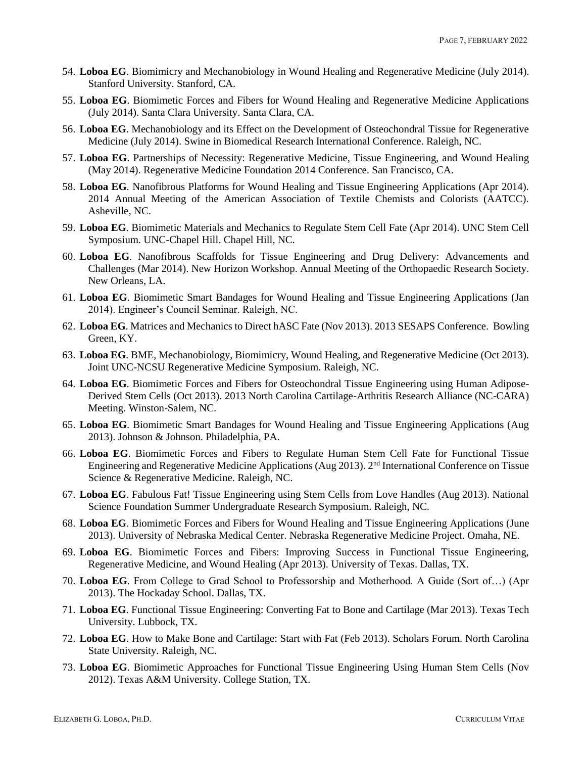54. **Loboa EG**. Biomimicry and Mechanobiology in Wound Healing and Regenerative Medicine (July 2014). Stanford University. Stanford, CA.
55. **Loboa EG**. Biomimetic Forces and Fibers for Wound Healing and Regenerative Medicine Applications (July 2014). Santa Clara University. Santa Clara, CA.
56. **Loboa EG**. Mechanobiology and its Effect on the Development of Osteochondral Tissue for Regenerative Medicine (July 2014). Swine in Biomedical Research International Conference. Raleigh, NC.
57. **Loboa EG**. Partnerships of Necessity: Regenerative Medicine, Tissue Engineering, and Wound Healing (May 2014). Regenerative Medicine Foundation 2014 Conference. San Francisco, CA.
58. **Loboa EG**. Nanofibrous Platforms for Wound Healing and Tissue Engineering Applications (Apr 2014). 2014 Annual Meeting of the American Association of Textile Chemists and Colorists (AATCC). Asheville, NC.
59. **Loboa EG**. Biomimetic Materials and Mechanics to Regulate Stem Cell Fate (Apr 2014). UNC Stem Cell Symposium. UNC-Chapel Hill. Chapel Hill, NC.
60. **Loboa EG**. Nanofibrous Scaffolds for Tissue Engineering and Drug Delivery: Advancements and Challenges (Mar 2014). New Horizon Workshop. Annual Meeting of the Orthopaedic Research Society. New Orleans, LA.
61. **Loboa EG**. Biomimetic Smart Bandages for Wound Healing and Tissue Engineering Applications (Jan 2014). Engineer's Council Seminar. Raleigh, NC.
62. **Loboa EG**. Matrices and Mechanics to Direct hASC Fate (Nov 2013). 2013 SESAPS Conference. Bowling Green, KY.
63. **Loboa EG**. BME, Mechanobiology, Biomimicry, Wound Healing, and Regenerative Medicine (Oct 2013). Joint UNC-NCSU Regenerative Medicine Symposium. Raleigh, NC.
64. **Loboa EG**. Biomimetic Forces and Fibers for Osteochondral Tissue Engineering using Human Adipose-Derived Stem Cells (Oct 2013). 2013 North Carolina Cartilage-Arthritis Research Alliance (NC-CARA) Meeting. Winston-Salem, NC.
65. **Loboa EG**. Biomimetic Smart Bandages for Wound Healing and Tissue Engineering Applications (Aug 2013). Johnson & Johnson. Philadelphia, PA.
66. **Loboa EG**. Biomimetic Forces and Fibers to Regulate Human Stem Cell Fate for Functional Tissue Engineering and Regenerative Medicine Applications (Aug 2013). 2nd International Conference on Tissue Science & Regenerative Medicine. Raleigh, NC.
67. **Loboa EG**. Fabulous Fat! Tissue Engineering using Stem Cells from Love Handles (Aug 2013). National Science Foundation Summer Undergraduate Research Symposium. Raleigh, NC.
68. **Loboa EG**. Biomimetic Forces and Fibers for Wound Healing and Tissue Engineering Applications (June 2013). University of Nebraska Medical Center. Nebraska Regenerative Medicine Project. Omaha, NE.
69. **Loboa EG**. Biomimetic Forces and Fibers: Improving Success in Functional Tissue Engineering, Regenerative Medicine, and Wound Healing (Apr 2013). University of Texas. Dallas, TX.
70. **Loboa EG**. From College to Grad School to Professorship and Motherhood. A Guide (Sort of…) (Apr 2013). The Hockaday School. Dallas, TX.
71. **Loboa EG**. Functional Tissue Engineering: Converting Fat to Bone and Cartilage (Mar 2013). Texas Tech University. Lubbock, TX.
72. **Loboa EG**. How to Make Bone and Cartilage: Start with Fat (Feb 2013). Scholars Forum. North Carolina State University. Raleigh, NC.
73. **Loboa EG**. Biomimetic Approaches for Functional Tissue Engineering Using Human Stem Cells (Nov 2012). Texas A&M University. College Station, TX.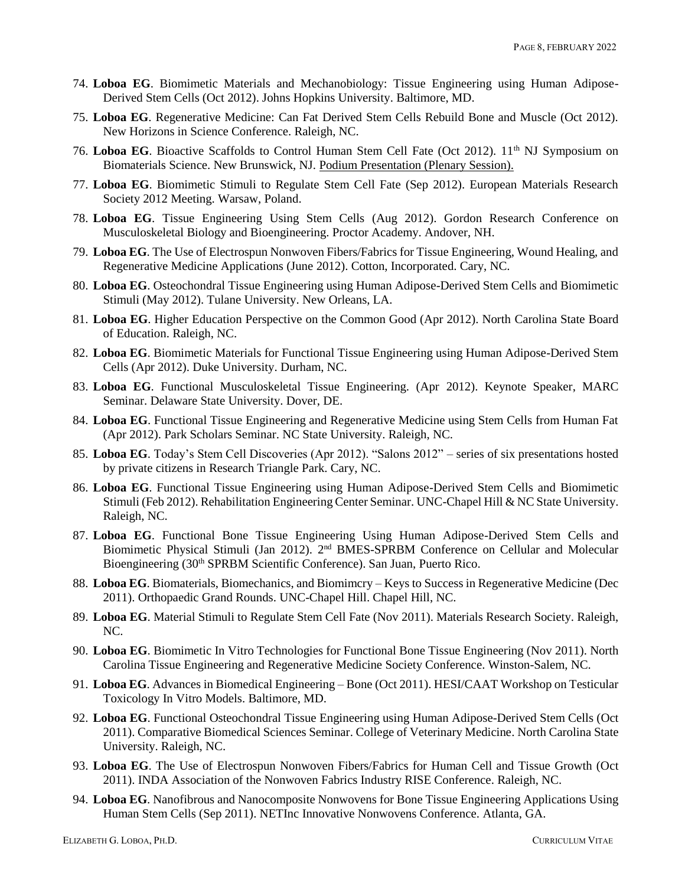74. **Loboa EG**. Biomimetic Materials and Mechanobiology: Tissue Engineering using Human Adipose-Derived Stem Cells (Oct 2012). Johns Hopkins University. Baltimore, MD.
75. **Loboa EG**. Regenerative Medicine: Can Fat Derived Stem Cells Rebuild Bone and Muscle (Oct 2012). New Horizons in Science Conference. Raleigh, NC.
76. **Loboa EG**. Bioactive Scaffolds to Control Human Stem Cell Fate (Oct 2012). 11th NJ Symposium on Biomaterials Science. New Brunswick, NJ. Podium Presentation (Plenary Session).
77. **Loboa EG**. Biomimetic Stimuli to Regulate Stem Cell Fate (Sep 2012). European Materials Research Society 2012 Meeting. Warsaw, Poland.
78. **Loboa EG**. Tissue Engineering Using Stem Cells (Aug 2012). Gordon Research Conference on Musculoskeletal Biology and Bioengineering. Proctor Academy. Andover, NH.
79. **Loboa EG**. The Use of Electrospun Nonwoven Fibers/Fabrics for Tissue Engineering, Wound Healing, and Regenerative Medicine Applications (June 2012). Cotton, Incorporated. Cary, NC.
80. **Loboa EG**. Osteochondral Tissue Engineering using Human Adipose-Derived Stem Cells and Biomimetic Stimuli (May 2012). Tulane University. New Orleans, LA.
81. **Loboa EG**. Higher Education Perspective on the Common Good (Apr 2012). North Carolina State Board of Education. Raleigh, NC.
82. **Loboa EG**. Biomimetic Materials for Functional Tissue Engineering using Human Adipose-Derived Stem Cells (Apr 2012). Duke University. Durham, NC.
83. **Loboa EG**. Functional Musculoskeletal Tissue Engineering. (Apr 2012). Keynote Speaker, MARC Seminar. Delaware State University. Dover, DE.
84. **Loboa EG**. Functional Tissue Engineering and Regenerative Medicine using Stem Cells from Human Fat (Apr 2012). Park Scholars Seminar. NC State University. Raleigh, NC.
85. **Loboa EG**. Today's Stem Cell Discoveries (Apr 2012). "Salons 2012" – series of six presentations hosted by private citizens in Research Triangle Park. Cary, NC.
86. **Loboa EG**. Functional Tissue Engineering using Human Adipose-Derived Stem Cells and Biomimetic Stimuli (Feb 2012). Rehabilitation Engineering Center Seminar. UNC-Chapel Hill & NC State University. Raleigh, NC.
87. **Loboa EG**. Functional Bone Tissue Engineering Using Human Adipose-Derived Stem Cells and Biomimetic Physical Stimuli (Jan 2012). 2nd BMES-SPRBM Conference on Cellular and Molecular Bioengineering (30th SPRBM Scientific Conference). San Juan, Puerto Rico.
88. **Loboa EG**. Biomaterials, Biomechanics, and Biomimcry – Keys to Success in Regenerative Medicine (Dec 2011). Orthopaedic Grand Rounds. UNC-Chapel Hill. Chapel Hill, NC.
89. **Loboa EG**. Material Stimuli to Regulate Stem Cell Fate (Nov 2011). Materials Research Society. Raleigh, NC.
90. **Loboa EG**. Biomimetic In Vitro Technologies for Functional Bone Tissue Engineering (Nov 2011). North Carolina Tissue Engineering and Regenerative Medicine Society Conference. Winston-Salem, NC.
91. **Loboa EG**. Advances in Biomedical Engineering – Bone (Oct 2011). HESI/CAAT Workshop on Testicular Toxicology In Vitro Models. Baltimore, MD.
92. **Loboa EG**. Functional Osteochondral Tissue Engineering using Human Adipose-Derived Stem Cells (Oct 2011). Comparative Biomedical Sciences Seminar. College of Veterinary Medicine. North Carolina State University. Raleigh, NC.
93. **Loboa EG**. The Use of Electrospun Nonwoven Fibers/Fabrics for Human Cell and Tissue Growth (Oct 2011). INDA Association of the Nonwoven Fabrics Industry RISE Conference. Raleigh, NC.
94. **Loboa EG**. Nanofibrous and Nanocomposite Nonwovens for Bone Tissue Engineering Applications Using Human Stem Cells (Sep 2011). NETInc Innovative Nonwovens Conference. Atlanta, GA.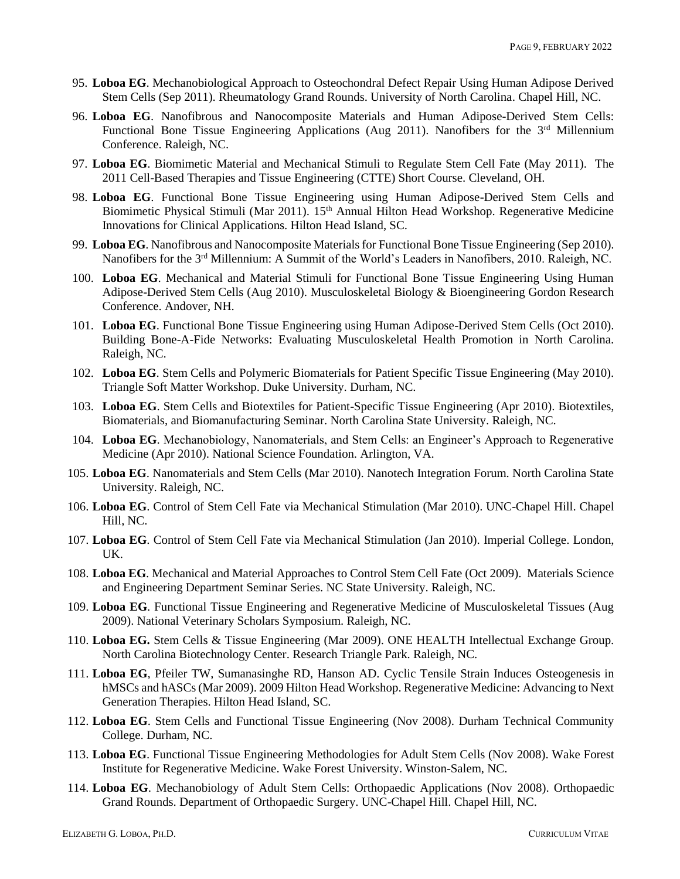95. **Loboa EG**. Mechanobiological Approach to Osteochondral Defect Repair Using Human Adipose Derived Stem Cells (Sep 2011). Rheumatology Grand Rounds. University of North Carolina. Chapel Hill, NC.
96. **Loboa EG**. Nanofibrous and Nanocomposite Materials and Human Adipose-Derived Stem Cells: Functional Bone Tissue Engineering Applications (Aug 2011). Nanofibers for the 3rd Millennium Conference. Raleigh, NC.
97. **Loboa EG**. Biomimetic Material and Mechanical Stimuli to Regulate Stem Cell Fate (May 2011). The 2011 Cell-Based Therapies and Tissue Engineering (CTTE) Short Course. Cleveland, OH.
98. **Loboa EG**. Functional Bone Tissue Engineering using Human Adipose-Derived Stem Cells and Biomimetic Physical Stimuli (Mar 2011). 15th Annual Hilton Head Workshop. Regenerative Medicine Innovations for Clinical Applications. Hilton Head Island, SC.
99. **Loboa EG**. Nanofibrous and Nanocomposite Materials for Functional Bone Tissue Engineering (Sep 2010). Nanofibers for the 3rd Millennium: A Summit of the World's Leaders in Nanofibers, 2010. Raleigh, NC.
100. **Loboa EG**. Mechanical and Material Stimuli for Functional Bone Tissue Engineering Using Human Adipose-Derived Stem Cells (Aug 2010). Musculoskeletal Biology & Bioengineering Gordon Research Conference. Andover, NH.
101. **Loboa EG**. Functional Bone Tissue Engineering using Human Adipose-Derived Stem Cells (Oct 2010). Building Bone-A-Fide Networks: Evaluating Musculoskeletal Health Promotion in North Carolina. Raleigh, NC.
102. **Loboa EG**. Stem Cells and Polymeric Biomaterials for Patient Specific Tissue Engineering (May 2010). Triangle Soft Matter Workshop. Duke University. Durham, NC.
103. **Loboa EG**. Stem Cells and Biotextiles for Patient-Specific Tissue Engineering (Apr 2010). Biotextiles, Biomaterials, and Biomanufacturing Seminar. North Carolina State University. Raleigh, NC.
104. **Loboa EG**. Mechanobiology, Nanomaterials, and Stem Cells: an Engineer's Approach to Regenerative Medicine (Apr 2010). National Science Foundation. Arlington, VA.
105. **Loboa EG**. Nanomaterials and Stem Cells (Mar 2010). Nanotech Integration Forum. North Carolina State University. Raleigh, NC.
106. **Loboa EG**. Control of Stem Cell Fate via Mechanical Stimulation (Mar 2010). UNC-Chapel Hill. Chapel Hill, NC.
107. **Loboa EG**. Control of Stem Cell Fate via Mechanical Stimulation (Jan 2010). Imperial College. London, UK.
108. **Loboa EG**. Mechanical and Material Approaches to Control Stem Cell Fate (Oct 2009). Materials Science and Engineering Department Seminar Series. NC State University. Raleigh, NC.
109. **Loboa EG**. Functional Tissue Engineering and Regenerative Medicine of Musculoskeletal Tissues (Aug 2009). National Veterinary Scholars Symposium. Raleigh, NC.
110. **Loboa EG.** Stem Cells & Tissue Engineering (Mar 2009). ONE HEALTH Intellectual Exchange Group. North Carolina Biotechnology Center. Research Triangle Park. Raleigh, NC.
111. **Loboa EG**, Pfeiler TW, Sumanasinghe RD, Hanson AD. Cyclic Tensile Strain Induces Osteogenesis in hMSCs and hASCs (Mar 2009). 2009 Hilton Head Workshop. Regenerative Medicine: Advancing to Next Generation Therapies. Hilton Head Island, SC.
112. **Loboa EG**. Stem Cells and Functional Tissue Engineering (Nov 2008). Durham Technical Community College. Durham, NC.
113. **Loboa EG**. Functional Tissue Engineering Methodologies for Adult Stem Cells (Nov 2008). Wake Forest Institute for Regenerative Medicine. Wake Forest University. Winston-Salem, NC.
114. **Loboa EG**. Mechanobiology of Adult Stem Cells: Orthopaedic Applications (Nov 2008). Orthopaedic Grand Rounds. Department of Orthopaedic Surgery. UNC-Chapel Hill. Chapel Hill, NC.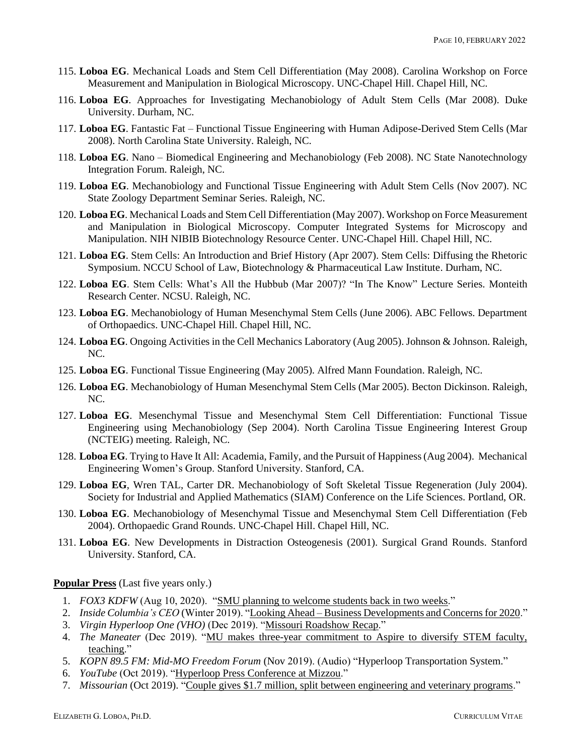115. **Loboa EG**. Mechanical Loads and Stem Cell Differentiation (May 2008). Carolina Workshop on Force Measurement and Manipulation in Biological Microscopy. UNC-Chapel Hill. Chapel Hill, NC.
116. **Loboa EG**. Approaches for Investigating Mechanobiology of Adult Stem Cells (Mar 2008). Duke University. Durham, NC.
117. **Loboa EG**. Fantastic Fat – Functional Tissue Engineering with Human Adipose-Derived Stem Cells (Mar 2008). North Carolina State University. Raleigh, NC.
118. **Loboa EG**. Nano – Biomedical Engineering and Mechanobiology (Feb 2008). NC State Nanotechnology Integration Forum. Raleigh, NC.
119. **Loboa EG**. Mechanobiology and Functional Tissue Engineering with Adult Stem Cells (Nov 2007). NC State Zoology Department Seminar Series. Raleigh, NC.
120. **Loboa EG**. Mechanical Loads and Stem Cell Differentiation (May 2007). Workshop on Force Measurement and Manipulation in Biological Microscopy. Computer Integrated Systems for Microscopy and Manipulation. NIH NIBIB Biotechnology Resource Center. UNC-Chapel Hill. Chapel Hill, NC.
121. **Loboa EG**. Stem Cells: An Introduction and Brief History (Apr 2007). Stem Cells: Diffusing the Rhetoric Symposium. NCCU School of Law, Biotechnology & Pharmaceutical Law Institute. Durham, NC.
122. **Loboa EG**. Stem Cells: What's All the Hubbub (Mar 2007)? "In The Know" Lecture Series. Monteith Research Center. NCSU. Raleigh, NC.
123. **Loboa EG**. Mechanobiology of Human Mesenchymal Stem Cells (June 2006). ABC Fellows. Department of Orthopaedics. UNC-Chapel Hill. Chapel Hill, NC.
124. **Loboa EG**. Ongoing Activities in the Cell Mechanics Laboratory (Aug 2005). Johnson & Johnson. Raleigh, NC.
125. **Loboa EG**. Functional Tissue Engineering (May 2005). Alfred Mann Foundation. Raleigh, NC.
126. **Loboa EG**. Mechanobiology of Human Mesenchymal Stem Cells (Mar 2005). Becton Dickinson. Raleigh, NC.
127. **Loboa EG**. Mesenchymal Tissue and Mesenchymal Stem Cell Differentiation: Functional Tissue Engineering using Mechanobiology (Sep 2004). North Carolina Tissue Engineering Interest Group (NCTEIG) meeting. Raleigh, NC.
128. **Loboa EG**. Trying to Have It All: Academia, Family, and the Pursuit of Happiness (Aug 2004). Mechanical Engineering Women's Group. Stanford University. Stanford, CA.
129. **Loboa EG**, Wren TAL, Carter DR. Mechanobiology of Soft Skeletal Tissue Regeneration (July 2004). Society for Industrial and Applied Mathematics (SIAM) Conference on the Life Sciences. Portland, OR.
130. **Loboa EG**. Mechanobiology of Mesenchymal Tissue and Mesenchymal Stem Cell Differentiation (Feb 2004). Orthopaedic Grand Rounds. UNC-Chapel Hill. Chapel Hill, NC.
131. **Loboa EG**. New Developments in Distraction Osteogenesis (2001). Surgical Grand Rounds. Stanford University. Stanford, CA.

**Popular Press** (Last five years only.)

1. *FOX3 KDFW* (Aug 10, 2020). "SMU planning to welcome students back in two weeks."
2. *Inside Columbia's CEO* (Winter 2019). "Looking Ahead – Business Developments and Concerns for 2020."
3. *Virgin Hyperloop One (VHO)* (Dec 2019). "Missouri Roadshow Recap."
4. *The Maneater* (Dec 2019). "MU makes three-year commitment to Aspire to diversify STEM faculty, teaching."
5. *KOPN 89.5 FM: Mid-MO Freedom Forum* (Nov 2019). (Audio) "Hyperloop Transportation System."
6. *YouTube* (Oct 2019). "Hyperloop Press Conference at Mizzou."
7. *Missourian* (Oct 2019). "Couple gives $1.7 million, split between engineering and veterinary programs."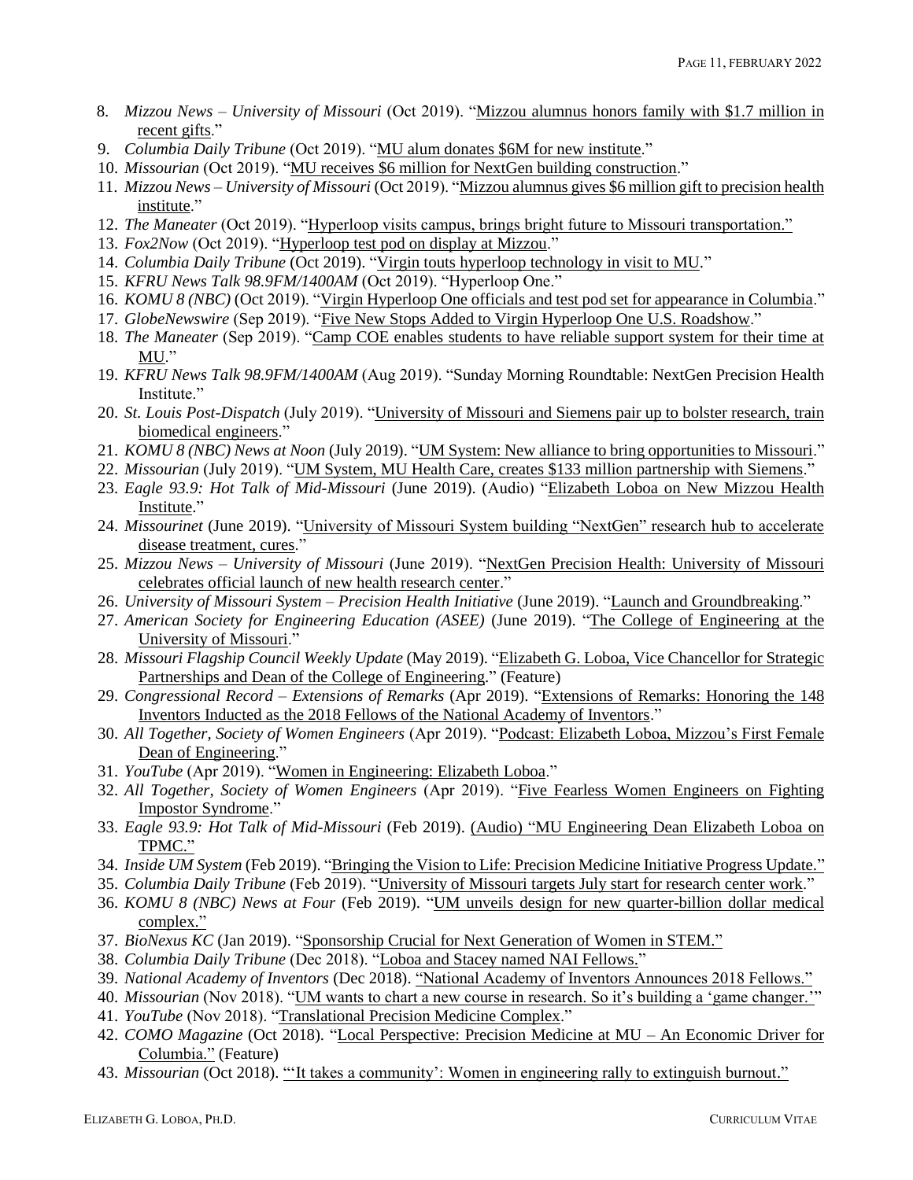8. *Mizzou News – University of Missouri* (Oct 2019). "Mizzou alumnus honors family with $1.7 million in recent gifts."
9. *Columbia Daily Tribune* (Oct 2019). "MU alum donates $6M for new institute."
10. *Missourian* (Oct 2019). "MU receives $6 million for NextGen building construction."
11. *Mizzou News – University of Missouri* (Oct 2019). "Mizzou alumnus gives $6 million gift to precision health institute."
12. *The Maneater* (Oct 2019). "Hyperloop visits campus, brings bright future to Missouri transportation."
13. *Fox2Now* (Oct 2019). "Hyperloop test pod on display at Mizzou."
14. *Columbia Daily Tribune* (Oct 2019). "Virgin touts hyperloop technology in visit to MU."
15. *KFRU News Talk 98.9FM/1400AM* (Oct 2019). "Hyperloop One."
16. *KOMU 8 (NBC)* (Oct 2019). "Virgin Hyperloop One officials and test pod set for appearance in Columbia."
17. *GlobeNewswire* (Sep 2019). "Five New Stops Added to Virgin Hyperloop One U.S. Roadshow."
18. *The Maneater* (Sep 2019). "Camp COE enables students to have reliable support system for their time at MU."
19. *KFRU News Talk 98.9FM/1400AM* (Aug 2019). "Sunday Morning Roundtable: NextGen Precision Health Institute."
20. *St. Louis Post-Dispatch* (July 2019). "University of Missouri and Siemens pair up to bolster research, train biomedical engineers."
21. *KOMU 8 (NBC) News at Noon* (July 2019). "UM System: New alliance to bring opportunities to Missouri."
22. *Missourian* (July 2019). "UM System, MU Health Care, creates $133 million partnership with Siemens."
23. *Eagle 93.9: Hot Talk of Mid-Missouri* (June 2019). (Audio) "Elizabeth Loboa on New Mizzou Health Institute."
24. *Missourinet* (June 2019). "University of Missouri System building "NextGen" research hub to accelerate disease treatment, cures."
25. *Mizzou News – University of Missouri* (June 2019). "NextGen Precision Health: University of Missouri celebrates official launch of new health research center."
26. *University of Missouri System – Precision Health Initiative* (June 2019). "Launch and Groundbreaking."
27. *American Society for Engineering Education (ASEE)* (June 2019). "The College of Engineering at the University of Missouri."
28. *Missouri Flagship Council Weekly Update* (May 2019). "Elizabeth G. Loboa, Vice Chancellor for Strategic Partnerships and Dean of the College of Engineering." (Feature)
29. *Congressional Record – Extensions of Remarks* (Apr 2019). "Extensions of Remarks: Honoring the 148 Inventors Inducted as the 2018 Fellows of the National Academy of Inventors."
30. *All Together, Society of Women Engineers* (Apr 2019). "Podcast: Elizabeth Loboa, Mizzou's First Female Dean of Engineering."
31. *YouTube* (Apr 2019). "Women in Engineering: Elizabeth Loboa."
32. *All Together, Society of Women Engineers* (Apr 2019). "Five Fearless Women Engineers on Fighting Impostor Syndrome."
33. *Eagle 93.9: Hot Talk of Mid-Missouri* (Feb 2019). (Audio) "MU Engineering Dean Elizabeth Loboa on TPMC."
34. *Inside UM System* (Feb 2019). "Bringing the Vision to Life: Precision Medicine Initiative Progress Update."
35. *Columbia Daily Tribune* (Feb 2019). "University of Missouri targets July start for research center work."
36. *KOMU 8 (NBC) News at Four* (Feb 2019). "UM unveils design for new quarter-billion dollar medical complex."
37. *BioNexus KC* (Jan 2019). "Sponsorship Crucial for Next Generation of Women in STEM."
38. *Columbia Daily Tribune* (Dec 2018). "Loboa and Stacey named NAI Fellows."
39. *National Academy of Inventors* (Dec 2018). "National Academy of Inventors Announces 2018 Fellows."
40. *Missourian* (Nov 2018). "UM wants to chart a new course in research. So it's building a 'game changer.'"
41. *YouTube* (Nov 2018). "Translational Precision Medicine Complex."
42. *COMO Magazine* (Oct 2018). "Local Perspective: Precision Medicine at MU – An Economic Driver for Columbia." (Feature)
43. *Missourian* (Oct 2018). "'It takes a community': Women in engineering rally to extinguish burnout."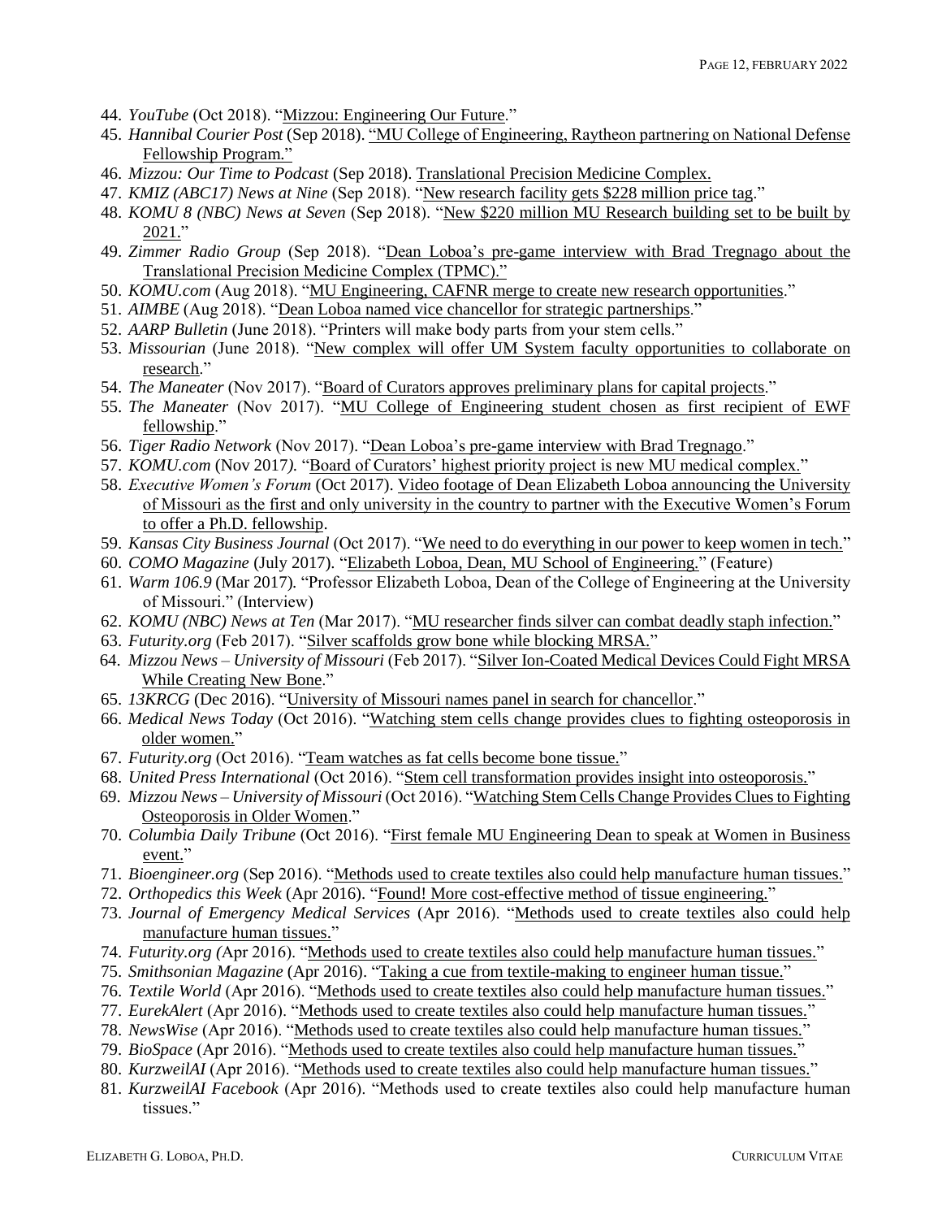44. *YouTube* (Oct 2018). "Mizzou: Engineering Our Future."
45. *Hannibal Courier Post* (Sep 2018). "MU College of Engineering, Raytheon partnering on National Defense Fellowship Program."
46. *Mizzou: Our Time to Podcast* (Sep 2018). Translational Precision Medicine Complex.
47. *KMIZ (ABC17) News at Nine* (Sep 2018). "New research facility gets $228 million price tag."
48. *KOMU 8 (NBC) News at Seven* (Sep 2018). "New $220 million MU Research building set to be built by 2021."
49. *Zimmer Radio Group* (Sep 2018). "Dean Loboa's pre-game interview with Brad Tregnago about the Translational Precision Medicine Complex (TPMC)."
50. *KOMU.com* (Aug 2018). "MU Engineering, CAFNR merge to create new research opportunities."
51. *AIMBE* (Aug 2018). "Dean Loboa named vice chancellor for strategic partnerships."
52. *AARP Bulletin* (June 2018). "Printers will make body parts from your stem cells."
53. *Missourian* (June 2018). "New complex will offer UM System faculty opportunities to collaborate on research."
54. *The Maneater* (Nov 2017). "Board of Curators approves preliminary plans for capital projects."
55. *The Maneater* (Nov 2017). "MU College of Engineering student chosen as first recipient of EWF fellowship."
56. *Tiger Radio Network* (Nov 2017). "Dean Loboa's pre-game interview with Brad Tregnago."
57. *KOMU.com* (Nov 2017). "Board of Curators' highest priority project is new MU medical complex."
58. *Executive Women's Forum* (Oct 2017). Video footage of Dean Elizabeth Loboa announcing the University of Missouri as the first and only university in the country to partner with the Executive Women's Forum to offer a Ph.D. fellowship.
59. *Kansas City Business Journal* (Oct 2017). "We need to do everything in our power to keep women in tech."
60. *COMO Magazine* (July 2017). "Elizabeth Loboa, Dean, MU School of Engineering." (Feature)
61. *Warm 106.9* (Mar 2017). "Professor Elizabeth Loboa, Dean of the College of Engineering at the University of Missouri." (Interview)
62. *KOMU (NBC) News at Ten* (Mar 2017). "MU researcher finds silver can combat deadly staph infection."
63. *Futurity.org* (Feb 2017). "Silver scaffolds grow bone while blocking MRSA."
64. *Mizzou News – University of Missouri* (Feb 2017). "Silver Ion-Coated Medical Devices Could Fight MRSA While Creating New Bone."
65. *13KRCG* (Dec 2016). "University of Missouri names panel in search for chancellor."
66. *Medical News Today* (Oct 2016). "Watching stem cells change provides clues to fighting osteoporosis in older women."
67. *Futurity.org* (Oct 2016). "Team watches as fat cells become bone tissue."
68. *United Press International* (Oct 2016). "Stem cell transformation provides insight into osteoporosis."
69. *Mizzou News – University of Missouri* (Oct 2016). "Watching Stem Cells Change Provides Clues to Fighting Osteoporosis in Older Women."
70. *Columbia Daily Tribune* (Oct 2016). "First female MU Engineering Dean to speak at Women in Business event."
71. *Bioengineer.org* (Sep 2016). "Methods used to create textiles also could help manufacture human tissues."
72. *Orthopedics this Week* (Apr 2016). "Found! More cost-effective method of tissue engineering."
73. *Journal of Emergency Medical Services* (Apr 2016). "Methods used to create textiles also could help manufacture human tissues."
74. *Futurity.org* (Apr 2016). "Methods used to create textiles also could help manufacture human tissues."
75. *Smithsonian Magazine* (Apr 2016). "Taking a cue from textile-making to engineer human tissue."
76. *Textile World* (Apr 2016). "Methods used to create textiles also could help manufacture human tissues."
77. *EurekAlert* (Apr 2016). "Methods used to create textiles also could help manufacture human tissues."
78. *NewsWise* (Apr 2016). "Methods used to create textiles also could help manufacture human tissues."
79. *BioSpace* (Apr 2016). "Methods used to create textiles also could help manufacture human tissues."
80. *KurzweilAI* (Apr 2016). "Methods used to create textiles also could help manufacture human tissues."
81. *KurzweilAI Facebook* (Apr 2016). "Methods used to create textiles also could help manufacture human tissues."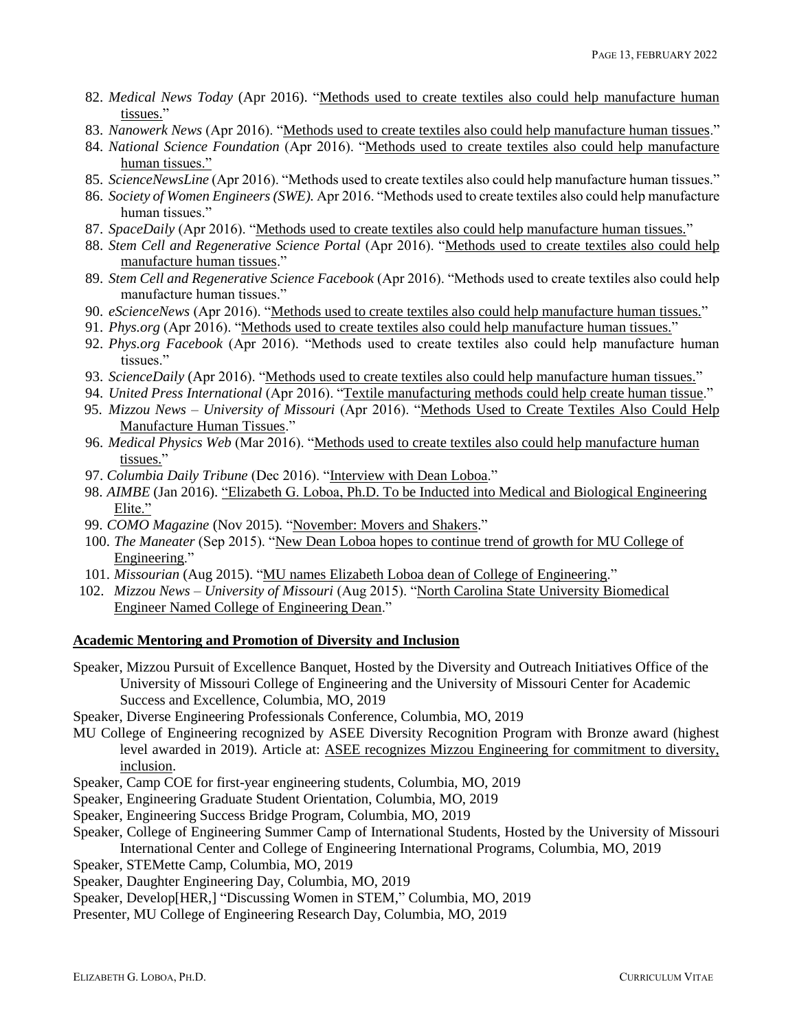82. *Medical News Today* (Apr 2016). "Methods used to create textiles also could help manufacture human tissues."
83. *Nanowerk News* (Apr 2016). "Methods used to create textiles also could help manufacture human tissues."
84. *National Science Foundation* (Apr 2016). "Methods used to create textiles also could help manufacture human tissues."
85. *ScienceNewsLine* (Apr 2016). "Methods used to create textiles also could help manufacture human tissues."
86. *Society of Women Engineers (SWE).* Apr 2016. "Methods used to create textiles also could help manufacture human tissues."
87. *SpaceDaily* (Apr 2016). "Methods used to create textiles also could help manufacture human tissues."
88. *Stem Cell and Regenerative Science Portal* (Apr 2016). "Methods used to create textiles also could help manufacture human tissues."
89. *Stem Cell and Regenerative Science Facebook* (Apr 2016). "Methods used to create textiles also could help manufacture human tissues."
90. *eScienceNews* (Apr 2016). "Methods used to create textiles also could help manufacture human tissues."
91. *Phys.org* (Apr 2016). "Methods used to create textiles also could help manufacture human tissues."
92. *Phys.org Facebook* (Apr 2016). "Methods used to create textiles also could help manufacture human tissues."
93. *ScienceDaily* (Apr 2016). "Methods used to create textiles also could help manufacture human tissues."
94. *United Press International* (Apr 2016). "Textile manufacturing methods could help create human tissue."
95. *Mizzou News – University of Missouri* (Apr 2016). "Methods Used to Create Textiles Also Could Help Manufacture Human Tissues."
96. *Medical Physics Web* (Mar 2016). "Methods used to create textiles also could help manufacture human tissues."
97. *Columbia Daily Tribune* (Dec 2016). "Interview with Dean Loboa."
98. *AIMBE* (Jan 2016). "Elizabeth G. Loboa, Ph.D. To be Inducted into Medical and Biological Engineering Elite."
99. *COMO Magazine* (Nov 2015). "November: Movers and Shakers."
100. *The Maneater* (Sep 2015). "New Dean Loboa hopes to continue trend of growth for MU College of Engineering."
101. *Missourian* (Aug 2015). "MU names Elizabeth Loboa dean of College of Engineering."
102. *Mizzou News – University of Missouri* (Aug 2015). "North Carolina State University Biomedical Engineer Named College of Engineering Dean."

## Academic Mentoring and Promotion of Diversity and Inclusion

Speaker, Mizzou Pursuit of Excellence Banquet, Hosted by the Diversity and Outreach Initiatives Office of the University of Missouri College of Engineering and the University of Missouri Center for Academic Success and Excellence, Columbia, MO, 2019

Speaker, Diverse Engineering Professionals Conference, Columbia, MO, 2019

MU College of Engineering recognized by ASEE Diversity Recognition Program with Bronze award (highest level awarded in 2019). Article at: ASEE recognizes Mizzou Engineering for commitment to diversity, inclusion.

Speaker, Camp COE for first-year engineering students, Columbia, MO, 2019

Speaker, Engineering Graduate Student Orientation, Columbia, MO, 2019

Speaker, Engineering Success Bridge Program, Columbia, MO, 2019

Speaker, College of Engineering Summer Camp of International Students, Hosted by the University of Missouri International Center and College of Engineering International Programs, Columbia, MO, 2019

Speaker, STEMette Camp, Columbia, MO, 2019

Speaker, Daughter Engineering Day, Columbia, MO, 2019

Speaker, Develop[HER,] "Discussing Women in STEM," Columbia, MO, 2019

Presenter, MU College of Engineering Research Day, Columbia, MO, 2019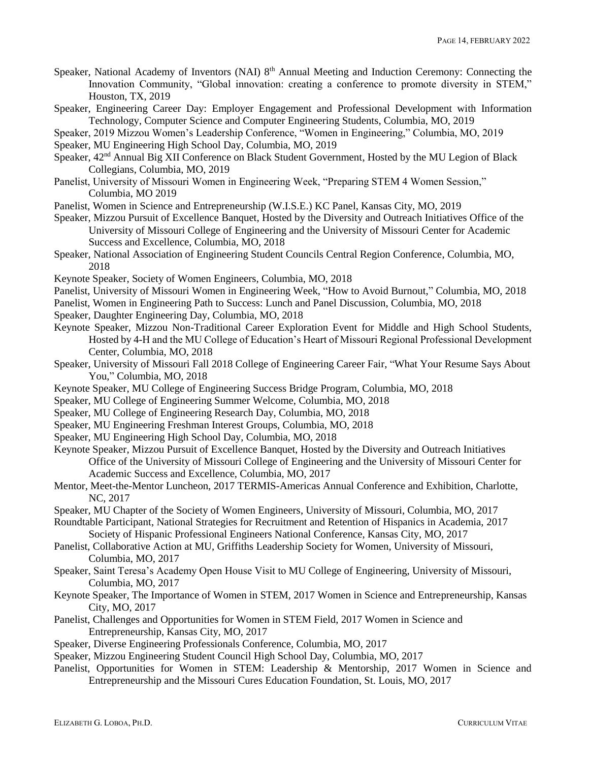Speaker, National Academy of Inventors (NAI) 8th Annual Meeting and Induction Ceremony: Connecting the Innovation Community, "Global innovation: creating a conference to promote diversity in STEM," Houston, TX, 2019

Speaker, Engineering Career Day: Employer Engagement and Professional Development with Information Technology, Computer Science and Computer Engineering Students, Columbia, MO, 2019

Speaker, 2019 Mizzou Women's Leadership Conference, "Women in Engineering," Columbia, MO, 2019

Speaker, MU Engineering High School Day, Columbia, MO, 2019

Speaker, 42nd Annual Big XII Conference on Black Student Government, Hosted by the MU Legion of Black Collegians, Columbia, MO, 2019

Panelist, University of Missouri Women in Engineering Week, "Preparing STEM 4 Women Session," Columbia, MO 2019

Panelist, Women in Science and Entrepreneurship (W.I.S.E.) KC Panel, Kansas City, MO, 2019

Speaker, Mizzou Pursuit of Excellence Banquet, Hosted by the Diversity and Outreach Initiatives Office of the University of Missouri College of Engineering and the University of Missouri Center for Academic Success and Excellence, Columbia, MO, 2018

Speaker, National Association of Engineering Student Councils Central Region Conference, Columbia, MO, 2018

Keynote Speaker, Society of Women Engineers, Columbia, MO, 2018

Panelist, University of Missouri Women in Engineering Week, "How to Avoid Burnout," Columbia, MO, 2018

Panelist, Women in Engineering Path to Success: Lunch and Panel Discussion, Columbia, MO, 2018

Speaker, Daughter Engineering Day, Columbia, MO, 2018

Keynote Speaker, Mizzou Non-Traditional Career Exploration Event for Middle and High School Students, Hosted by 4-H and the MU College of Education's Heart of Missouri Regional Professional Development Center, Columbia, MO, 2018

Speaker, University of Missouri Fall 2018 College of Engineering Career Fair, "What Your Resume Says About You," Columbia, MO, 2018

Keynote Speaker, MU College of Engineering Success Bridge Program, Columbia, MO, 2018

Speaker, MU College of Engineering Summer Welcome, Columbia, MO, 2018

Speaker, MU College of Engineering Research Day, Columbia, MO, 2018

Speaker, MU Engineering Freshman Interest Groups, Columbia, MO, 2018

Speaker, MU Engineering High School Day, Columbia, MO, 2018

Keynote Speaker, Mizzou Pursuit of Excellence Banquet, Hosted by the Diversity and Outreach Initiatives Office of the University of Missouri College of Engineering and the University of Missouri Center for Academic Success and Excellence, Columbia, MO, 2017

Mentor, Meet-the-Mentor Luncheon, 2017 TERMIS-Americas Annual Conference and Exhibition, Charlotte, NC, 2017

Speaker, MU Chapter of the Society of Women Engineers, University of Missouri, Columbia, MO, 2017

Roundtable Participant, National Strategies for Recruitment and Retention of Hispanics in Academia, 2017 Society of Hispanic Professional Engineers National Conference, Kansas City, MO, 2017

Panelist, Collaborative Action at MU, Griffiths Leadership Society for Women, University of Missouri, Columbia, MO, 2017

Speaker, Saint Teresa's Academy Open House Visit to MU College of Engineering, University of Missouri, Columbia, MO, 2017

Keynote Speaker, The Importance of Women in STEM, 2017 Women in Science and Entrepreneurship, Kansas City, MO, 2017

Panelist, Challenges and Opportunities for Women in STEM Field, 2017 Women in Science and Entrepreneurship, Kansas City, MO, 2017

Speaker, Diverse Engineering Professionals Conference, Columbia, MO, 2017

Speaker, Mizzou Engineering Student Council High School Day, Columbia, MO, 2017

Panelist, Opportunities for Women in STEM: Leadership & Mentorship, 2017 Women in Science and Entrepreneurship and the Missouri Cures Education Foundation, St. Louis, MO, 2017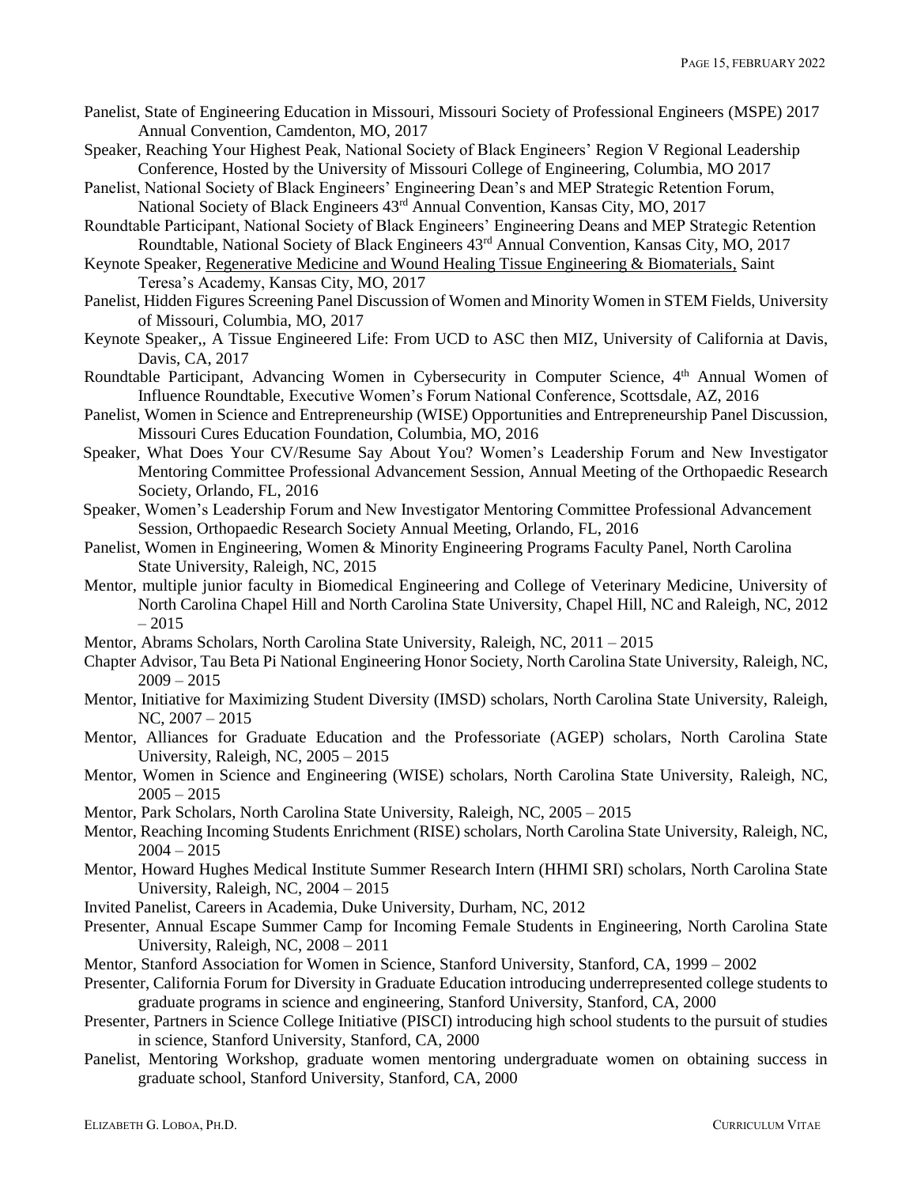Panelist, State of Engineering Education in Missouri, Missouri Society of Professional Engineers (MSPE) 2017 Annual Convention, Camdenton, MO, 2017

Speaker, Reaching Your Highest Peak, National Society of Black Engineers' Region V Regional Leadership Conference, Hosted by the University of Missouri College of Engineering, Columbia, MO 2017

Panelist, National Society of Black Engineers' Engineering Dean's and MEP Strategic Retention Forum, National Society of Black Engineers 43rd Annual Convention, Kansas City, MO, 2017

Roundtable Participant, National Society of Black Engineers' Engineering Deans and MEP Strategic Retention Roundtable, National Society of Black Engineers 43rd Annual Convention, Kansas City, MO, 2017

Keynote Speaker, Regenerative Medicine and Wound Healing Tissue Engineering & Biomaterials, Saint Teresa's Academy, Kansas City, MO, 2017

Panelist, Hidden Figures Screening Panel Discussion of Women and Minority Women in STEM Fields, University of Missouri, Columbia, MO, 2017

Keynote Speaker,, A Tissue Engineered Life: From UCD to ASC then MIZ, University of California at Davis, Davis, CA, 2017

Roundtable Participant, Advancing Women in Cybersecurity in Computer Science, 4th Annual Women of Influence Roundtable, Executive Women's Forum National Conference, Scottsdale, AZ, 2016

Panelist, Women in Science and Entrepreneurship (WISE) Opportunities and Entrepreneurship Panel Discussion, Missouri Cures Education Foundation, Columbia, MO, 2016

Speaker, What Does Your CV/Resume Say About You? Women's Leadership Forum and New Investigator Mentoring Committee Professional Advancement Session, Annual Meeting of the Orthopaedic Research Society, Orlando, FL, 2016

Speaker, Women's Leadership Forum and New Investigator Mentoring Committee Professional Advancement Session, Orthopaedic Research Society Annual Meeting, Orlando, FL, 2016

Panelist, Women in Engineering, Women & Minority Engineering Programs Faculty Panel, North Carolina State University, Raleigh, NC, 2015

Mentor, multiple junior faculty in Biomedical Engineering and College of Veterinary Medicine, University of North Carolina Chapel Hill and North Carolina State University, Chapel Hill, NC and Raleigh, NC, 2012 – 2015

Mentor, Abrams Scholars, North Carolina State University, Raleigh, NC, 2011 – 2015

Chapter Advisor, Tau Beta Pi National Engineering Honor Society, North Carolina State University, Raleigh, NC, 2009 – 2015

Mentor, Initiative for Maximizing Student Diversity (IMSD) scholars, North Carolina State University, Raleigh, NC, 2007 – 2015

Mentor, Alliances for Graduate Education and the Professoriate (AGEP) scholars, North Carolina State University, Raleigh, NC, 2005 – 2015

Mentor, Women in Science and Engineering (WISE) scholars, North Carolina State University, Raleigh, NC, 2005 – 2015

Mentor, Park Scholars, North Carolina State University, Raleigh, NC, 2005 – 2015

Mentor, Reaching Incoming Students Enrichment (RISE) scholars, North Carolina State University, Raleigh, NC, 2004 – 2015

Mentor, Howard Hughes Medical Institute Summer Research Intern (HHMI SRI) scholars, North Carolina State University, Raleigh, NC, 2004 – 2015

Invited Panelist, Careers in Academia, Duke University, Durham, NC, 2012

Presenter, Annual Escape Summer Camp for Incoming Female Students in Engineering, North Carolina State University, Raleigh, NC, 2008 – 2011

Mentor, Stanford Association for Women in Science, Stanford University, Stanford, CA, 1999 – 2002

Presenter, California Forum for Diversity in Graduate Education introducing underrepresented college students to graduate programs in science and engineering, Stanford University, Stanford, CA, 2000

Presenter, Partners in Science College Initiative (PISCI) introducing high school students to the pursuit of studies in science, Stanford University, Stanford, CA, 2000

Panelist, Mentoring Workshop, graduate women mentoring undergraduate women on obtaining success in graduate school, Stanford University, Stanford, CA, 2000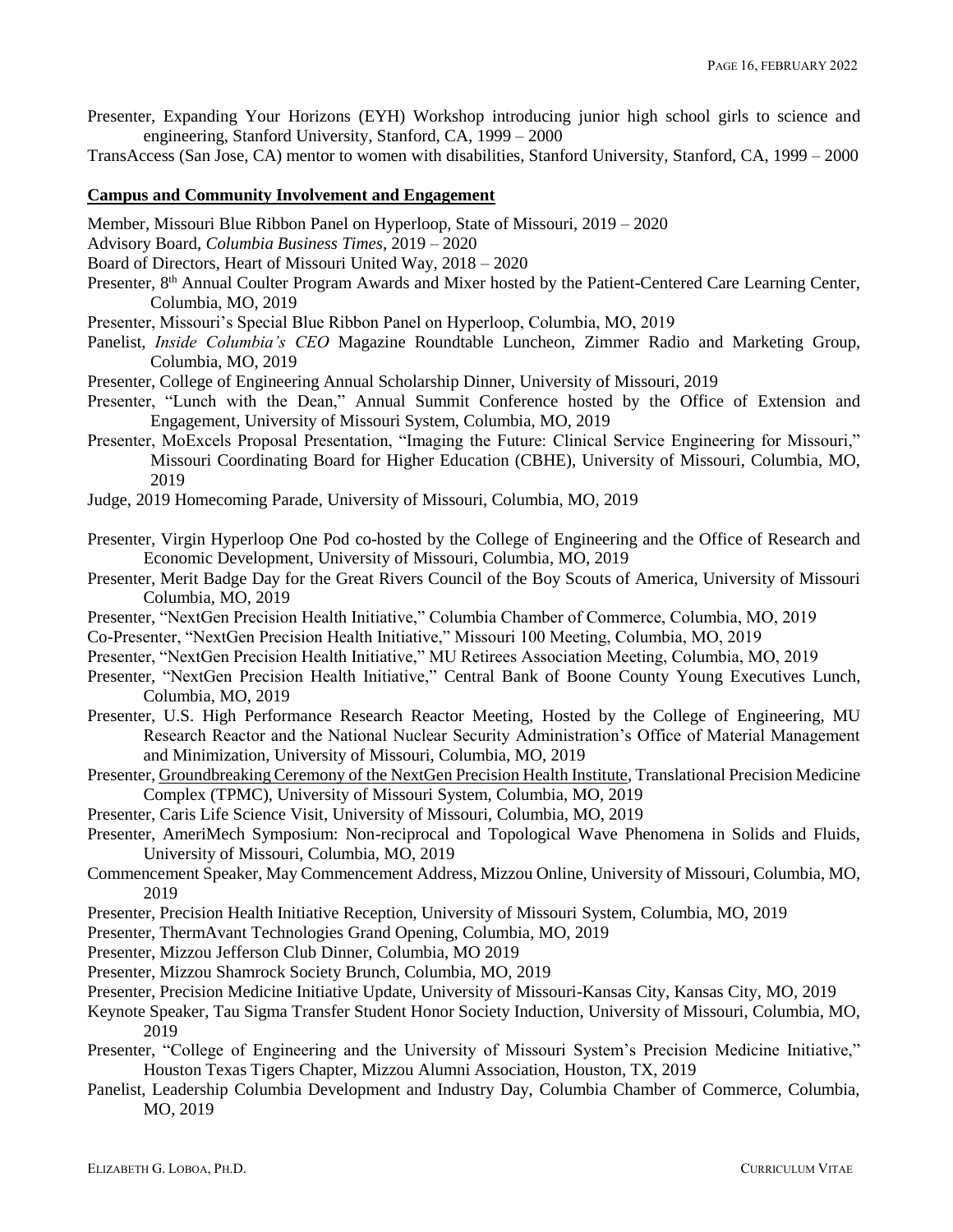Presenter, Expanding Your Horizons (EYH) Workshop introducing junior high school girls to science and engineering, Stanford University, Stanford, CA, 1999 – 2000

TransAccess (San Jose, CA) mentor to women with disabilities, Stanford University, Stanford, CA, 1999 – 2000

## Campus and Community Involvement and Engagement

Member, Missouri Blue Ribbon Panel on Hyperloop, State of Missouri, 2019 – 2020

Advisory Board, *Columbia Business Times*, 2019 – 2020

Board of Directors, Heart of Missouri United Way, 2018 – 2020

Presenter, 8th Annual Coulter Program Awards and Mixer hosted by the Patient-Centered Care Learning Center, Columbia, MO, 2019

Presenter, Missouri's Special Blue Ribbon Panel on Hyperloop, Columbia, MO, 2019

Panelist, *Inside Columbia's CEO* Magazine Roundtable Luncheon, Zimmer Radio and Marketing Group, Columbia, MO, 2019

Presenter, College of Engineering Annual Scholarship Dinner, University of Missouri, 2019

Presenter, "Lunch with the Dean," Annual Summit Conference hosted by the Office of Extension and Engagement, University of Missouri System, Columbia, MO, 2019

Presenter, MoExcels Proposal Presentation, "Imaging the Future: Clinical Service Engineering for Missouri," Missouri Coordinating Board for Higher Education (CBHE), University of Missouri, Columbia, MO, 2019

Judge, 2019 Homecoming Parade, University of Missouri, Columbia, MO, 2019

Presenter, Virgin Hyperloop One Pod co-hosted by the College of Engineering and the Office of Research and Economic Development, University of Missouri, Columbia, MO, 2019

Presenter, Merit Badge Day for the Great Rivers Council of the Boy Scouts of America, University of Missouri Columbia, MO, 2019

Presenter, "NextGen Precision Health Initiative," Columbia Chamber of Commerce, Columbia, MO, 2019

Co-Presenter, "NextGen Precision Health Initiative," Missouri 100 Meeting, Columbia, MO, 2019

Presenter, "NextGen Precision Health Initiative," MU Retirees Association Meeting, Columbia, MO, 2019

Presenter, "NextGen Precision Health Initiative," Central Bank of Boone County Young Executives Lunch, Columbia, MO, 2019

Presenter, U.S. High Performance Research Reactor Meeting, Hosted by the College of Engineering, MU Research Reactor and the National Nuclear Security Administration's Office of Material Management and Minimization, University of Missouri, Columbia, MO, 2019

Presenter, Groundbreaking Ceremony of the NextGen Precision Health Institute, Translational Precision Medicine Complex (TPMC), University of Missouri System, Columbia, MO, 2019

Presenter, Caris Life Science Visit, University of Missouri, Columbia, MO, 2019

Presenter, AmeriMech Symposium: Non-reciprocal and Topological Wave Phenomena in Solids and Fluids, University of Missouri, Columbia, MO, 2019

Commencement Speaker, May Commencement Address, Mizzou Online, University of Missouri, Columbia, MO, 2019

Presenter, Precision Health Initiative Reception, University of Missouri System, Columbia, MO, 2019

Presenter, ThermAvant Technologies Grand Opening, Columbia, MO, 2019

Presenter, Mizzou Jefferson Club Dinner, Columbia, MO 2019

Presenter, Mizzou Shamrock Society Brunch, Columbia, MO, 2019

Presenter, Precision Medicine Initiative Update, University of Missouri-Kansas City, Kansas City, MO, 2019

Keynote Speaker, Tau Sigma Transfer Student Honor Society Induction, University of Missouri, Columbia, MO, 2019

Presenter, "College of Engineering and the University of Missouri System's Precision Medicine Initiative," Houston Texas Tigers Chapter, Mizzou Alumni Association, Houston, TX, 2019

Panelist, Leadership Columbia Development and Industry Day, Columbia Chamber of Commerce, Columbia, MO, 2019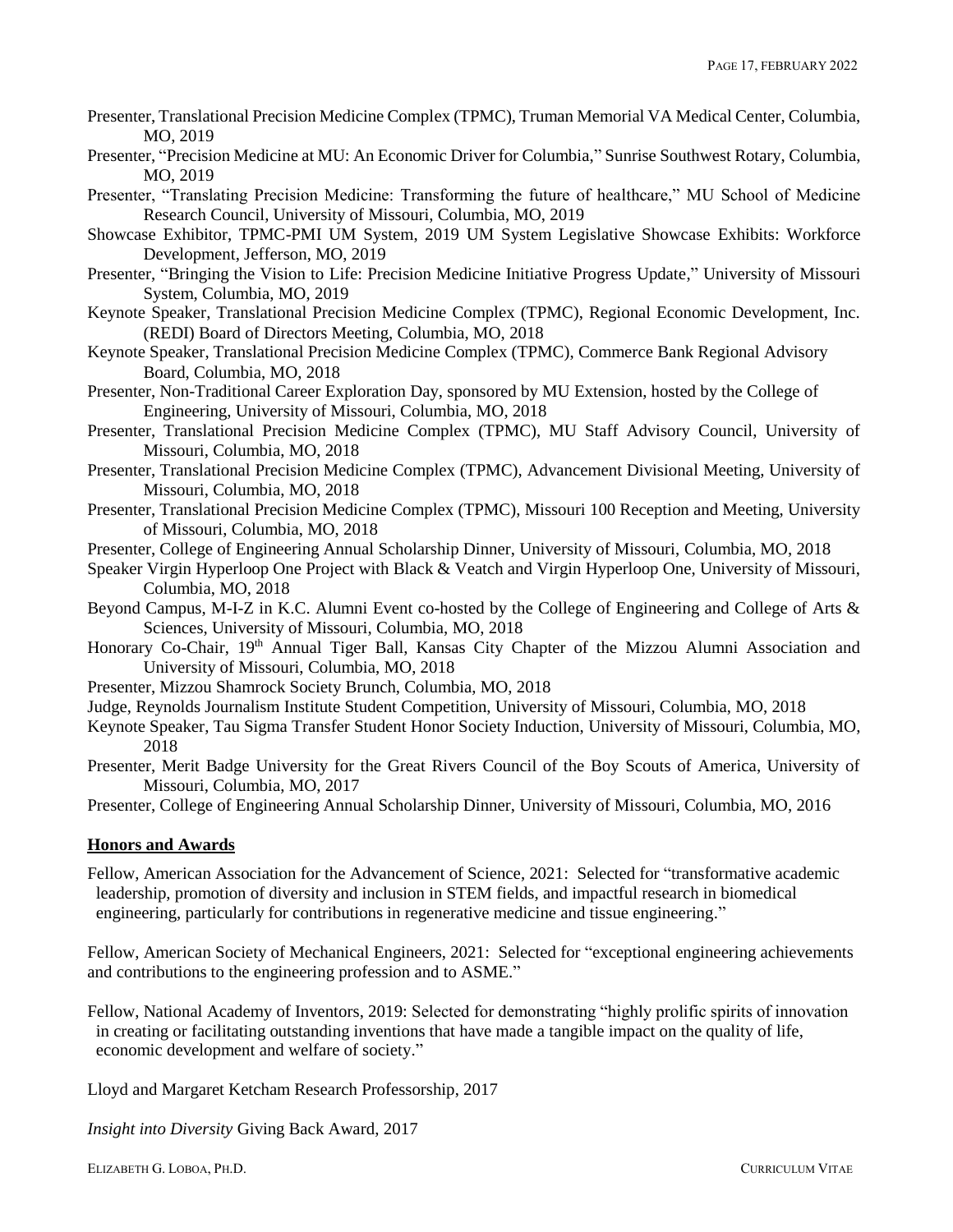Presenter, Translational Precision Medicine Complex (TPMC), Truman Memorial VA Medical Center, Columbia, MO, 2019

Presenter, "Precision Medicine at MU: An Economic Driver for Columbia," Sunrise Southwest Rotary, Columbia, MO, 2019

Presenter, "Translating Precision Medicine: Transforming the future of healthcare," MU School of Medicine Research Council, University of Missouri, Columbia, MO, 2019

Showcase Exhibitor, TPMC-PMI UM System, 2019 UM System Legislative Showcase Exhibits: Workforce Development, Jefferson, MO, 2019

Presenter, "Bringing the Vision to Life: Precision Medicine Initiative Progress Update," University of Missouri System, Columbia, MO, 2019

Keynote Speaker, Translational Precision Medicine Complex (TPMC), Regional Economic Development, Inc. (REDI) Board of Directors Meeting, Columbia, MO, 2018

Keynote Speaker, Translational Precision Medicine Complex (TPMC), Commerce Bank Regional Advisory Board, Columbia, MO, 2018

Presenter, Non-Traditional Career Exploration Day, sponsored by MU Extension, hosted by the College of Engineering, University of Missouri, Columbia, MO, 2018

Presenter, Translational Precision Medicine Complex (TPMC), MU Staff Advisory Council, University of Missouri, Columbia, MO, 2018

Presenter, Translational Precision Medicine Complex (TPMC), Advancement Divisional Meeting, University of Missouri, Columbia, MO, 2018

Presenter, Translational Precision Medicine Complex (TPMC), Missouri 100 Reception and Meeting, University of Missouri, Columbia, MO, 2018

Presenter, College of Engineering Annual Scholarship Dinner, University of Missouri, Columbia, MO, 2018

Speaker Virgin Hyperloop One Project with Black & Veatch and Virgin Hyperloop One, University of Missouri, Columbia, MO, 2018

Beyond Campus, M-I-Z in K.C. Alumni Event co-hosted by the College of Engineering and College of Arts & Sciences, University of Missouri, Columbia, MO, 2018

Honorary Co-Chair, 19th Annual Tiger Ball, Kansas City Chapter of the Mizzou Alumni Association and University of Missouri, Columbia, MO, 2018

Presenter, Mizzou Shamrock Society Brunch, Columbia, MO, 2018

Judge, Reynolds Journalism Institute Student Competition, University of Missouri, Columbia, MO, 2018

Keynote Speaker, Tau Sigma Transfer Student Honor Society Induction, University of Missouri, Columbia, MO, 2018

Presenter, Merit Badge University for the Great Rivers Council of the Boy Scouts of America, University of Missouri, Columbia, MO, 2017

Presenter, College of Engineering Annual Scholarship Dinner, University of Missouri, Columbia, MO, 2016

## Honors and Awards

Fellow, American Association for the Advancement of Science, 2021: Selected for "transformative academic leadership, promotion of diversity and inclusion in STEM fields, and impactful research in biomedical engineering, particularly for contributions in regenerative medicine and tissue engineering."

Fellow, American Society of Mechanical Engineers, 2021: Selected for "exceptional engineering achievements and contributions to the engineering profession and to ASME."

Fellow, National Academy of Inventors, 2019: Selected for demonstrating "highly prolific spirits of innovation in creating or facilitating outstanding inventions that have made a tangible impact on the quality of life, economic development and welfare of society."

Lloyd and Margaret Ketcham Research Professorship, 2017

*Insight into Diversity* Giving Back Award, 2017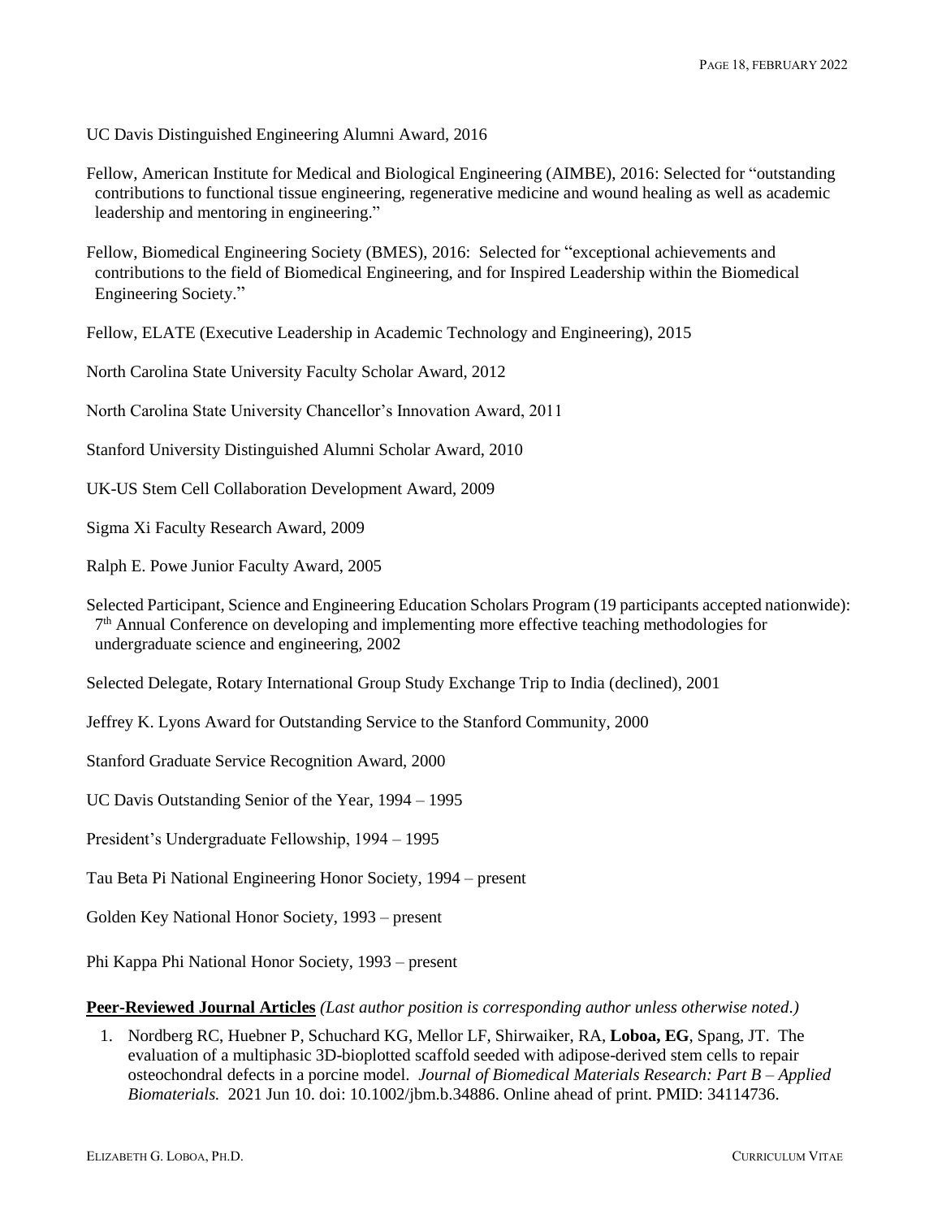UC Davis Distinguished Engineering Alumni Award, 2016

Fellow, American Institute for Medical and Biological Engineering (AIMBE), 2016: Selected for "outstanding contributions to functional tissue engineering, regenerative medicine and wound healing as well as academic leadership and mentoring in engineering."

Fellow, Biomedical Engineering Society (BMES), 2016: Selected for "exceptional achievements and contributions to the field of Biomedical Engineering, and for Inspired Leadership within the Biomedical Engineering Society."

Fellow, ELATE (Executive Leadership in Academic Technology and Engineering), 2015

North Carolina State University Faculty Scholar Award, 2012

North Carolina State University Chancellor's Innovation Award, 2011

Stanford University Distinguished Alumni Scholar Award, 2010

UK-US Stem Cell Collaboration Development Award, 2009

Sigma Xi Faculty Research Award, 2009

Ralph E. Powe Junior Faculty Award, 2005

Selected Participant, Science and Engineering Education Scholars Program (19 participants accepted nationwide): 7th Annual Conference on developing and implementing more effective teaching methodologies for undergraduate science and engineering, 2002

Selected Delegate, Rotary International Group Study Exchange Trip to India (declined), 2001

Jeffrey K. Lyons Award for Outstanding Service to the Stanford Community, 2000

Stanford Graduate Service Recognition Award, 2000

UC Davis Outstanding Senior of the Year, 1994 – 1995

President's Undergraduate Fellowship, 1994 – 1995

Tau Beta Pi National Engineering Honor Society, 1994 – present

Golden Key National Honor Society, 1993 – present

Phi Kappa Phi National Honor Society, 1993 – present

**Peer-Reviewed Journal Articles** *(Last author position is corresponding author unless otherwise noted.)*

1. Nordberg RC, Huebner P, Schuchard KG, Mellor LF, Shirwaiker, RA, **Loboa, EG**, Spang, JT. The evaluation of a multiphasic 3D-bioplotted scaffold seeded with adipose-derived stem cells to repair osteochondral defects in a porcine model. *Journal of Biomedical Materials Research: Part B – Applied Biomaterials.* 2021 Jun 10. doi: 10.1002/jbm.b.34886. Online ahead of print. PMID: 34114736.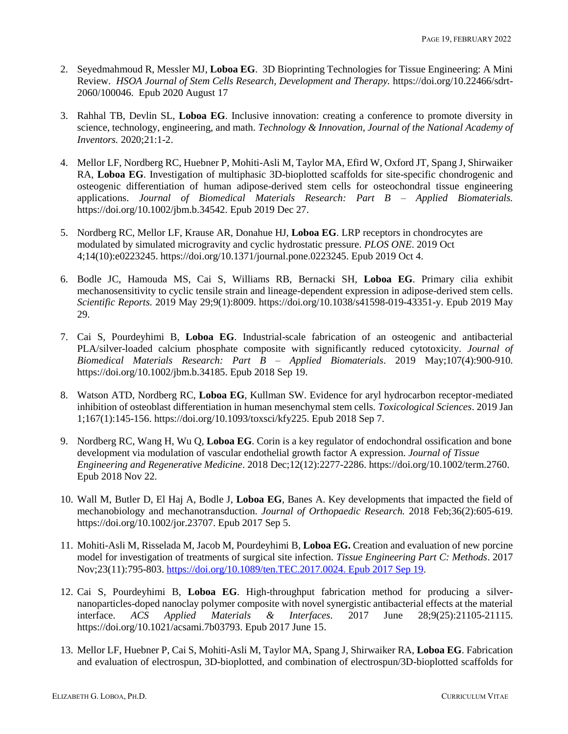2. Seyedmahmoud R, Messler MJ, **Loboa EG**. 3D Bioprinting Technologies for Tissue Engineering: A Mini Review. *HSOA Journal of Stem Cells Research, Development and Therapy.* https://doi.org/10.22466/sdrt-2060/100046. Epub 2020 August 17

3. Rahhal TB, Devlin SL, **Loboa EG**. Inclusive innovation: creating a conference to promote diversity in science, technology, engineering, and math. *Technology & Innovation, Journal of the National Academy of Inventors.* 2020;21:1-2.

4. Mellor LF, Nordberg RC, Huebner P, Mohiti-Asli M, Taylor MA, Efird W, Oxford JT, Spang J, Shirwaiker RA, **Loboa EG**. Investigation of multiphasic 3D-bioplotted scaffolds for site-specific chondrogenic and osteogenic differentiation of human adipose-derived stem cells for osteochondral tissue engineering applications. *Journal of Biomedical Materials Research: Part B – Applied Biomaterials.* https://doi.org/10.1002/jbm.b.34542. Epub 2019 Dec 27.

5. Nordberg RC, Mellor LF, Krause AR, Donahue HJ, **Loboa EG**. LRP receptors in chondrocytes are modulated by simulated microgravity and cyclic hydrostatic pressure. *PLOS ONE*. 2019 Oct 4;14(10):e0223245. https://doi.org/10.1371/journal.pone.0223245. Epub 2019 Oct 4.

6. Bodle JC, Hamouda MS, Cai S, Williams RB, Bernacki SH, **Loboa EG**. Primary cilia exhibit mechanosensitivity to cyclic tensile strain and lineage-dependent expression in adipose-derived stem cells. *Scientific Reports.* 2019 May 29;9(1):8009. https://doi.org/10.1038/s41598-019-43351-y. Epub 2019 May 29.

7. Cai S, Pourdeyhimi B, **Loboa EG**. Industrial-scale fabrication of an osteogenic and antibacterial PLA/silver-loaded calcium phosphate composite with significantly reduced cytotoxicity. *Journal of Biomedical Materials Research: Part B – Applied Biomaterials*. 2019 May;107(4):900-910. https://doi.org/10.1002/jbm.b.34185. Epub 2018 Sep 19.

8. Watson ATD, Nordberg RC, **Loboa EG**, Kullman SW. Evidence for aryl hydrocarbon receptor-mediated inhibition of osteoblast differentiation in human mesenchymal stem cells. *Toxicological Sciences*. 2019 Jan 1;167(1):145-156. https://doi.org/10.1093/toxsci/kfy225. Epub 2018 Sep 7.

9. Nordberg RC, Wang H, Wu Q, **Loboa EG**. Corin is a key regulator of endochondral ossification and bone development via modulation of vascular endothelial growth factor A expression. *Journal of Tissue Engineering and Regenerative Medicine*. 2018 Dec;12(12):2277-2286. https://doi.org/10.1002/term.2760. Epub 2018 Nov 22.

10. Wall M, Butler D, El Haj A, Bodle J, **Loboa EG**, Banes A. Key developments that impacted the field of mechanobiology and mechanotransduction. *Journal of Orthopaedic Research.* 2018 Feb;36(2):605-619. https://doi.org/10.1002/jor.23707. Epub 2017 Sep 5.

11. Mohiti-Asli M, Risselada M, Jacob M, Pourdeyhimi B, **Loboa EG.** Creation and evaluation of new porcine model for investigation of treatments of surgical site infection. *Tissue Engineering Part C: Methods*. 2017 Nov;23(11):795-803. https://doi.org/10.1089/ten.TEC.2017.0024. Epub 2017 Sep 19.

12. Cai S, Pourdeyhimi B, **Loboa EG**. High-throughput fabrication method for producing a silver-nanoparticles-doped nanoclay polymer composite with novel synergistic antibacterial effects at the material interface. *ACS Applied Materials & Interfaces*. 2017 June 28;9(25):21105-21115. https://doi.org/10.1021/acsami.7b03793. Epub 2017 June 15.

13. Mellor LF, Huebner P, Cai S, Mohiti-Asli M, Taylor MA, Spang J, Shirwaiker RA, **Loboa EG**. Fabrication and evaluation of electrospun, 3D-bioplotted, and combination of electrospun/3D-bioplotted scaffolds for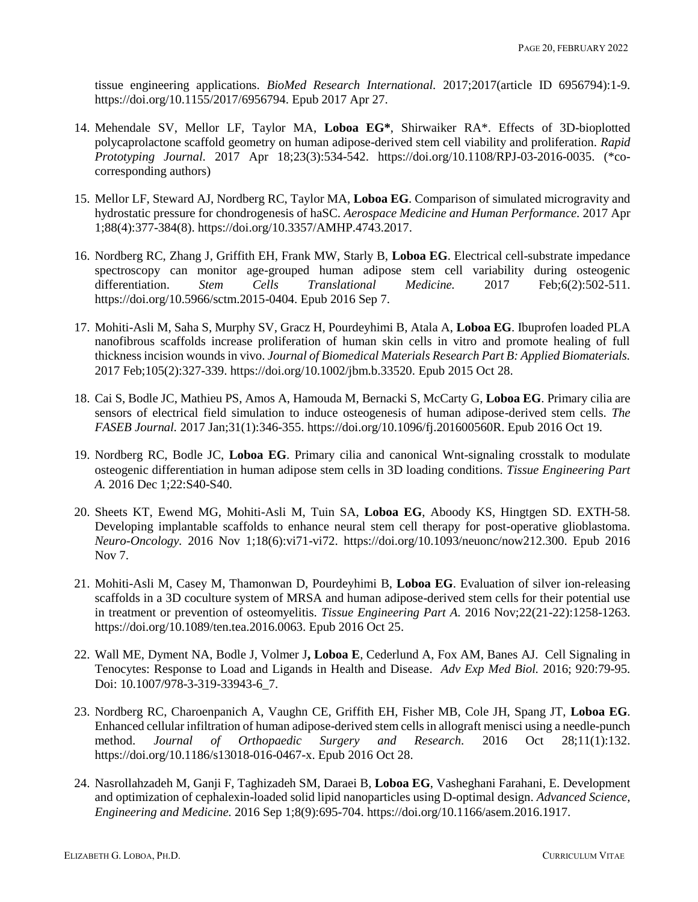tissue engineering applications. *BioMed Research International.* 2017;2017(article ID 6956794):1-9. https://doi.org/10.1155/2017/6956794. Epub 2017 Apr 27.

14. Mehendale SV, Mellor LF, Taylor MA, **Loboa EG***, Shirwaiker RA*. Effects of 3D-bioplotted polycaprolactone scaffold geometry on human adipose-derived stem cell viability and proliferation. *Rapid Prototyping Journal.* 2017 Apr 18;23(3):534-542. https://doi.org/10.1108/RPJ-03-2016-0035. (*co-corresponding authors)

15. Mellor LF, Steward AJ, Nordberg RC, Taylor MA, **Loboa EG**. Comparison of simulated microgravity and hydrostatic pressure for chondrogenesis of haSC. *Aerospace Medicine and Human Performance.* 2017 Apr 1;88(4):377-384(8). https://doi.org/10.3357/AMHP.4743.2017.

16. Nordberg RC, Zhang J, Griffith EH, Frank MW, Starly B, **Loboa EG**. Electrical cell-substrate impedance spectroscopy can monitor age-grouped human adipose stem cell variability during osteogenic differentiation. *Stem Cells Translational Medicine.* 2017 Feb;6(2):502-511. https://doi.org/10.5966/sctm.2015-0404. Epub 2016 Sep 7.

17. Mohiti-Asli M, Saha S, Murphy SV, Gracz H, Pourdeyhimi B, Atala A, **Loboa EG**. Ibuprofen loaded PLA nanofibrous scaffolds increase proliferation of human skin cells in vitro and promote healing of full thickness incision wounds in vivo. *Journal of Biomedical Materials Research Part B: Applied Biomaterials.* 2017 Feb;105(2):327-339. https://doi.org/10.1002/jbm.b.33520. Epub 2015 Oct 28.

18. Cai S, Bodle JC, Mathieu PS, Amos A, Hamouda M, Bernacki S, McCarty G, **Loboa EG**. Primary cilia are sensors of electrical field simulation to induce osteogenesis of human adipose-derived stem cells. *The FASEB Journal.* 2017 Jan;31(1):346-355. https://doi.org/10.1096/fj.201600560R. Epub 2016 Oct 19.

19. Nordberg RC, Bodle JC, **Loboa EG**. Primary cilia and canonical Wnt-signaling crosstalk to modulate osteogenic differentiation in human adipose stem cells in 3D loading conditions. *Tissue Engineering Part A.* 2016 Dec 1;22:S40-S40.

20. Sheets KT, Ewend MG, Mohiti-Asli M, Tuin SA, **Loboa EG**, Aboody KS, Hingtgen SD. EXTH-58. Developing implantable scaffolds to enhance neural stem cell therapy for post-operative glioblastoma. *Neuro-Oncology.* 2016 Nov 1;18(6):vi71-vi72. https://doi.org/10.1093/neuonc/now212.300. Epub 2016 Nov 7.

21. Mohiti-Asli M, Casey M, Thamonwan D, Pourdeyhimi B, **Loboa EG**. Evaluation of silver ion-releasing scaffolds in a 3D coculture system of MRSA and human adipose-derived stem cells for their potential use in treatment or prevention of osteomyelitis. *Tissue Engineering Part A.* 2016 Nov;22(21-22):1258-1263. https://doi.org/10.1089/ten.tea.2016.0063. Epub 2016 Oct 25.

22. Wall ME, Dyment NA, Bodle J, Volmer J**, Loboa E**, Cederlund A, Fox AM, Banes AJ. Cell Signaling in Tenocytes: Response to Load and Ligands in Health and Disease. *Adv Exp Med Biol.* 2016; 920:79-95. Doi: 10.1007/978-3-319-33943-6_7.

23. Nordberg RC, Charoenpanich A, Vaughn CE, Griffith EH, Fisher MB, Cole JH, Spang JT, **Loboa EG**. Enhanced cellular infiltration of human adipose-derived stem cells in allograft menisci using a needle-punch method. *Journal of Orthopaedic Surgery and Research.* 2016 Oct 28;11(1):132. https://doi.org/10.1186/s13018-016-0467-x. Epub 2016 Oct 28.

24. Nasrollahzadeh M, Ganji F, Taghizadeh SM, Daraei B, **Loboa EG**, Vasheghani Farahani, E. Development and optimization of cephalexin-loaded solid lipid nanoparticles using D-optimal design. *Advanced Science, Engineering and Medicine.* 2016 Sep 1;8(9):695-704. https://doi.org/10.1166/asem.2016.1917.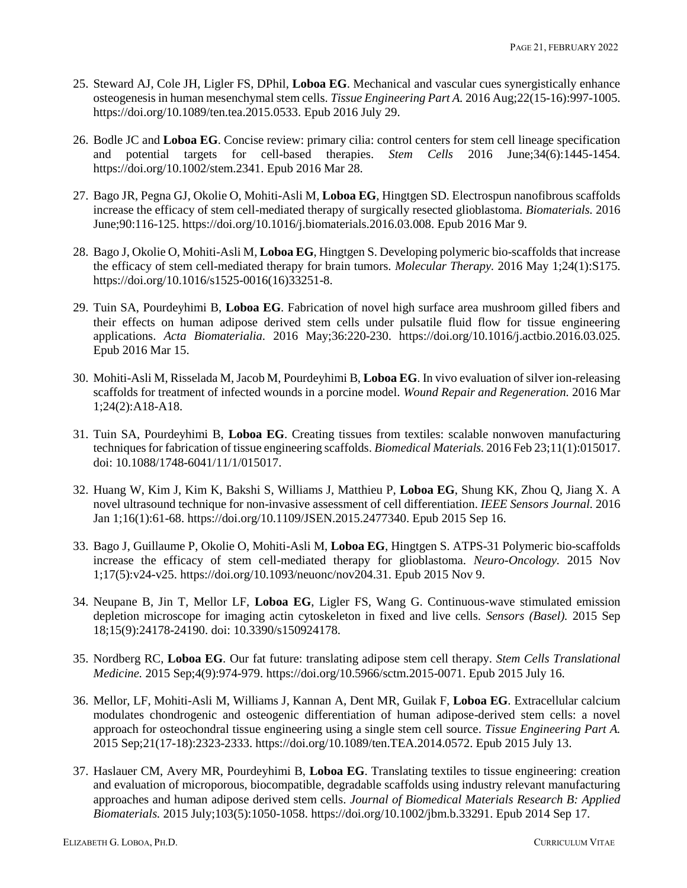25. Steward AJ, Cole JH, Ligler FS, DPhil, **Loboa EG**. Mechanical and vascular cues synergistically enhance osteogenesis in human mesenchymal stem cells. *Tissue Engineering Part A.* 2016 Aug;22(15-16):997-1005. https://doi.org/10.1089/ten.tea.2015.0533. Epub 2016 July 29.

26. Bodle JC and **Loboa EG**. Concise review: primary cilia: control centers for stem cell lineage specification and potential targets for cell-based therapies. *Stem Cells* 2016 June;34(6):1445-1454. https://doi.org/10.1002/stem.2341. Epub 2016 Mar 28.

27. Bago JR, Pegna GJ, Okolie O, Mohiti-Asli M, **Loboa EG**, Hingtgen SD. Electrospun nanofibrous scaffolds increase the efficacy of stem cell-mediated therapy of surgically resected glioblastoma. *Biomaterials.* 2016 June;90:116-125. https://doi.org/10.1016/j.biomaterials.2016.03.008. Epub 2016 Mar 9.

28. Bago J, Okolie O, Mohiti-Asli M, **Loboa EG**, Hingtgen S. Developing polymeric bio-scaffolds that increase the efficacy of stem cell-mediated therapy for brain tumors. *Molecular Therapy.* 2016 May 1;24(1):S175. https://doi.org/10.1016/s1525-0016(16)33251-8.

29. Tuin SA, Pourdeyhimi B, **Loboa EG**. Fabrication of novel high surface area mushroom gilled fibers and their effects on human adipose derived stem cells under pulsatile fluid flow for tissue engineering applications. *Acta Biomaterialia.* 2016 May;36:220-230. https://doi.org/10.1016/j.actbio.2016.03.025. Epub 2016 Mar 15.

30. Mohiti-Asli M, Risselada M, Jacob M, Pourdeyhimi B, **Loboa EG**. In vivo evaluation of silver ion-releasing scaffolds for treatment of infected wounds in a porcine model. *Wound Repair and Regeneration.* 2016 Mar 1;24(2):A18-A18.

31. Tuin SA, Pourdeyhimi B, **Loboa EG**. Creating tissues from textiles: scalable nonwoven manufacturing techniques for fabrication of tissue engineering scaffolds. *Biomedical Materials.* 2016 Feb 23;11(1):015017. doi: 10.1088/1748-6041/11/1/015017.

32. Huang W, Kim J, Kim K, Bakshi S, Williams J, Matthieu P, **Loboa EG**, Shung KK, Zhou Q, Jiang X. A novel ultrasound technique for non-invasive assessment of cell differentiation. *IEEE Sensors Journal.* 2016 Jan 1;16(1):61-68. https://doi.org/10.1109/JSEN.2015.2477340. Epub 2015 Sep 16.

33. Bago J, Guillaume P, Okolie O, Mohiti-Asli M, **Loboa EG**, Hingtgen S. ATPS-31 Polymeric bio-scaffolds increase the efficacy of stem cell-mediated therapy for glioblastoma. *Neuro-Oncology.* 2015 Nov 1;17(5):v24-v25. https://doi.org/10.1093/neuonc/nov204.31. Epub 2015 Nov 9.

34. Neupane B, Jin T, Mellor LF, **Loboa EG**, Ligler FS, Wang G. Continuous-wave stimulated emission depletion microscope for imaging actin cytoskeleton in fixed and live cells. *Sensors (Basel).* 2015 Sep 18;15(9):24178-24190. doi: 10.3390/s150924178.

35. Nordberg RC, **Loboa EG**. Our fat future: translating adipose stem cell therapy. *Stem Cells Translational Medicine.* 2015 Sep;4(9):974-979. https://doi.org/10.5966/sctm.2015-0071. Epub 2015 July 16.

36. Mellor, LF, Mohiti-Asli M, Williams J, Kannan A, Dent MR, Guilak F, **Loboa EG**. Extracellular calcium modulates chondrogenic and osteogenic differentiation of human adipose-derived stem cells: a novel approach for osteochondral tissue engineering using a single stem cell source. *Tissue Engineering Part A.* 2015 Sep;21(17-18):2323-2333. https://doi.org/10.1089/ten.TEA.2014.0572. Epub 2015 July 13.

37. Haslauer CM, Avery MR, Pourdeyhimi B, **Loboa EG**. Translating textiles to tissue engineering: creation and evaluation of microporous, biocompatible, degradable scaffolds using industry relevant manufacturing approaches and human adipose derived stem cells. *Journal of Biomedical Materials Research B: Applied Biomaterials.* 2015 July;103(5):1050-1058. https://doi.org/10.1002/jbm.b.33291. Epub 2014 Sep 17.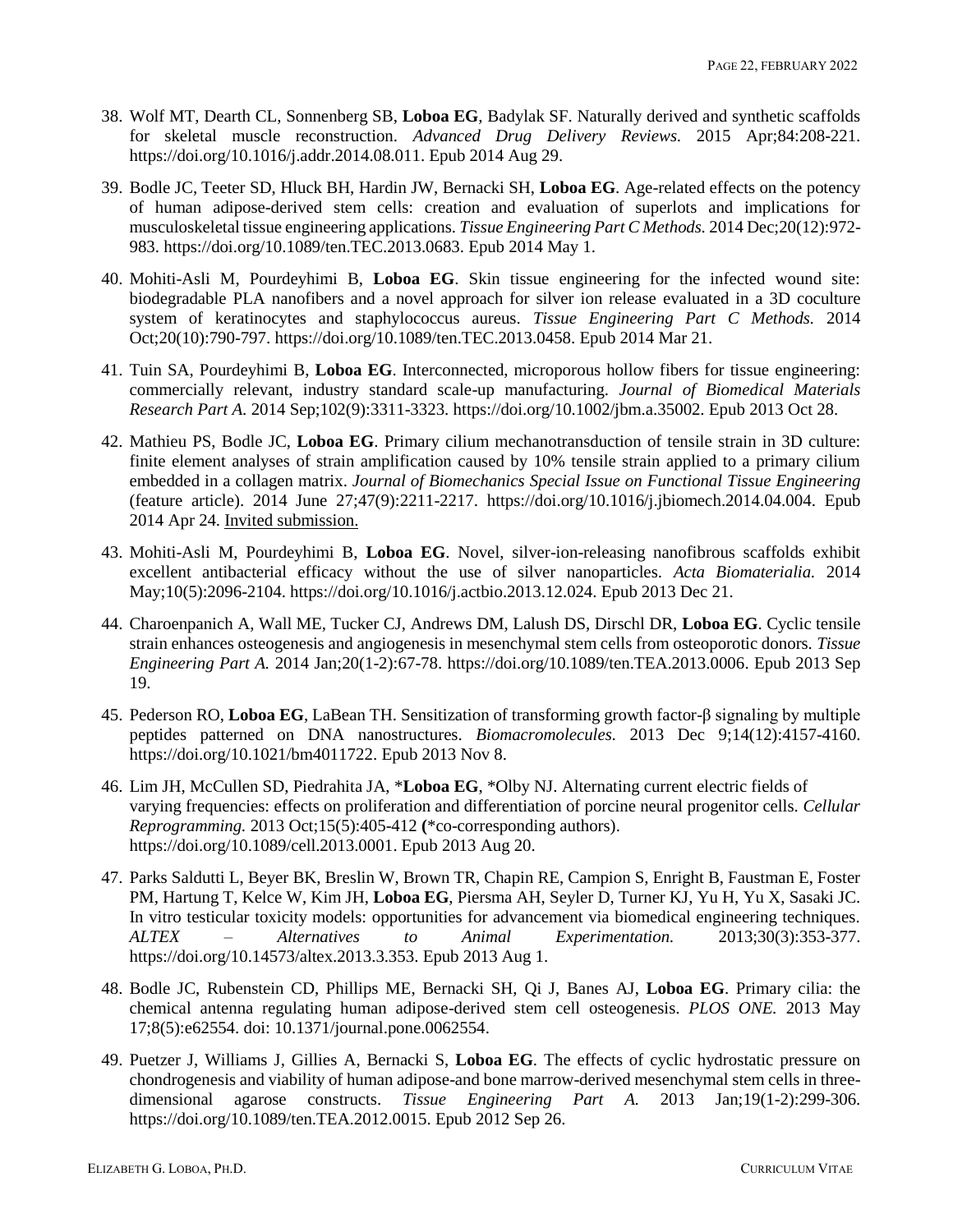38. Wolf MT, Dearth CL, Sonnenberg SB, **Loboa EG**, Badylak SF. Naturally derived and synthetic scaffolds for skeletal muscle reconstruction. *Advanced Drug Delivery Reviews.* 2015 Apr;84:208-221. https://doi.org/10.1016/j.addr.2014.08.011. Epub 2014 Aug 29.

39. Bodle JC, Teeter SD, Hluck BH, Hardin JW, Bernacki SH, **Loboa EG**. Age-related effects on the potency of human adipose-derived stem cells: creation and evaluation of superlots and implications for musculoskeletal tissue engineering applications. *Tissue Engineering Part C Methods.* 2014 Dec;20(12):972-983. https://doi.org/10.1089/ten.TEC.2013.0683. Epub 2014 May 1.

40. Mohiti-Asli M, Pourdeyhimi B, **Loboa EG**. Skin tissue engineering for the infected wound site: biodegradable PLA nanofibers and a novel approach for silver ion release evaluated in a 3D coculture system of keratinocytes and staphylococcus aureus. *Tissue Engineering Part C Methods.* 2014 Oct;20(10):790-797. https://doi.org/10.1089/ten.TEC.2013.0458. Epub 2014 Mar 21.

41. Tuin SA, Pourdeyhimi B, **Loboa EG**. Interconnected, microporous hollow fibers for tissue engineering: commercially relevant, industry standard scale-up manufacturing. *Journal of Biomedical Materials Research Part A.* 2014 Sep;102(9):3311-3323. https://doi.org/10.1002/jbm.a.35002. Epub 2013 Oct 28.

42. Mathieu PS, Bodle JC, **Loboa EG**. Primary cilium mechanotransduction of tensile strain in 3D culture: finite element analyses of strain amplification caused by 10% tensile strain applied to a primary cilium embedded in a collagen matrix. *Journal of Biomechanics Special Issue on Functional Tissue Engineering* (feature article). 2014 June 27;47(9):2211-2217. https://doi.org/10.1016/j.jbiomech.2014.04.004. Epub 2014 Apr 24. Invited submission.

43. Mohiti-Asli M, Pourdeyhimi B, **Loboa EG**. Novel, silver-ion-releasing nanofibrous scaffolds exhibit excellent antibacterial efficacy without the use of silver nanoparticles. *Acta Biomaterialia.* 2014 May;10(5):2096-2104. https://doi.org/10.1016/j.actbio.2013.12.024. Epub 2013 Dec 21.

44. Charoenpanich A, Wall ME, Tucker CJ, Andrews DM, Lalush DS, Dirschl DR, **Loboa EG**. Cyclic tensile strain enhances osteogenesis and angiogenesis in mesenchymal stem cells from osteoporotic donors. *Tissue Engineering Part A.* 2014 Jan;20(1-2):67-78. https://doi.org/10.1089/ten.TEA.2013.0006. Epub 2013 Sep 19.

45. Pederson RO, **Loboa EG**, LaBean TH. Sensitization of transforming growth factor-β signaling by multiple peptides patterned on DNA nanostructures. *Biomacromolecules.* 2013 Dec 9;14(12):4157-4160. https://doi.org/10.1021/bm4011722. Epub 2013 Nov 8.

46. Lim JH, McCullen SD, Piedrahita JA, ***Loboa EG**, *Olby NJ. Alternating current electric fields of varying frequencies: effects on proliferation and differentiation of porcine neural progenitor cells. *Cellular Reprogramming.* 2013 Oct;15(5):405-412 (*co-corresponding authors). https://doi.org/10.1089/cell.2013.0001. Epub 2013 Aug 20.

47. Parks Saldutti L, Beyer BK, Breslin W, Brown TR, Chapin RE, Campion S, Enright B, Faustman E, Foster PM, Hartung T, Kelce W, Kim JH, **Loboa EG**, Piersma AH, Seyler D, Turner KJ, Yu H, Yu X, Sasaki JC. In vitro testicular toxicity models: opportunities for advancement via biomedical engineering techniques. *ALTEX – Alternatives to Animal Experimentation.* 2013;30(3):353-377. https://doi.org/10.14573/altex.2013.3.353. Epub 2013 Aug 1.

48. Bodle JC, Rubenstein CD, Phillips ME, Bernacki SH, Qi J, Banes AJ, **Loboa EG**. Primary cilia: the chemical antenna regulating human adipose-derived stem cell osteogenesis. *PLOS ONE.* 2013 May 17;8(5):e62554. doi: 10.1371/journal.pone.0062554.

49. Puetzer J, Williams J, Gillies A, Bernacki S, **Loboa EG**. The effects of cyclic hydrostatic pressure on chondrogenesis and viability of human adipose-and bone marrow-derived mesenchymal stem cells in three-dimensional agarose constructs. *Tissue Engineering Part A.* 2013 Jan;19(1-2):299-306. https://doi.org/10.1089/ten.TEA.2012.0015. Epub 2012 Sep 26.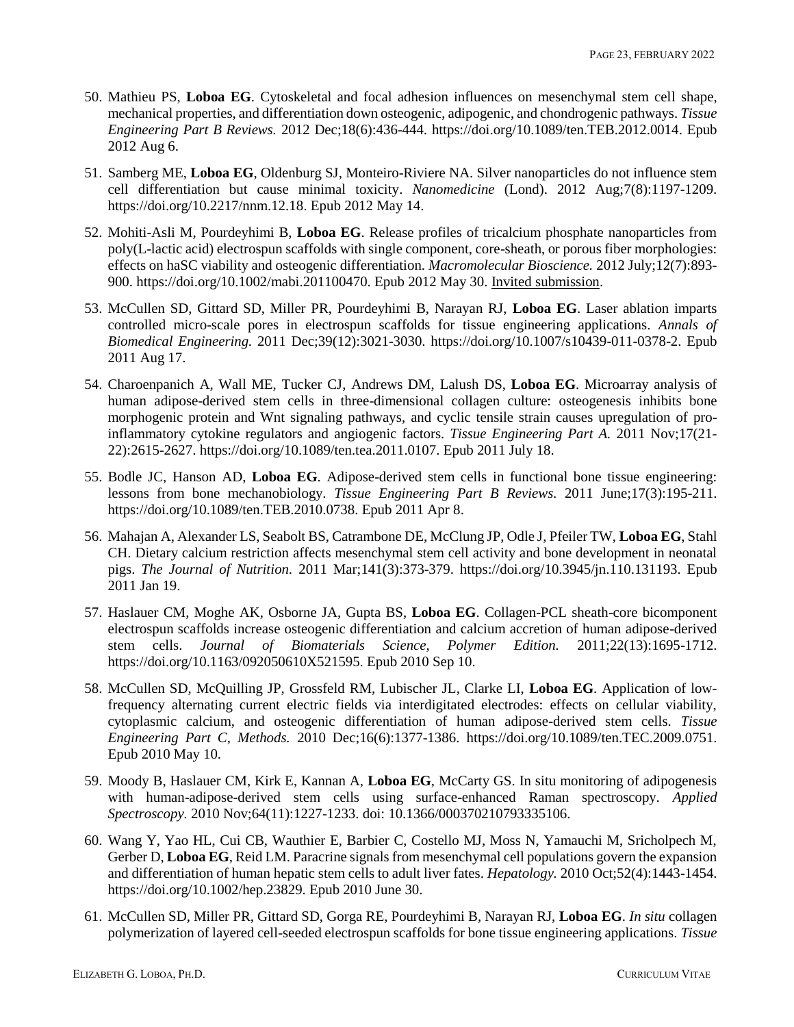50. Mathieu PS, **Loboa EG**. Cytoskeletal and focal adhesion influences on mesenchymal stem cell shape, mechanical properties, and differentiation down osteogenic, adipogenic, and chondrogenic pathways. *Tissue Engineering Part B Reviews.* 2012 Dec;18(6):436-444. https://doi.org/10.1089/ten.TEB.2012.0014. Epub 2012 Aug 6.

51. Samberg ME, **Loboa EG**, Oldenburg SJ, Monteiro-Riviere NA. Silver nanoparticles do not influence stem cell differentiation but cause minimal toxicity. *Nanomedicine* (Lond). 2012 Aug;7(8):1197-1209. https://doi.org/10.2217/nnm.12.18. Epub 2012 May 14.

52. Mohiti-Asli M, Pourdeyhimi B, **Loboa EG**. Release profiles of tricalcium phosphate nanoparticles from poly(L-lactic acid) electrospun scaffolds with single component, core-sheath, or porous fiber morphologies: effects on haSC viability and osteogenic differentiation. *Macromolecular Bioscience.* 2012 July;12(7):893-900. https://doi.org/10.1002/mabi.201100470. Epub 2012 May 30. <u>Invited submission</u>.

53. McCullen SD, Gittard SD, Miller PR, Pourdeyhimi B, Narayan RJ, **Loboa EG**. Laser ablation imparts controlled micro-scale pores in electrospun scaffolds for tissue engineering applications. *Annals of Biomedical Engineering.* 2011 Dec;39(12):3021-3030. https://doi.org/10.1007/s10439-011-0378-2. Epub 2011 Aug 17.

54. Charoenpanich A, Wall ME, Tucker CJ, Andrews DM, Lalush DS, **Loboa EG**. Microarray analysis of human adipose-derived stem cells in three-dimensional collagen culture: osteogenesis inhibits bone morphogenic protein and Wnt signaling pathways, and cyclic tensile strain causes upregulation of pro-inflammatory cytokine regulators and angiogenic factors. *Tissue Engineering Part A.* 2011 Nov;17(21-22):2615-2627. https://doi.org/10.1089/ten.tea.2011.0107. Epub 2011 July 18.

55. Bodle JC, Hanson AD, **Loboa EG**. Adipose-derived stem cells in functional bone tissue engineering: lessons from bone mechanobiology. *Tissue Engineering Part B Reviews.* 2011 June;17(3):195-211. https://doi.org/10.1089/ten.TEB.2010.0738. Epub 2011 Apr 8.

56. Mahajan A, Alexander LS, Seabolt BS, Catrambone DE, McClung JP, Odle J, Pfeiler TW, **Loboa EG**, Stahl CH. Dietary calcium restriction affects mesenchymal stem cell activity and bone development in neonatal pigs. *The Journal of Nutrition.* 2011 Mar;141(3):373-379. https://doi.org/10.3945/jn.110.131193. Epub 2011 Jan 19.

57. Haslauer CM, Moghe AK, Osborne JA, Gupta BS, **Loboa EG**. Collagen-PCL sheath-core bicomponent electrospun scaffolds increase osteogenic differentiation and calcium accretion of human adipose-derived stem cells. *Journal of Biomaterials Science, Polymer Edition.* 2011;22(13):1695-1712. https://doi.org/10.1163/092050610X521595. Epub 2010 Sep 10.

58. McCullen SD, McQuilling JP, Grossfeld RM, Lubischer JL, Clarke LI, **Loboa EG**. Application of low-frequency alternating current electric fields via interdigitated electrodes: effects on cellular viability, cytoplasmic calcium, and osteogenic differentiation of human adipose-derived stem cells. *Tissue Engineering Part C, Methods.* 2010 Dec;16(6):1377-1386. https://doi.org/10.1089/ten.TEC.2009.0751. Epub 2010 May 10.

59. Moody B, Haslauer CM, Kirk E, Kannan A, **Loboa EG**, McCarty GS. In situ monitoring of adipogenesis with human-adipose-derived stem cells using surface-enhanced Raman spectroscopy. *Applied Spectroscopy.* 2010 Nov;64(11):1227-1233. doi: 10.1366/000370210793335106.

60. Wang Y, Yao HL, Cui CB, Wauthier E, Barbier C, Costello MJ, Moss N, Yamauchi M, Sricholpech M, Gerber D, **Loboa EG**, Reid LM. Paracrine signals from mesenchymal cell populations govern the expansion and differentiation of human hepatic stem cells to adult liver fates. *Hepatology.* 2010 Oct;52(4):1443-1454. https://doi.org/10.1002/hep.23829. Epub 2010 June 30.

61. McCullen SD, Miller PR, Gittard SD, Gorga RE, Pourdeyhimi B, Narayan RJ, **Loboa EG**. *In situ* collagen polymerization of layered cell-seeded electrospun scaffolds for bone tissue engineering applications. *Tissue*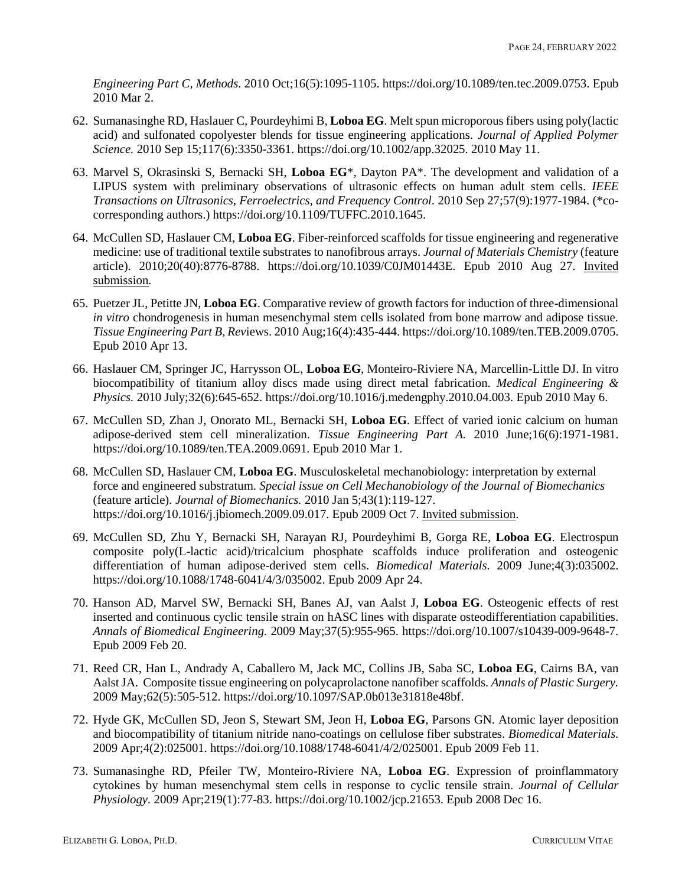*Engineering Part C, Methods.* 2010 Oct;16(5):1095-1105. https://doi.org/10.1089/ten.tec.2009.0753. Epub 2010 Mar 2.

62. Sumanasinghe RD, Haslauer C, Pourdeyhimi B, **Loboa EG**. Melt spun microporous fibers using poly(lactic acid) and sulfonated copolyester blends for tissue engineering applications. *Journal of Applied Polymer Science.* 2010 Sep 15;117(6):3350-3361. https://doi.org/10.1002/app.32025. 2010 May 11.

63. Marvel S, Okrasinski S, Bernacki SH, **Loboa EG***, Dayton PA*. The development and validation of a LIPUS system with preliminary observations of ultrasonic effects on human adult stem cells. *IEEE Transactions on Ultrasonics, Ferroelectrics, and Frequency Control.* 2010 Sep 27;57(9):1977-1984. (*co-corresponding authors.) https://doi.org/10.1109/TUFFC.2010.1645.

64. McCullen SD, Haslauer CM, **Loboa EG**. Fiber-reinforced scaffolds for tissue engineering and regenerative medicine: use of traditional textile substrates to nanofibrous arrays. *Journal of Materials Chemistry* (feature article). 2010;20(40):8776-8788. https://doi.org/10.1039/C0JM01443E. Epub 2010 Aug 27. Invited submission.

65. Puetzer JL, Petitte JN, **Loboa EG**. Comparative review of growth factors for induction of three-dimensional *in vitro* chondrogenesis in human mesenchymal stem cells isolated from bone marrow and adipose tissue. *Tissue Engineering Part B, Rev*iews. 2010 Aug;16(4):435-444. https://doi.org/10.1089/ten.TEB.2009.0705. Epub 2010 Apr 13.

66. Haslauer CM, Springer JC, Harrysson OL, **Loboa EG**, Monteiro-Riviere NA, Marcellin-Little DJ. In vitro biocompatibility of titanium alloy discs made using direct metal fabrication. *Medical Engineering & Physics.* 2010 July;32(6):645-652. https://doi.org/10.1016/j.medengphy.2010.04.003. Epub 2010 May 6.

67. McCullen SD, Zhan J, Onorato ML, Bernacki SH, **Loboa EG**. Effect of varied ionic calcium on human adipose-derived stem cell mineralization. *Tissue Engineering Part A.* 2010 June;16(6):1971-1981. https://doi.org/10.1089/ten.TEA.2009.0691. Epub 2010 Mar 1.

68. McCullen SD, Haslauer CM, **Loboa EG**. Musculoskeletal mechanobiology: interpretation by external force and engineered substratum. *Special issue on Cell Mechanobiology of the Journal of Biomechanics* (feature article). *Journal of Biomechanics.* 2010 Jan 5;43(1):119-127. https://doi.org/10.1016/j.jbiomech.2009.09.017. Epub 2009 Oct 7. Invited submission.

69. McCullen SD, Zhu Y, Bernacki SH, Narayan RJ, Pourdeyhimi B, Gorga RE, **Loboa EG**. Electrospun composite poly(L-lactic acid)/tricalcium phosphate scaffolds induce proliferation and osteogenic differentiation of human adipose-derived stem cells. *Biomedical Materials.* 2009 June;4(3):035002. https://doi.org/10.1088/1748-6041/4/3/035002. Epub 2009 Apr 24.

70. Hanson AD, Marvel SW, Bernacki SH, Banes AJ, van Aalst J, **Loboa EG**. Osteogenic effects of rest inserted and continuous cyclic tensile strain on hASC lines with disparate osteodifferentiation capabilities. *Annals of Biomedical Engineering.* 2009 May;37(5):955-965. https://doi.org/10.1007/s10439-009-9648-7. Epub 2009 Feb 20.

71. Reed CR, Han L, Andrady A, Caballero M, Jack MC, Collins JB, Saba SC, **Loboa EG**, Cairns BA, van Aalst JA. Composite tissue engineering on polycaprolactone nanofiber scaffolds. *Annals of Plastic Surgery.* 2009 May;62(5):505-512. https://doi.org/10.1097/SAP.0b013e31818e48bf.

72. Hyde GK, McCullen SD, Jeon S, Stewart SM, Jeon H, **Loboa EG**, Parsons GN. Atomic layer deposition and biocompatibility of titanium nitride nano-coatings on cellulose fiber substrates. *Biomedical Materials.* 2009 Apr;4(2):025001. https://doi.org/10.1088/1748-6041/4/2/025001. Epub 2009 Feb 11.

73. Sumanasinghe RD, Pfeiler TW, Monteiro-Riviere NA, **Loboa EG**. Expression of proinflammatory cytokines by human mesenchymal stem cells in response to cyclic tensile strain. *Journal of Cellular Physiology.* 2009 Apr;219(1):77-83. https://doi.org/10.1002/jcp.21653. Epub 2008 Dec 16.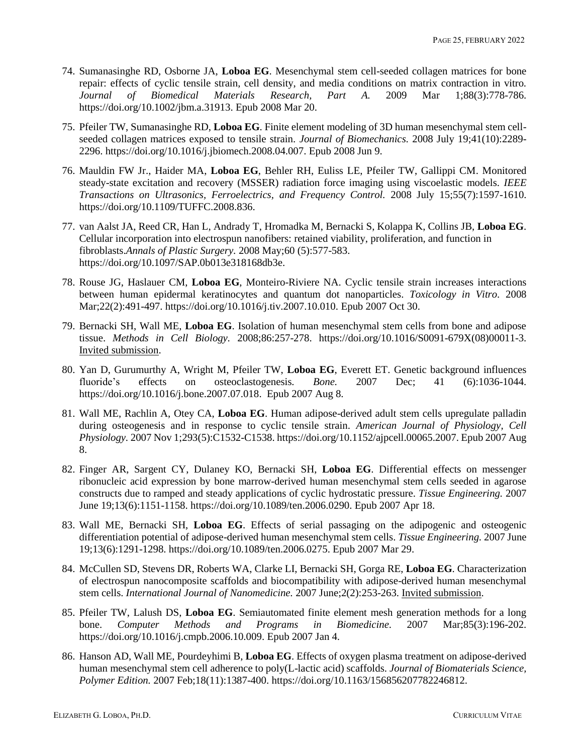74. Sumanasinghe RD, Osborne JA, **Loboa EG**. Mesenchymal stem cell-seeded collagen matrices for bone repair: effects of cyclic tensile strain, cell density, and media conditions on matrix contraction in vitro. *Journal of Biomedical Materials Research, Part A.* 2009 Mar 1;88(3):778-786. https://doi.org/10.1002/jbm.a.31913. Epub 2008 Mar 20.

75. Pfeiler TW, Sumanasinghe RD, **Loboa EG**. Finite element modeling of 3D human mesenchymal stem cell-seeded collagen matrices exposed to tensile strain. *Journal of Biomechanics.* 2008 July 19;41(10):2289-2296. https://doi.org/10.1016/j.jbiomech.2008.04.007. Epub 2008 Jun 9.

76. Mauldin FW Jr., Haider MA, **Loboa EG**, Behler RH, Euliss LE, Pfeiler TW, Gallippi CM. Monitored steady-state excitation and recovery (MSSER) radiation force imaging using viscoelastic models. *IEEE Transactions on Ultrasonics, Ferroelectrics, and Frequency Control.* 2008 July 15;55(7):1597-1610. https://doi.org/10.1109/TUFFC.2008.836.

77. van Aalst JA, Reed CR, Han L, Andrady T, Hromadka M, Bernacki S, Kolappa K, Collins JB, **Loboa EG**. Cellular incorporation into electrospun nanofibers: retained viability, proliferation, and function in fibroblasts.*Annals of Plastic Surgery*. 2008 May;60 (5):577-583. https://doi.org/10.1097/SAP.0b013e318168db3e.

78. Rouse JG, Haslauer CM, **Loboa EG**, Monteiro-Riviere NA. Cyclic tensile strain increases interactions between human epidermal keratinocytes and quantum dot nanoparticles. *Toxicology in Vitro.* 2008 Mar;22(2):491-497. https://doi.org/10.1016/j.tiv.2007.10.010. Epub 2007 Oct 30.

79. Bernacki SH, Wall ME, **Loboa EG**. Isolation of human mesenchymal stem cells from bone and adipose tissue. *Methods in Cell Biology.* 2008;86:257-278. https://doi.org/10.1016/S0091-679X(08)00011-3. Invited submission.

80. Yan D, Gurumurthy A, Wright M, Pfeiler TW, **Loboa EG**, Everett ET. Genetic background influences fluoride's effects on osteoclastogenesis. *Bone.* 2007 Dec; 41 (6):1036-1044. https://doi.org/10.1016/j.bone.2007.07.018. Epub 2007 Aug 8.

81. Wall ME, Rachlin A, Otey CA, **Loboa EG**. Human adipose-derived adult stem cells upregulate palladin during osteogenesis and in response to cyclic tensile strain. *American Journal of Physiology, Cell Physiology*. 2007 Nov 1;293(5):C1532-C1538. https://doi.org/10.1152/ajpcell.00065.2007. Epub 2007 Aug 8.

82. Finger AR, Sargent CY, Dulaney KO, Bernacki SH, **Loboa EG**. Differential effects on messenger ribonucleic acid expression by bone marrow-derived human mesenchymal stem cells seeded in agarose constructs due to ramped and steady applications of cyclic hydrostatic pressure. *Tissue Engineering.* 2007 June 19;13(6):1151-1158. https://doi.org/10.1089/ten.2006.0290. Epub 2007 Apr 18.

83. Wall ME, Bernacki SH, **Loboa EG**. Effects of serial passaging on the adipogenic and osteogenic differentiation potential of adipose-derived human mesenchymal stem cells. *Tissue Engineering.* 2007 June 19;13(6):1291-1298. https://doi.org/10.1089/ten.2006.0275. Epub 2007 Mar 29.

84. McCullen SD, Stevens DR, Roberts WA, Clarke LI, Bernacki SH, Gorga RE, **Loboa EG**. Characterization of electrospun nanocomposite scaffolds and biocompatibility with adipose-derived human mesenchymal stem cells. *International Journal of Nanomedicine.* 2007 June;2(2):253-263. Invited submission.

85. Pfeiler TW, Lalush DS, **Loboa EG**. Semiautomated finite element mesh generation methods for a long bone. *Computer Methods and Programs in Biomedicine.* 2007 Mar;85(3):196-202. https://doi.org/10.1016/j.cmpb.2006.10.009. Epub 2007 Jan 4.

86. Hanson AD, Wall ME, Pourdeyhimi B, **Loboa EG**. Effects of oxygen plasma treatment on adipose-derived human mesenchymal stem cell adherence to poly(L-lactic acid) scaffolds. *Journal of Biomaterials Science, Polymer Edition.* 2007 Feb;18(11):1387-400. https://doi.org/10.1163/156856207782246812.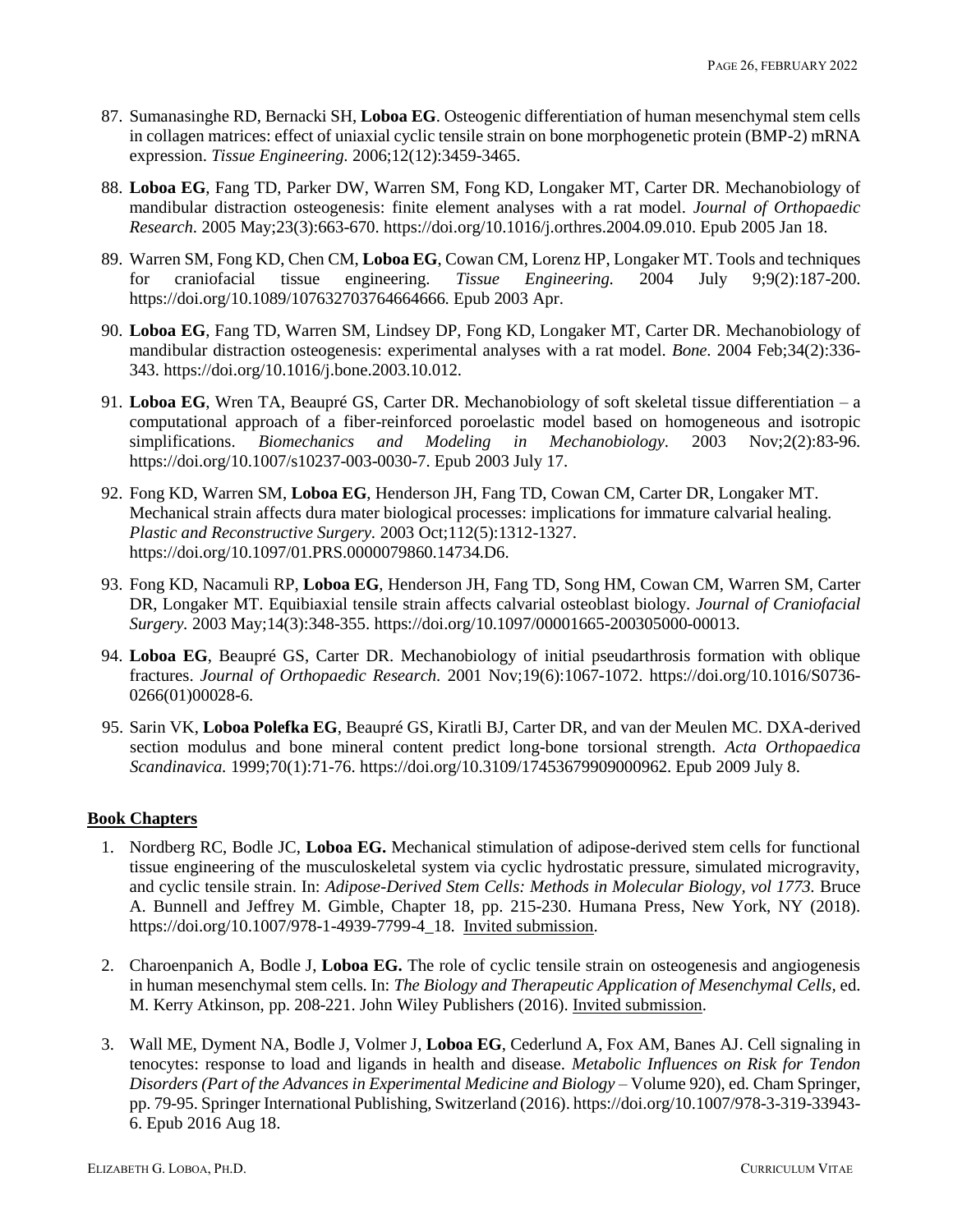87. Sumanasinghe RD, Bernacki SH, **Loboa EG**. Osteogenic differentiation of human mesenchymal stem cells in collagen matrices: effect of uniaxial cyclic tensile strain on bone morphogenetic protein (BMP-2) mRNA expression. *Tissue Engineering.* 2006;12(12):3459-3465.

88. **Loboa EG**, Fang TD, Parker DW, Warren SM, Fong KD, Longaker MT, Carter DR. Mechanobiology of mandibular distraction osteogenesis: finite element analyses with a rat model. *Journal of Orthopaedic Research.* 2005 May;23(3):663-670. https://doi.org/10.1016/j.orthres.2004.09.010. Epub 2005 Jan 18.

89. Warren SM, Fong KD, Chen CM, **Loboa EG**, Cowan CM, Lorenz HP, Longaker MT. Tools and techniques for craniofacial tissue engineering. *Tissue Engineering.* 2004 July 9;9(2):187-200. https://doi.org/10.1089/107632703764664666. Epub 2003 Apr.

90. **Loboa EG**, Fang TD, Warren SM, Lindsey DP, Fong KD, Longaker MT, Carter DR. Mechanobiology of mandibular distraction osteogenesis: experimental analyses with a rat model. *Bone.* 2004 Feb;34(2):336-343. https://doi.org/10.1016/j.bone.2003.10.012.

91. **Loboa EG**, Wren TA, Beaupré GS, Carter DR. Mechanobiology of soft skeletal tissue differentiation – a computational approach of a fiber-reinforced poroelastic model based on homogeneous and isotropic simplifications. *Biomechanics and Modeling in Mechanobiology*. 2003 Nov;2(2):83-96. https://doi.org/10.1007/s10237-003-0030-7. Epub 2003 July 17.

92. Fong KD, Warren SM, **Loboa EG**, Henderson JH, Fang TD, Cowan CM, Carter DR, Longaker MT. Mechanical strain affects dura mater biological processes: implications for immature calvarial healing. *Plastic and Reconstructive Surgery.* 2003 Oct;112(5):1312-1327. https://doi.org/10.1097/01.PRS.0000079860.14734.D6.

93. Fong KD, Nacamuli RP, **Loboa EG**, Henderson JH, Fang TD, Song HM, Cowan CM, Warren SM, Carter DR, Longaker MT. Equibiaxial tensile strain affects calvarial osteoblast biology. *Journal of Craniofacial Surgery.* 2003 May;14(3):348-355. https://doi.org/10.1097/00001665-200305000-00013.

94. **Loboa EG**, Beaupré GS, Carter DR. Mechanobiology of initial pseudarthrosis formation with oblique fractures. *Journal of Orthopaedic Research.* 2001 Nov;19(6):1067-1072. https://doi.org/10.1016/S0736-0266(01)00028-6.

95. Sarin VK, **Loboa Polefka EG**, Beaupré GS, Kiratli BJ, Carter DR, and van der Meulen MC. DXA-derived section modulus and bone mineral content predict long-bone torsional strength. *Acta Orthopaedica Scandinavica.* 1999;70(1):71-76. https://doi.org/10.3109/17453679909000962. Epub 2009 July 8.

## Book Chapters

1. Nordberg RC, Bodle JC, **Loboa EG.** Mechanical stimulation of adipose-derived stem cells for functional tissue engineering of the musculoskeletal system via cyclic hydrostatic pressure, simulated microgravity, and cyclic tensile strain. In: *Adipose-Derived Stem Cells: Methods in Molecular Biology, vol 1773.* Bruce A. Bunnell and Jeffrey M. Gimble, Chapter 18, pp. 215-230. Humana Press, New York, NY (2018). https://doi.org/10.1007/978-1-4939-7799-4_18. Invited submission.

2. Charoenpanich A, Bodle J, **Loboa EG.** The role of cyclic tensile strain on osteogenesis and angiogenesis in human mesenchymal stem cells. In: *The Biology and Therapeutic Application of Mesenchymal Cells*, ed. M. Kerry Atkinson, pp. 208-221. John Wiley Publishers (2016). Invited submission.

3. Wall ME, Dyment NA, Bodle J, Volmer J, **Loboa EG**, Cederlund A, Fox AM, Banes AJ. Cell signaling in tenocytes: response to load and ligands in health and disease. *Metabolic Influences on Risk for Tendon Disorders (Part of the Advances in Experimental Medicine and Biology* – Volume 920), ed. Cham Springer, pp. 79-95. Springer International Publishing, Switzerland (2016). https://doi.org/10.1007/978-3-319-33943-6. Epub 2016 Aug 18.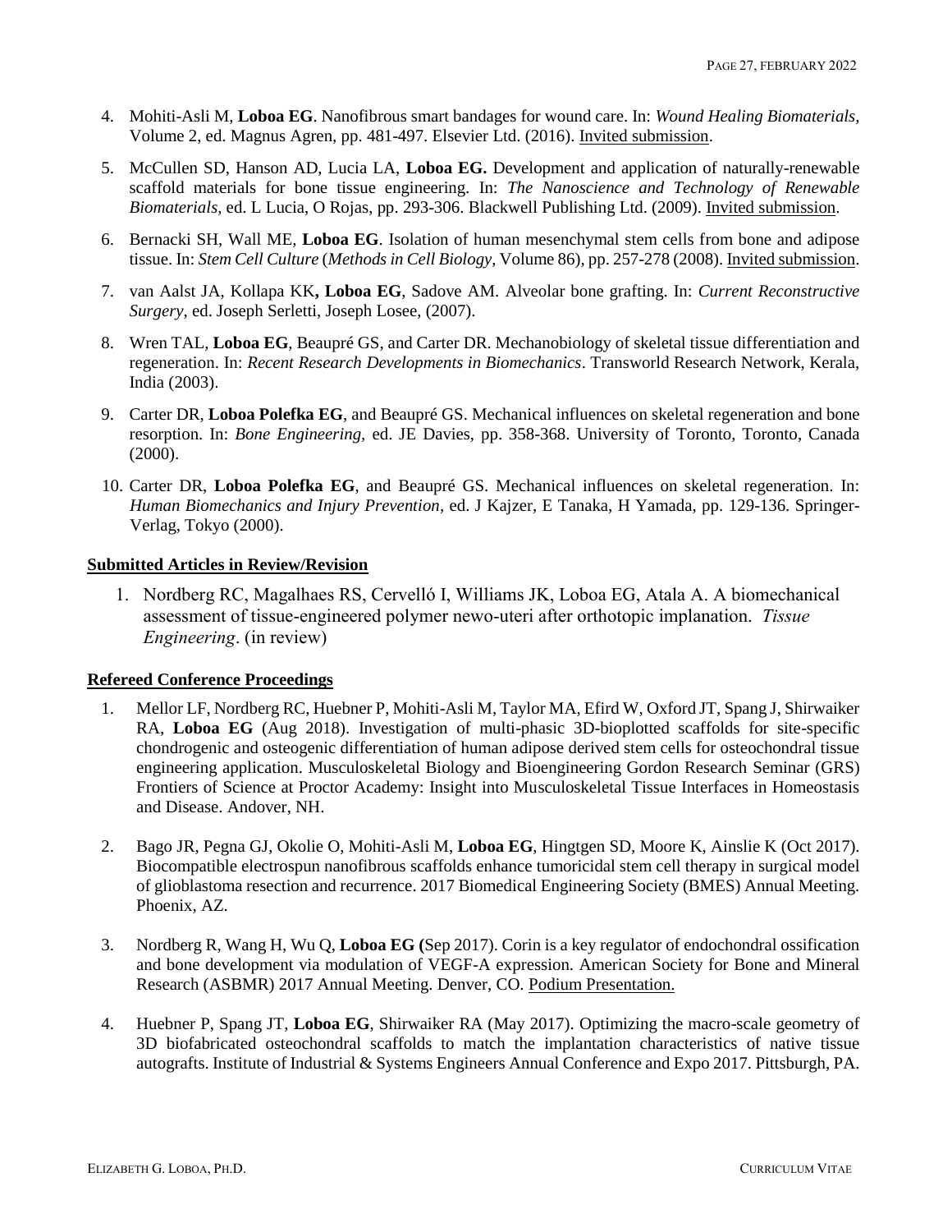4. Mohiti-Asli M, **Loboa EG**. Nanofibrous smart bandages for wound care. In: *Wound Healing Biomaterials,* Volume 2, ed. Magnus Agren, pp. 481-497. Elsevier Ltd. (2016). Invited submission.

5. McCullen SD, Hanson AD, Lucia LA, **Loboa EG.** Development and application of naturally-renewable scaffold materials for bone tissue engineering. In: *The Nanoscience and Technology of Renewable Biomaterials,* ed. L Lucia, O Rojas, pp. 293-306. Blackwell Publishing Ltd. (2009). Invited submission.

6. Bernacki SH, Wall ME, **Loboa EG**. Isolation of human mesenchymal stem cells from bone and adipose tissue. In: *Stem Cell Culture* (*Methods in Cell Biology,* Volume 86), pp. 257-278 (2008). Invited submission.

7. van Aalst JA, Kollapa KK**, Loboa EG**, Sadove AM. Alveolar bone grafting. In: *Current Reconstructive Surgery*, ed. Joseph Serletti, Joseph Losee, (2007).

8. Wren TAL, **Loboa EG**, Beaupré GS, and Carter DR. Mechanobiology of skeletal tissue differentiation and regeneration. In: *Recent Research Developments in Biomechanics*. Transworld Research Network, Kerala, India (2003).

9. Carter DR, **Loboa Polefka EG**, and Beaupré GS. Mechanical influences on skeletal regeneration and bone resorption. In: *Bone Engineering,* ed. JE Davies, pp. 358-368. University of Toronto, Toronto, Canada (2000).

10. Carter DR, **Loboa Polefka EG**, and Beaupré GS. Mechanical influences on skeletal regeneration. In: *Human Biomechanics and Injury Prevention*, ed. J Kajzer, E Tanaka, H Yamada, pp. 129-136. Springer-Verlag, Tokyo (2000).

**Submitted Articles in Review/Revision**

1. Nordberg RC, Magalhaes RS, Cervelló I, Williams JK, Loboa EG, Atala A. A biomechanical assessment of tissue-engineered polymer newo-uteri after orthotopic implanation. *Tissue Engineering*. (in review)

**Refereed Conference Proceedings**

1. Mellor LF, Nordberg RC, Huebner P, Mohiti-Asli M, Taylor MA, Efird W, Oxford JT, Spang J, Shirwaiker RA, **Loboa EG** (Aug 2018). Investigation of multi-phasic 3D-bioplotted scaffolds for site-specific chondrogenic and osteogenic differentiation of human adipose derived stem cells for osteochondral tissue engineering application. Musculoskeletal Biology and Bioengineering Gordon Research Seminar (GRS) Frontiers of Science at Proctor Academy: Insight into Musculoskeletal Tissue Interfaces in Homeostasis and Disease. Andover, NH.

2. Bago JR, Pegna GJ, Okolie O, Mohiti-Asli M, **Loboa EG**, Hingtgen SD, Moore K, Ainslie K (Oct 2017). Biocompatible electrospun nanofibrous scaffolds enhance tumoricidal stem cell therapy in surgical model of glioblastoma resection and recurrence. 2017 Biomedical Engineering Society (BMES) Annual Meeting. Phoenix, AZ.

3. Nordberg R, Wang H, Wu Q, **Loboa EG (**Sep 2017). Corin is a key regulator of endochondral ossification and bone development via modulation of VEGF-A expression. American Society for Bone and Mineral Research (ASBMR) 2017 Annual Meeting. Denver, CO. Podium Presentation.

4. Huebner P, Spang JT, **Loboa EG**, Shirwaiker RA (May 2017). Optimizing the macro-scale geometry of 3D biofabricated osteochondral scaffolds to match the implantation characteristics of native tissue autografts. Institute of Industrial & Systems Engineers Annual Conference and Expo 2017. Pittsburgh, PA.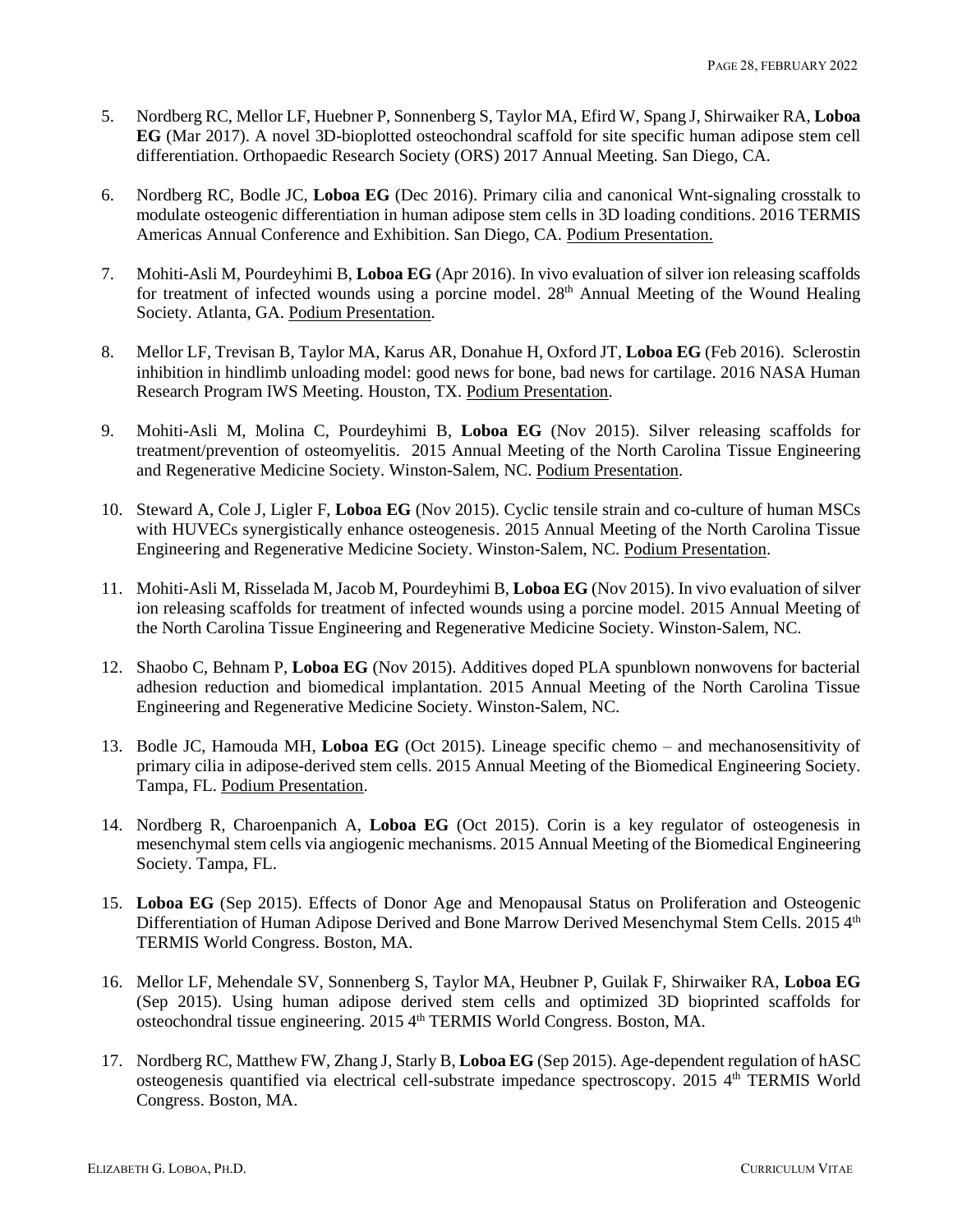5. Nordberg RC, Mellor LF, Huebner P, Sonnenberg S, Taylor MA, Efird W, Spang J, Shirwaiker RA, **Loboa EG** (Mar 2017). A novel 3D-bioplotted osteochondral scaffold for site specific human adipose stem cell differentiation. Orthopaedic Research Society (ORS) 2017 Annual Meeting. San Diego, CA.

6. Nordberg RC, Bodle JC, **Loboa EG** (Dec 2016). Primary cilia and canonical Wnt-signaling crosstalk to modulate osteogenic differentiation in human adipose stem cells in 3D loading conditions. 2016 TERMIS Americas Annual Conference and Exhibition. San Diego, CA. Podium Presentation.

7. Mohiti-Asli M, Pourdeyhimi B, **Loboa EG** (Apr 2016). In vivo evaluation of silver ion releasing scaffolds for treatment of infected wounds using a porcine model. 28th Annual Meeting of the Wound Healing Society. Atlanta, GA. Podium Presentation.

8. Mellor LF, Trevisan B, Taylor MA, Karus AR, Donahue H, Oxford JT, **Loboa EG** (Feb 2016). Sclerostin inhibition in hindlimb unloading model: good news for bone, bad news for cartilage. 2016 NASA Human Research Program IWS Meeting. Houston, TX. Podium Presentation.

9. Mohiti-Asli M, Molina C, Pourdeyhimi B, **Loboa EG** (Nov 2015). Silver releasing scaffolds for treatment/prevention of osteomyelitis. 2015 Annual Meeting of the North Carolina Tissue Engineering and Regenerative Medicine Society. Winston-Salem, NC. Podium Presentation.

10. Steward A, Cole J, Ligler F, **Loboa EG** (Nov 2015). Cyclic tensile strain and co-culture of human MSCs with HUVECs synergistically enhance osteogenesis. 2015 Annual Meeting of the North Carolina Tissue Engineering and Regenerative Medicine Society. Winston-Salem, NC. Podium Presentation.

11. Mohiti-Asli M, Risselada M, Jacob M, Pourdeyhimi B, **Loboa EG** (Nov 2015). In vivo evaluation of silver ion releasing scaffolds for treatment of infected wounds using a porcine model. 2015 Annual Meeting of the North Carolina Tissue Engineering and Regenerative Medicine Society. Winston-Salem, NC.

12. Shaobo C, Behnam P, **Loboa EG** (Nov 2015). Additives doped PLA spunblown nonwovens for bacterial adhesion reduction and biomedical implantation. 2015 Annual Meeting of the North Carolina Tissue Engineering and Regenerative Medicine Society. Winston-Salem, NC.

13. Bodle JC, Hamouda MH, **Loboa EG** (Oct 2015). Lineage specific chemo – and mechanosensitivity of primary cilia in adipose-derived stem cells. 2015 Annual Meeting of the Biomedical Engineering Society. Tampa, FL. Podium Presentation.

14. Nordberg R, Charoenpanich A, **Loboa EG** (Oct 2015). Corin is a key regulator of osteogenesis in mesenchymal stem cells via angiogenic mechanisms. 2015 Annual Meeting of the Biomedical Engineering Society. Tampa, FL.

15. **Loboa EG** (Sep 2015). Effects of Donor Age and Menopausal Status on Proliferation and Osteogenic Differentiation of Human Adipose Derived and Bone Marrow Derived Mesenchymal Stem Cells. 2015 4th TERMIS World Congress. Boston, MA.

16. Mellor LF, Mehendale SV, Sonnenberg S, Taylor MA, Heubner P, Guilak F, Shirwaiker RA, **Loboa EG** (Sep 2015). Using human adipose derived stem cells and optimized 3D bioprinted scaffolds for osteochondral tissue engineering. 2015 4th TERMIS World Congress. Boston, MA.

17. Nordberg RC, Matthew FW, Zhang J, Starly B, **Loboa EG** (Sep 2015). Age-dependent regulation of hASC osteogenesis quantified via electrical cell-substrate impedance spectroscopy. 2015 4th TERMIS World Congress. Boston, MA.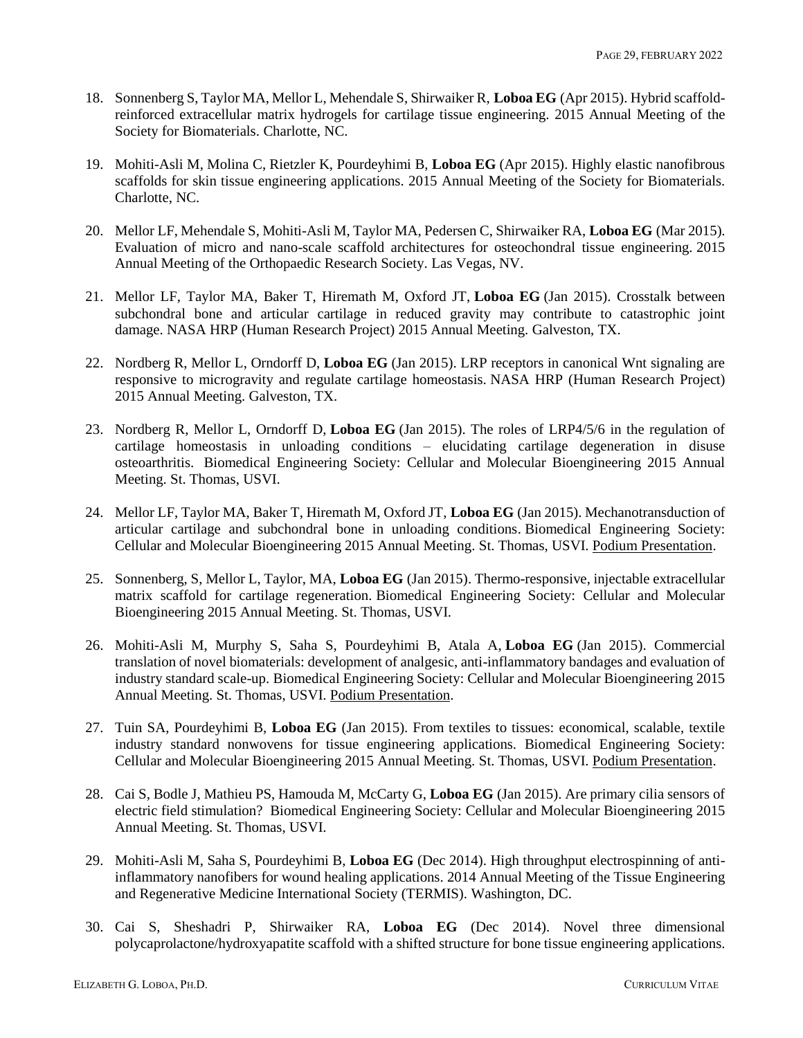18. Sonnenberg S, Taylor MA, Mellor L, Mehendale S, Shirwaiker R, **Loboa EG** (Apr 2015). Hybrid scaffold-reinforced extracellular matrix hydrogels for cartilage tissue engineering. 2015 Annual Meeting of the Society for Biomaterials. Charlotte, NC.

19. Mohiti-Asli M, Molina C, Rietzler K, Pourdeyhimi B, **Loboa EG** (Apr 2015). Highly elastic nanofibrous scaffolds for skin tissue engineering applications. 2015 Annual Meeting of the Society for Biomaterials. Charlotte, NC.

20. Mellor LF, Mehendale S, Mohiti-Asli M, Taylor MA, Pedersen C, Shirwaiker RA, **Loboa EG** (Mar 2015). Evaluation of micro and nano-scale scaffold architectures for osteochondral tissue engineering. 2015 Annual Meeting of the Orthopaedic Research Society. Las Vegas, NV.

21. Mellor LF, Taylor MA, Baker T, Hiremath M, Oxford JT, **Loboa EG** (Jan 2015). Crosstalk between subchondral bone and articular cartilage in reduced gravity may contribute to catastrophic joint damage. NASA HRP (Human Research Project) 2015 Annual Meeting. Galveston, TX.

22. Nordberg R, Mellor L, Orndorff D, **Loboa EG** (Jan 2015). LRP receptors in canonical Wnt signaling are responsive to microgravity and regulate cartilage homeostasis. NASA HRP (Human Research Project) 2015 Annual Meeting. Galveston, TX.

23. Nordberg R, Mellor L, Orndorff D, **Loboa EG** (Jan 2015). The roles of LRP4/5/6 in the regulation of cartilage homeostasis in unloading conditions – elucidating cartilage degeneration in disuse osteoarthritis. Biomedical Engineering Society: Cellular and Molecular Bioengineering 2015 Annual Meeting. St. Thomas, USVI.

24. Mellor LF, Taylor MA, Baker T, Hiremath M, Oxford JT, **Loboa EG** (Jan 2015). Mechanotransduction of articular cartilage and subchondral bone in unloading conditions. Biomedical Engineering Society: Cellular and Molecular Bioengineering 2015 Annual Meeting. St. Thomas, USVI. Podium Presentation.

25. Sonnenberg, S, Mellor L, Taylor, MA, **Loboa EG** (Jan 2015). Thermo-responsive, injectable extracellular matrix scaffold for cartilage regeneration. Biomedical Engineering Society: Cellular and Molecular Bioengineering 2015 Annual Meeting. St. Thomas, USVI.

26. Mohiti-Asli M, Murphy S, Saha S, Pourdeyhimi B, Atala A, **Loboa EG** (Jan 2015). Commercial translation of novel biomaterials: development of analgesic, anti-inflammatory bandages and evaluation of industry standard scale-up. Biomedical Engineering Society: Cellular and Molecular Bioengineering 2015 Annual Meeting. St. Thomas, USVI. Podium Presentation.

27. Tuin SA, Pourdeyhimi B, **Loboa EG** (Jan 2015). From textiles to tissues: economical, scalable, textile industry standard nonwovens for tissue engineering applications. Biomedical Engineering Society: Cellular and Molecular Bioengineering 2015 Annual Meeting. St. Thomas, USVI. Podium Presentation.

28. Cai S, Bodle J, Mathieu PS, Hamouda M, McCarty G, **Loboa EG** (Jan 2015). Are primary cilia sensors of electric field stimulation? Biomedical Engineering Society: Cellular and Molecular Bioengineering 2015 Annual Meeting. St. Thomas, USVI.

29. Mohiti-Asli M, Saha S, Pourdeyhimi B, **Loboa EG** (Dec 2014). High throughput electrospinning of anti-inflammatory nanofibers for wound healing applications. 2014 Annual Meeting of the Tissue Engineering and Regenerative Medicine International Society (TERMIS). Washington, DC.

30. Cai S, Sheshadri P, Shirwaiker RA, **Loboa EG** (Dec 2014). Novel three dimensional polycaprolactone/hydroxyapatite scaffold with a shifted structure for bone tissue engineering applications.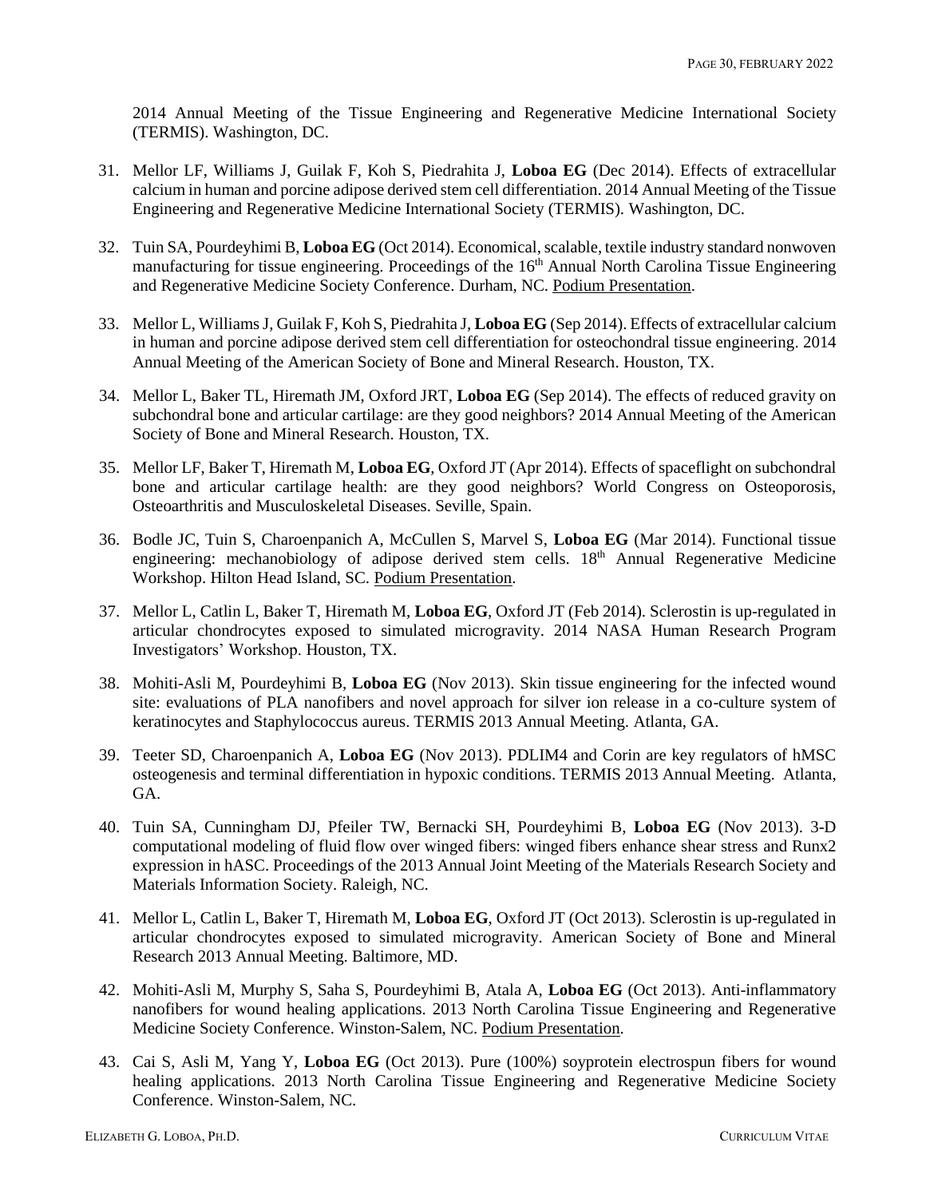2014 Annual Meeting of the Tissue Engineering and Regenerative Medicine International Society (TERMIS). Washington, DC.

31. Mellor LF, Williams J, Guilak F, Koh S, Piedrahita J, **Loboa EG** (Dec 2014). Effects of extracellular calcium in human and porcine adipose derived stem cell differentiation. 2014 Annual Meeting of the Tissue Engineering and Regenerative Medicine International Society (TERMIS). Washington, DC.

32. Tuin SA, Pourdeyhimi B, **Loboa EG** (Oct 2014). Economical, scalable, textile industry standard nonwoven manufacturing for tissue engineering. Proceedings of the 16th Annual North Carolina Tissue Engineering and Regenerative Medicine Society Conference. Durham, NC. Podium Presentation.

33. Mellor L, Williams J, Guilak F, Koh S, Piedrahita J, **Loboa EG** (Sep 2014). Effects of extracellular calcium in human and porcine adipose derived stem cell differentiation for osteochondral tissue engineering. 2014 Annual Meeting of the American Society of Bone and Mineral Research. Houston, TX.

34. Mellor L, Baker TL, Hiremath JM, Oxford JRT, **Loboa EG** (Sep 2014). The effects of reduced gravity on subchondral bone and articular cartilage: are they good neighbors? 2014 Annual Meeting of the American Society of Bone and Mineral Research. Houston, TX.

35. Mellor LF, Baker T, Hiremath M, **Loboa EG**, Oxford JT (Apr 2014). Effects of spaceflight on subchondral bone and articular cartilage health: are they good neighbors? World Congress on Osteoporosis, Osteoarthritis and Musculoskeletal Diseases. Seville, Spain.

36. Bodle JC, Tuin S, Charoenpanich A, McCullen S, Marvel S, **Loboa EG** (Mar 2014). Functional tissue engineering: mechanobiology of adipose derived stem cells. 18th Annual Regenerative Medicine Workshop. Hilton Head Island, SC. Podium Presentation.

37. Mellor L, Catlin L, Baker T, Hiremath M, **Loboa EG**, Oxford JT (Feb 2014). Sclerostin is up-regulated in articular chondrocytes exposed to simulated microgravity. 2014 NASA Human Research Program Investigators' Workshop. Houston, TX.

38. Mohiti-Asli M, Pourdeyhimi B, **Loboa EG** (Nov 2013). Skin tissue engineering for the infected wound site: evaluations of PLA nanofibers and novel approach for silver ion release in a co-culture system of keratinocytes and Staphylococcus aureus. TERMIS 2013 Annual Meeting. Atlanta, GA.

39. Teeter SD, Charoenpanich A, **Loboa EG** (Nov 2013). PDLIM4 and Corin are key regulators of hMSC osteogenesis and terminal differentiation in hypoxic conditions. TERMIS 2013 Annual Meeting. Atlanta, GA.

40. Tuin SA, Cunningham DJ, Pfeiler TW, Bernacki SH, Pourdeyhimi B, **Loboa EG** (Nov 2013). 3-D computational modeling of fluid flow over winged fibers: winged fibers enhance shear stress and Runx2 expression in hASC. Proceedings of the 2013 Annual Joint Meeting of the Materials Research Society and Materials Information Society. Raleigh, NC.

41. Mellor L, Catlin L, Baker T, Hiremath M, **Loboa EG**, Oxford JT (Oct 2013). Sclerostin is up-regulated in articular chondrocytes exposed to simulated microgravity. American Society of Bone and Mineral Research 2013 Annual Meeting. Baltimore, MD.

42. Mohiti-Asli M, Murphy S, Saha S, Pourdeyhimi B, Atala A, **Loboa EG** (Oct 2013). Anti-inflammatory nanofibers for wound healing applications. 2013 North Carolina Tissue Engineering and Regenerative Medicine Society Conference. Winston-Salem, NC. Podium Presentation.

43. Cai S, Asli M, Yang Y, **Loboa EG** (Oct 2013). Pure (100%) soyprotein electrospun fibers for wound healing applications. 2013 North Carolina Tissue Engineering and Regenerative Medicine Society Conference. Winston-Salem, NC.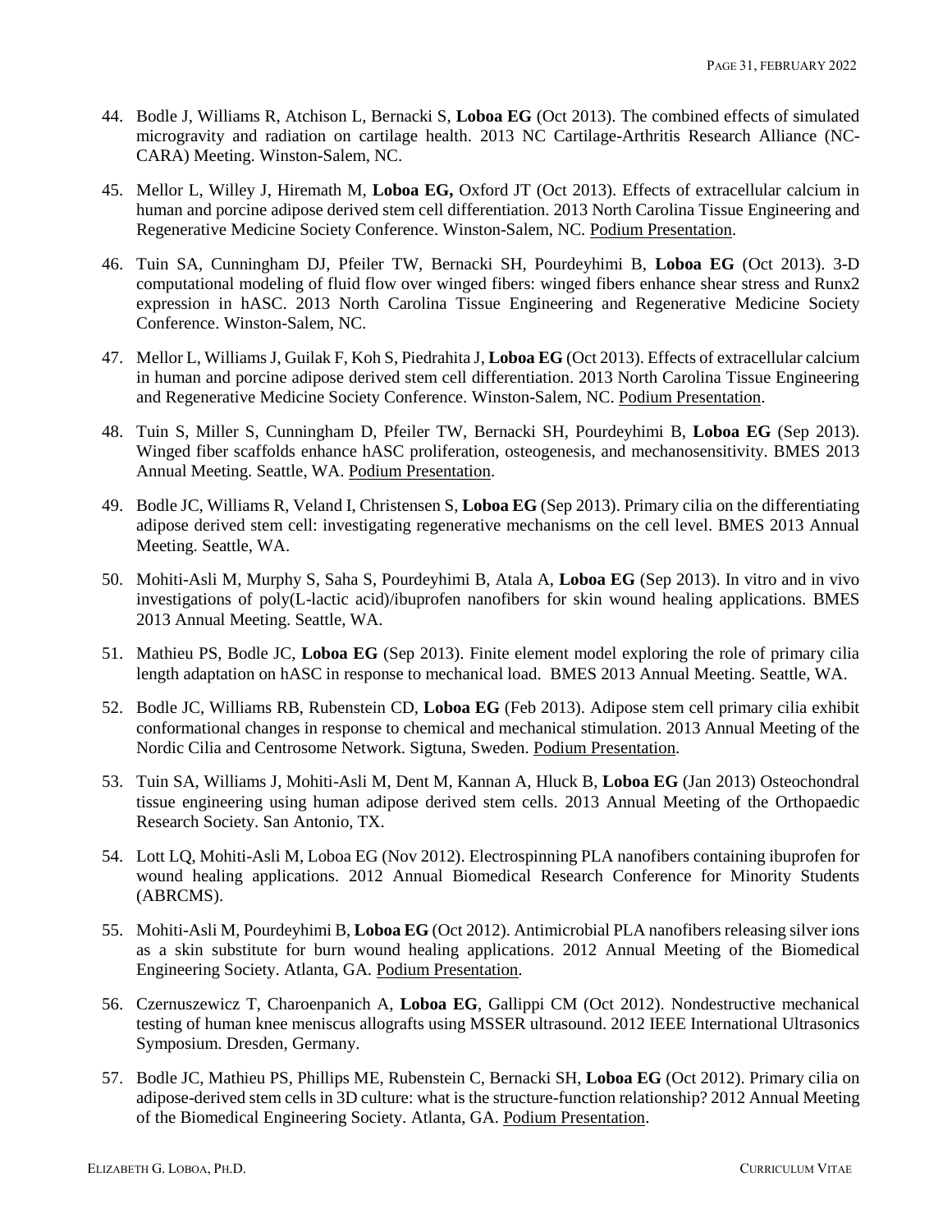44. Bodle J, Williams R, Atchison L, Bernacki S, **Loboa EG** (Oct 2013). The combined effects of simulated microgravity and radiation on cartilage health. 2013 NC Cartilage-Arthritis Research Alliance (NC-CARA) Meeting. Winston-Salem, NC.

45. Mellor L, Willey J, Hiremath M, **Loboa EG,** Oxford JT (Oct 2013). Effects of extracellular calcium in human and porcine adipose derived stem cell differentiation. 2013 North Carolina Tissue Engineering and Regenerative Medicine Society Conference. Winston-Salem, NC. Podium Presentation.

46. Tuin SA, Cunningham DJ, Pfeiler TW, Bernacki SH, Pourdeyhimi B, **Loboa EG** (Oct 2013). 3-D computational modeling of fluid flow over winged fibers: winged fibers enhance shear stress and Runx2 expression in hASC. 2013 North Carolina Tissue Engineering and Regenerative Medicine Society Conference. Winston-Salem, NC.

47. Mellor L, Williams J, Guilak F, Koh S, Piedrahita J, **Loboa EG** (Oct 2013). Effects of extracellular calcium in human and porcine adipose derived stem cell differentiation. 2013 North Carolina Tissue Engineering and Regenerative Medicine Society Conference. Winston-Salem, NC. Podium Presentation.

48. Tuin S, Miller S, Cunningham D, Pfeiler TW, Bernacki SH, Pourdeyhimi B, **Loboa EG** (Sep 2013). Winged fiber scaffolds enhance hASC proliferation, osteogenesis, and mechanosensitivity. BMES 2013 Annual Meeting. Seattle, WA. Podium Presentation.

49. Bodle JC, Williams R, Veland I, Christensen S, **Loboa EG** (Sep 2013). Primary cilia on the differentiating adipose derived stem cell: investigating regenerative mechanisms on the cell level. BMES 2013 Annual Meeting. Seattle, WA.

50. Mohiti-Asli M, Murphy S, Saha S, Pourdeyhimi B, Atala A, **Loboa EG** (Sep 2013). In vitro and in vivo investigations of poly(L-lactic acid)/ibuprofen nanofibers for skin wound healing applications. BMES 2013 Annual Meeting. Seattle, WA.

51. Mathieu PS, Bodle JC, **Loboa EG** (Sep 2013). Finite element model exploring the role of primary cilia length adaptation on hASC in response to mechanical load. BMES 2013 Annual Meeting. Seattle, WA.

52. Bodle JC, Williams RB, Rubenstein CD, **Loboa EG** (Feb 2013). Adipose stem cell primary cilia exhibit conformational changes in response to chemical and mechanical stimulation. 2013 Annual Meeting of the Nordic Cilia and Centrosome Network. Sigtuna, Sweden. Podium Presentation.

53. Tuin SA, Williams J, Mohiti-Asli M, Dent M, Kannan A, Hluck B, **Loboa EG** (Jan 2013) Osteochondral tissue engineering using human adipose derived stem cells. 2013 Annual Meeting of the Orthopaedic Research Society. San Antonio, TX.

54. Lott LQ, Mohiti-Asli M, Loboa EG (Nov 2012). Electrospinning PLA nanofibers containing ibuprofen for wound healing applications. 2012 Annual Biomedical Research Conference for Minority Students (ABRCMS).

55. Mohiti-Asli M, Pourdeyhimi B, **Loboa EG** (Oct 2012). Antimicrobial PLA nanofibers releasing silver ions as a skin substitute for burn wound healing applications. 2012 Annual Meeting of the Biomedical Engineering Society. Atlanta, GA. Podium Presentation.

56. Czernuszewicz T, Charoenpanich A, **Loboa EG**, Gallippi CM (Oct 2012). Nondestructive mechanical testing of human knee meniscus allografts using MSSER ultrasound. 2012 IEEE International Ultrasonics Symposium. Dresden, Germany.

57. Bodle JC, Mathieu PS, Phillips ME, Rubenstein C, Bernacki SH, **Loboa EG** (Oct 2012). Primary cilia on adipose-derived stem cells in 3D culture: what is the structure-function relationship? 2012 Annual Meeting of the Biomedical Engineering Society. Atlanta, GA. Podium Presentation.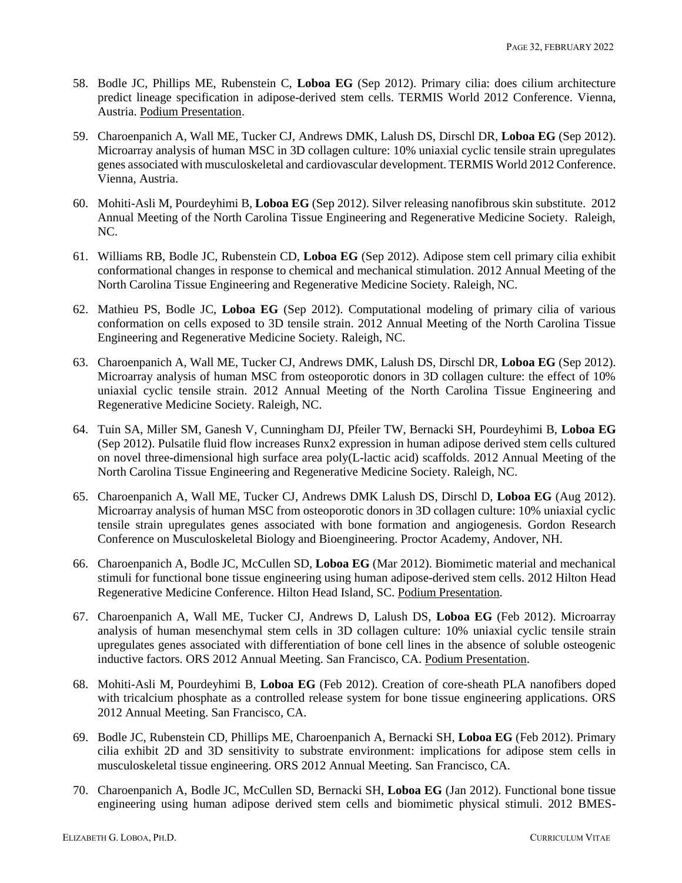58. Bodle JC, Phillips ME, Rubenstein C, **Loboa EG** (Sep 2012). Primary cilia: does cilium architecture predict lineage specification in adipose-derived stem cells. TERMIS World 2012 Conference. Vienna, Austria. Podium Presentation.

59. Charoenpanich A, Wall ME, Tucker CJ, Andrews DMK, Lalush DS, Dirschl DR, **Loboa EG** (Sep 2012). Microarray analysis of human MSC in 3D collagen culture: 10% uniaxial cyclic tensile strain upregulates genes associated with musculoskeletal and cardiovascular development. TERMIS World 2012 Conference. Vienna, Austria.

60. Mohiti-Asli M, Pourdeyhimi B, **Loboa EG** (Sep 2012). Silver releasing nanofibrous skin substitute. 2012 Annual Meeting of the North Carolina Tissue Engineering and Regenerative Medicine Society. Raleigh, NC.

61. Williams RB, Bodle JC, Rubenstein CD, **Loboa EG** (Sep 2012). Adipose stem cell primary cilia exhibit conformational changes in response to chemical and mechanical stimulation. 2012 Annual Meeting of the North Carolina Tissue Engineering and Regenerative Medicine Society. Raleigh, NC.

62. Mathieu PS, Bodle JC, **Loboa EG** (Sep 2012). Computational modeling of primary cilia of various conformation on cells exposed to 3D tensile strain. 2012 Annual Meeting of the North Carolina Tissue Engineering and Regenerative Medicine Society. Raleigh, NC.

63. Charoenpanich A, Wall ME, Tucker CJ, Andrews DMK, Lalush DS, Dirschl DR, **Loboa EG** (Sep 2012). Microarray analysis of human MSC from osteoporotic donors in 3D collagen culture: the effect of 10% uniaxial cyclic tensile strain. 2012 Annual Meeting of the North Carolina Tissue Engineering and Regenerative Medicine Society. Raleigh, NC.

64. Tuin SA, Miller SM, Ganesh V, Cunningham DJ, Pfeiler TW, Bernacki SH, Pourdeyhimi B, **Loboa EG** (Sep 2012). Pulsatile fluid flow increases Runx2 expression in human adipose derived stem cells cultured on novel three-dimensional high surface area poly(L-lactic acid) scaffolds. 2012 Annual Meeting of the North Carolina Tissue Engineering and Regenerative Medicine Society. Raleigh, NC.

65. Charoenpanich A, Wall ME, Tucker CJ, Andrews DMK Lalush DS, Dirschl D, **Loboa EG** (Aug 2012). Microarray analysis of human MSC from osteoporotic donors in 3D collagen culture: 10% uniaxial cyclic tensile strain upregulates genes associated with bone formation and angiogenesis. Gordon Research Conference on Musculoskeletal Biology and Bioengineering. Proctor Academy, Andover, NH.

66. Charoenpanich A, Bodle JC, McCullen SD, **Loboa EG** (Mar 2012). Biomimetic material and mechanical stimuli for functional bone tissue engineering using human adipose-derived stem cells. 2012 Hilton Head Regenerative Medicine Conference. Hilton Head Island, SC. Podium Presentation.

67. Charoenpanich A, Wall ME, Tucker CJ, Andrews D, Lalush DS, **Loboa EG** (Feb 2012). Microarray analysis of human mesenchymal stem cells in 3D collagen culture: 10% uniaxial cyclic tensile strain upregulates genes associated with differentiation of bone cell lines in the absence of soluble osteogenic inductive factors. ORS 2012 Annual Meeting. San Francisco, CA. Podium Presentation.

68. Mohiti-Asli M, Pourdeyhimi B, **Loboa EG** (Feb 2012). Creation of core-sheath PLA nanofibers doped with tricalcium phosphate as a controlled release system for bone tissue engineering applications. ORS 2012 Annual Meeting. San Francisco, CA.

69. Bodle JC, Rubenstein CD, Phillips ME, Charoenpanich A, Bernacki SH, **Loboa EG** (Feb 2012). Primary cilia exhibit 2D and 3D sensitivity to substrate environment: implications for adipose stem cells in musculoskeletal tissue engineering. ORS 2012 Annual Meeting. San Francisco, CA.

70. Charoenpanich A, Bodle JC, McCullen SD, Bernacki SH, **Loboa EG** (Jan 2012). Functional bone tissue engineering using human adipose derived stem cells and biomimetic physical stimuli. 2012 BMES-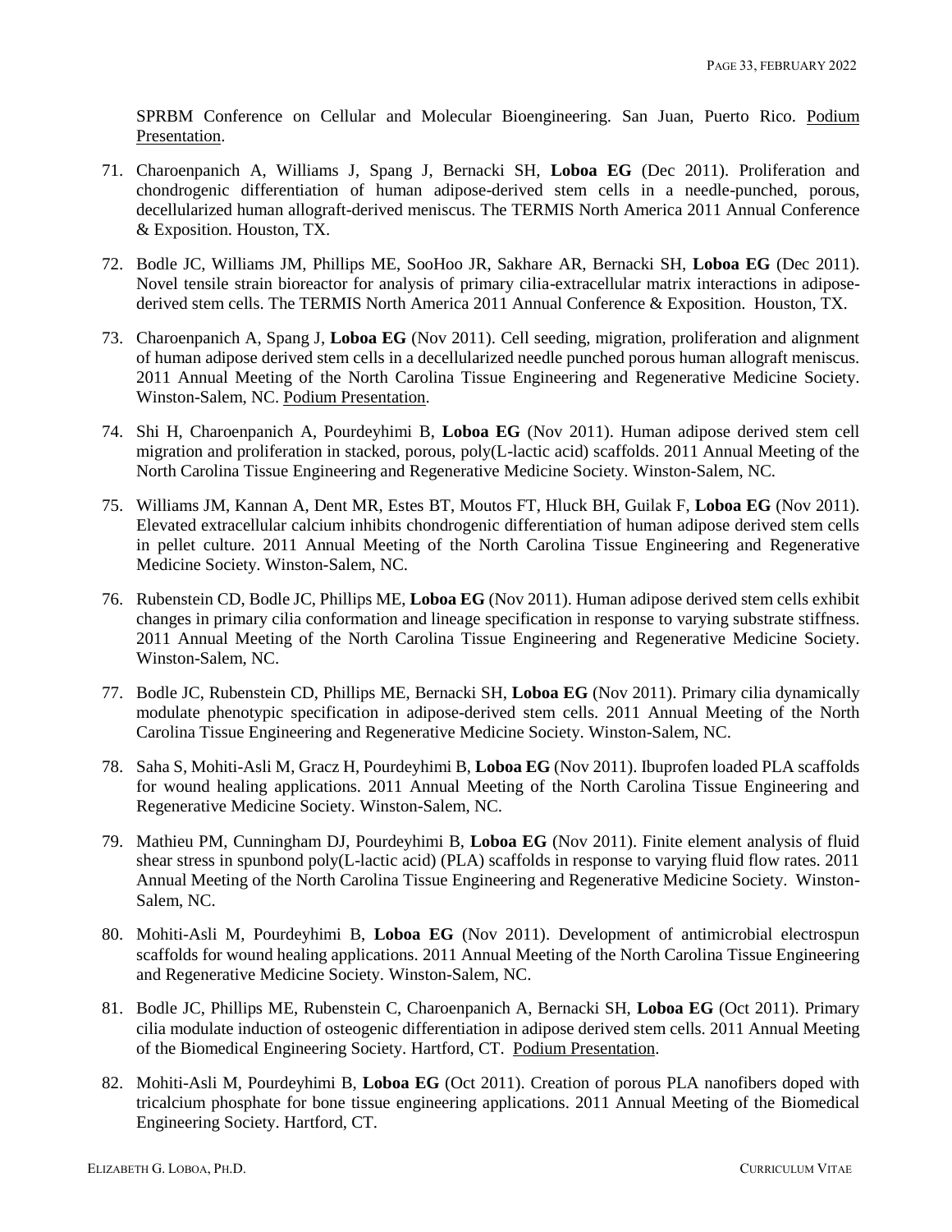SPRBM Conference on Cellular and Molecular Bioengineering. San Juan, Puerto Rico. Podium Presentation.

71. Charoenpanich A, Williams J, Spang J, Bernacki SH, **Loboa EG** (Dec 2011). Proliferation and chondrogenic differentiation of human adipose-derived stem cells in a needle-punched, porous, decellularized human allograft-derived meniscus. The TERMIS North America 2011 Annual Conference & Exposition. Houston, TX.

72. Bodle JC, Williams JM, Phillips ME, SooHoo JR, Sakhare AR, Bernacki SH, **Loboa EG** (Dec 2011). Novel tensile strain bioreactor for analysis of primary cilia-extracellular matrix interactions in adipose-derived stem cells. The TERMIS North America 2011 Annual Conference & Exposition. Houston, TX.

73. Charoenpanich A, Spang J, **Loboa EG** (Nov 2011). Cell seeding, migration, proliferation and alignment of human adipose derived stem cells in a decellularized needle punched porous human allograft meniscus. 2011 Annual Meeting of the North Carolina Tissue Engineering and Regenerative Medicine Society. Winston-Salem, NC. Podium Presentation.

74. Shi H, Charoenpanich A, Pourdeyhimi B, **Loboa EG** (Nov 2011). Human adipose derived stem cell migration and proliferation in stacked, porous, poly(L-lactic acid) scaffolds. 2011 Annual Meeting of the North Carolina Tissue Engineering and Regenerative Medicine Society. Winston-Salem, NC.

75. Williams JM, Kannan A, Dent MR, Estes BT, Moutos FT, Hluck BH, Guilak F, **Loboa EG** (Nov 2011). Elevated extracellular calcium inhibits chondrogenic differentiation of human adipose derived stem cells in pellet culture. 2011 Annual Meeting of the North Carolina Tissue Engineering and Regenerative Medicine Society. Winston-Salem, NC.

76. Rubenstein CD, Bodle JC, Phillips ME, **Loboa EG** (Nov 2011). Human adipose derived stem cells exhibit changes in primary cilia conformation and lineage specification in response to varying substrate stiffness. 2011 Annual Meeting of the North Carolina Tissue Engineering and Regenerative Medicine Society. Winston-Salem, NC.

77. Bodle JC, Rubenstein CD, Phillips ME, Bernacki SH, **Loboa EG** (Nov 2011). Primary cilia dynamically modulate phenotypic specification in adipose-derived stem cells. 2011 Annual Meeting of the North Carolina Tissue Engineering and Regenerative Medicine Society. Winston-Salem, NC.

78. Saha S, Mohiti-Asli M, Gracz H, Pourdeyhimi B, **Loboa EG** (Nov 2011). Ibuprofen loaded PLA scaffolds for wound healing applications. 2011 Annual Meeting of the North Carolina Tissue Engineering and Regenerative Medicine Society. Winston-Salem, NC.

79. Mathieu PM, Cunningham DJ, Pourdeyhimi B, **Loboa EG** (Nov 2011). Finite element analysis of fluid shear stress in spunbond poly(L-lactic acid) (PLA) scaffolds in response to varying fluid flow rates. 2011 Annual Meeting of the North Carolina Tissue Engineering and Regenerative Medicine Society. Winston-Salem, NC.

80. Mohiti-Asli M, Pourdeyhimi B, **Loboa EG** (Nov 2011). Development of antimicrobial electrospun scaffolds for wound healing applications. 2011 Annual Meeting of the North Carolina Tissue Engineering and Regenerative Medicine Society. Winston-Salem, NC.

81. Bodle JC, Phillips ME, Rubenstein C, Charoenpanich A, Bernacki SH, **Loboa EG** (Oct 2011). Primary cilia modulate induction of osteogenic differentiation in adipose derived stem cells. 2011 Annual Meeting of the Biomedical Engineering Society. Hartford, CT. Podium Presentation.

82. Mohiti-Asli M, Pourdeyhimi B, **Loboa EG** (Oct 2011). Creation of porous PLA nanofibers doped with tricalcium phosphate for bone tissue engineering applications. 2011 Annual Meeting of the Biomedical Engineering Society. Hartford, CT.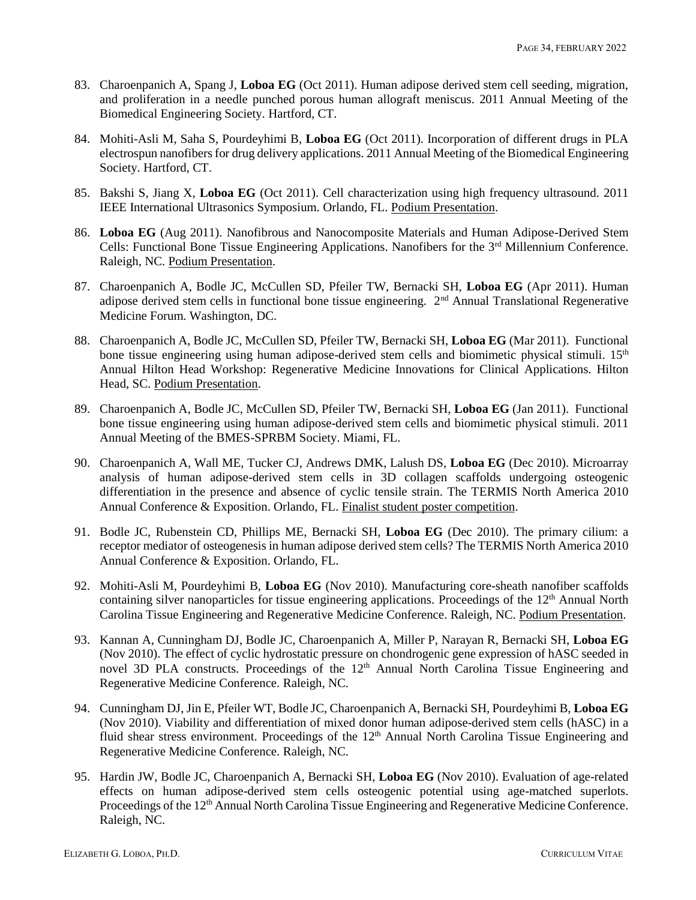83. Charoenpanich A, Spang J, **Loboa EG** (Oct 2011). Human adipose derived stem cell seeding, migration, and proliferation in a needle punched porous human allograft meniscus. 2011 Annual Meeting of the Biomedical Engineering Society. Hartford, CT.

84. Mohiti-Asli M, Saha S, Pourdeyhimi B, **Loboa EG** (Oct 2011). Incorporation of different drugs in PLA electrospun nanofibers for drug delivery applications. 2011 Annual Meeting of the Biomedical Engineering Society. Hartford, CT.

85. Bakshi S, Jiang X, **Loboa EG** (Oct 2011). Cell characterization using high frequency ultrasound. 2011 IEEE International Ultrasonics Symposium. Orlando, FL. Podium Presentation.

86. **Loboa EG** (Aug 2011). Nanofibrous and Nanocomposite Materials and Human Adipose-Derived Stem Cells: Functional Bone Tissue Engineering Applications. Nanofibers for the 3rd Millennium Conference. Raleigh, NC. Podium Presentation.

87. Charoenpanich A, Bodle JC, McCullen SD, Pfeiler TW, Bernacki SH, **Loboa EG** (Apr 2011). Human adipose derived stem cells in functional bone tissue engineering. 2nd Annual Translational Regenerative Medicine Forum. Washington, DC.

88. Charoenpanich A, Bodle JC, McCullen SD, Pfeiler TW, Bernacki SH, **Loboa EG** (Mar 2011). Functional bone tissue engineering using human adipose-derived stem cells and biomimetic physical stimuli. 15th Annual Hilton Head Workshop: Regenerative Medicine Innovations for Clinical Applications. Hilton Head, SC. Podium Presentation.

89. Charoenpanich A, Bodle JC, McCullen SD, Pfeiler TW, Bernacki SH, **Loboa EG** (Jan 2011). Functional bone tissue engineering using human adipose-derived stem cells and biomimetic physical stimuli. 2011 Annual Meeting of the BMES-SPRBM Society. Miami, FL.

90. Charoenpanich A, Wall ME, Tucker CJ, Andrews DMK, Lalush DS, **Loboa EG** (Dec 2010). Microarray analysis of human adipose-derived stem cells in 3D collagen scaffolds undergoing osteogenic differentiation in the presence and absence of cyclic tensile strain. The TERMIS North America 2010 Annual Conference & Exposition. Orlando, FL. Finalist student poster competition.

91. Bodle JC, Rubenstein CD, Phillips ME, Bernacki SH, **Loboa EG** (Dec 2010). The primary cilium: a receptor mediator of osteogenesis in human adipose derived stem cells? The TERMIS North America 2010 Annual Conference & Exposition. Orlando, FL.

92. Mohiti-Asli M, Pourdeyhimi B, **Loboa EG** (Nov 2010). Manufacturing core-sheath nanofiber scaffolds containing silver nanoparticles for tissue engineering applications. Proceedings of the 12th Annual North Carolina Tissue Engineering and Regenerative Medicine Conference. Raleigh, NC. Podium Presentation.

93. Kannan A, Cunningham DJ, Bodle JC, Charoenpanich A, Miller P, Narayan R, Bernacki SH, **Loboa EG** (Nov 2010). The effect of cyclic hydrostatic pressure on chondrogenic gene expression of hASC seeded in novel 3D PLA constructs. Proceedings of the 12th Annual North Carolina Tissue Engineering and Regenerative Medicine Conference. Raleigh, NC.

94. Cunningham DJ, Jin E, Pfeiler WT, Bodle JC, Charoenpanich A, Bernacki SH, Pourdeyhimi B, **Loboa EG** (Nov 2010). Viability and differentiation of mixed donor human adipose-derived stem cells (hASC) in a fluid shear stress environment. Proceedings of the 12th Annual North Carolina Tissue Engineering and Regenerative Medicine Conference. Raleigh, NC.

95. Hardin JW, Bodle JC, Charoenpanich A, Bernacki SH, **Loboa EG** (Nov 2010). Evaluation of age-related effects on human adipose-derived stem cells osteogenic potential using age-matched superlots. Proceedings of the 12th Annual North Carolina Tissue Engineering and Regenerative Medicine Conference. Raleigh, NC.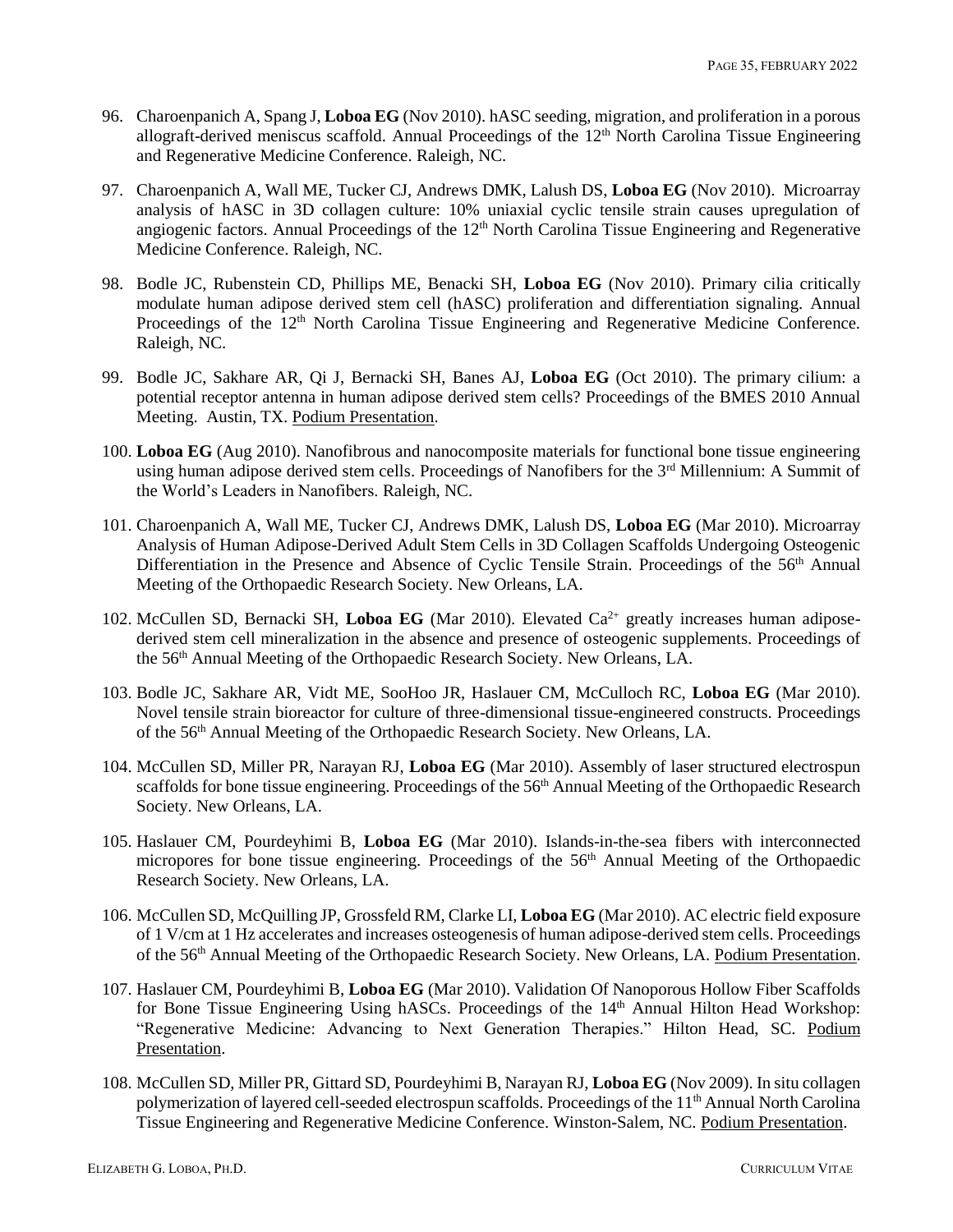96. Charoenpanich A, Spang J, **Loboa EG** (Nov 2010). hASC seeding, migration, and proliferation in a porous allograft-derived meniscus scaffold. Annual Proceedings of the 12th North Carolina Tissue Engineering and Regenerative Medicine Conference. Raleigh, NC.

97. Charoenpanich A, Wall ME, Tucker CJ, Andrews DMK, Lalush DS, **Loboa EG** (Nov 2010). Microarray analysis of hASC in 3D collagen culture: 10% uniaxial cyclic tensile strain causes upregulation of angiogenic factors. Annual Proceedings of the 12th North Carolina Tissue Engineering and Regenerative Medicine Conference. Raleigh, NC.

98. Bodle JC, Rubenstein CD, Phillips ME, Benacki SH, **Loboa EG** (Nov 2010). Primary cilia critically modulate human adipose derived stem cell (hASC) proliferation and differentiation signaling. Annual Proceedings of the 12th North Carolina Tissue Engineering and Regenerative Medicine Conference. Raleigh, NC.

99. Bodle JC, Sakhare AR, Qi J, Bernacki SH, Banes AJ, **Loboa EG** (Oct 2010). The primary cilium: a potential receptor antenna in human adipose derived stem cells? Proceedings of the BMES 2010 Annual Meeting. Austin, TX. Podium Presentation.

100. **Loboa EG** (Aug 2010). Nanofibrous and nanocomposite materials for functional bone tissue engineering using human adipose derived stem cells. Proceedings of Nanofibers for the 3rd Millennium: A Summit of the World's Leaders in Nanofibers. Raleigh, NC.

101. Charoenpanich A, Wall ME, Tucker CJ, Andrews DMK, Lalush DS, **Loboa EG** (Mar 2010). Microarray Analysis of Human Adipose-Derived Adult Stem Cells in 3D Collagen Scaffolds Undergoing Osteogenic Differentiation in the Presence and Absence of Cyclic Tensile Strain. Proceedings of the 56th Annual Meeting of the Orthopaedic Research Society. New Orleans, LA.

102. McCullen SD, Bernacki SH, **Loboa EG** (Mar 2010). Elevated $Ca^{2+}$ greatly increases human adipose-derived stem cell mineralization in the absence and presence of osteogenic supplements. Proceedings of the 56th Annual Meeting of the Orthopaedic Research Society. New Orleans, LA.

103. Bodle JC, Sakhare AR, Vidt ME, SooHoo JR, Haslauer CM, McCulloch RC, **Loboa EG** (Mar 2010). Novel tensile strain bioreactor for culture of three-dimensional tissue-engineered constructs. Proceedings of the 56th Annual Meeting of the Orthopaedic Research Society. New Orleans, LA.

104. McCullen SD, Miller PR, Narayan RJ, **Loboa EG** (Mar 2010). Assembly of laser structured electrospun scaffolds for bone tissue engineering. Proceedings of the 56th Annual Meeting of the Orthopaedic Research Society. New Orleans, LA.

105. Haslauer CM, Pourdeyhimi B, **Loboa EG** (Mar 2010). Islands-in-the-sea fibers with interconnected micropores for bone tissue engineering. Proceedings of the 56th Annual Meeting of the Orthopaedic Research Society. New Orleans, LA.

106. McCullen SD, McQuilling JP, Grossfeld RM, Clarke LI, **Loboa EG** (Mar 2010). AC electric field exposure of 1 V/cm at 1 Hz accelerates and increases osteogenesis of human adipose-derived stem cells. Proceedings of the 56th Annual Meeting of the Orthopaedic Research Society. New Orleans, LA. Podium Presentation.

107. Haslauer CM, Pourdeyhimi B, **Loboa EG** (Mar 2010). Validation Of Nanoporous Hollow Fiber Scaffolds for Bone Tissue Engineering Using hASCs. Proceedings of the 14th Annual Hilton Head Workshop: "Regenerative Medicine: Advancing to Next Generation Therapies." Hilton Head, SC. Podium Presentation.

108. McCullen SD, Miller PR, Gittard SD, Pourdeyhimi B, Narayan RJ, **Loboa EG** (Nov 2009). In situ collagen polymerization of layered cell-seeded electrospun scaffolds. Proceedings of the 11th Annual North Carolina Tissue Engineering and Regenerative Medicine Conference. Winston-Salem, NC. Podium Presentation.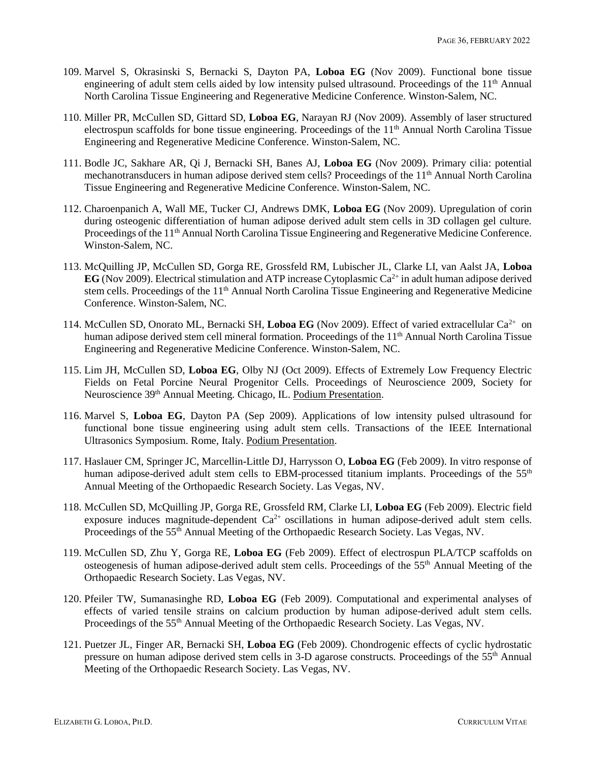109. Marvel S, Okrasinski S, Bernacki S, Dayton PA, **Loboa EG** (Nov 2009). Functional bone tissue engineering of adult stem cells aided by low intensity pulsed ultrasound. Proceedings of the 11th Annual North Carolina Tissue Engineering and Regenerative Medicine Conference. Winston-Salem, NC.

110. Miller PR, McCullen SD, Gittard SD, **Loboa EG**, Narayan RJ (Nov 2009). Assembly of laser structured electrospun scaffolds for bone tissue engineering. Proceedings of the 11th Annual North Carolina Tissue Engineering and Regenerative Medicine Conference. Winston-Salem, NC.

111. Bodle JC, Sakhare AR, Qi J, Bernacki SH, Banes AJ, **Loboa EG** (Nov 2009). Primary cilia: potential mechanotransducers in human adipose derived stem cells? Proceedings of the 11th Annual North Carolina Tissue Engineering and Regenerative Medicine Conference. Winston-Salem, NC.

112. Charoenpanich A, Wall ME, Tucker CJ, Andrews DMK, **Loboa EG** (Nov 2009). Upregulation of corin during osteogenic differentiation of human adipose derived adult stem cells in 3D collagen gel culture. Proceedings of the 11th Annual North Carolina Tissue Engineering and Regenerative Medicine Conference. Winston-Salem, NC.

113. McQuilling JP, McCullen SD, Gorga RE, Grossfeld RM, Lubischer JL, Clarke LI, van Aalst JA, **Loboa EG** (Nov 2009). Electrical stimulation and ATP increase Cytoplasmic $Ca^{2+}$ in adult human adipose derived stem cells. Proceedings of the 11th Annual North Carolina Tissue Engineering and Regenerative Medicine Conference. Winston-Salem, NC.

114. McCullen SD, Onorato ML, Bernacki SH, **Loboa EG** (Nov 2009). Effect of varied extracellular $Ca^{2+}$ on human adipose derived stem cell mineral formation. Proceedings of the 11th Annual North Carolina Tissue Engineering and Regenerative Medicine Conference. Winston-Salem, NC.

115. Lim JH, McCullen SD, **Loboa EG**, Olby NJ (Oct 2009). Effects of Extremely Low Frequency Electric Fields on Fetal Porcine Neural Progenitor Cells. Proceedings of Neuroscience 2009, Society for Neuroscience 39th Annual Meeting. Chicago, IL. Podium Presentation.

116. Marvel S, **Loboa EG**, Dayton PA (Sep 2009). Applications of low intensity pulsed ultrasound for functional bone tissue engineering using adult stem cells. Transactions of the IEEE International Ultrasonics Symposium. Rome, Italy. Podium Presentation.

117. Haslauer CM, Springer JC, Marcellin-Little DJ, Harrysson O, **Loboa EG** (Feb 2009). In vitro response of human adipose-derived adult stem cells to EBM-processed titanium implants. Proceedings of the 55th Annual Meeting of the Orthopaedic Research Society. Las Vegas, NV.

118. McCullen SD, McQuilling JP, Gorga RE, Grossfeld RM, Clarke LI, **Loboa EG** (Feb 2009). Electric field exposure induces magnitude-dependent $Ca^{2+}$ oscillations in human adipose-derived adult stem cells. Proceedings of the 55th Annual Meeting of the Orthopaedic Research Society. Las Vegas, NV.

119. McCullen SD, Zhu Y, Gorga RE, **Loboa EG** (Feb 2009). Effect of electrospun PLA/TCP scaffolds on osteogenesis of human adipose-derived adult stem cells. Proceedings of the 55th Annual Meeting of the Orthopaedic Research Society. Las Vegas, NV.

120. Pfeiler TW, Sumanasinghe RD, **Loboa EG** (Feb 2009). Computational and experimental analyses of effects of varied tensile strains on calcium production by human adipose-derived adult stem cells. Proceedings of the 55th Annual Meeting of the Orthopaedic Research Society. Las Vegas, NV.

121. Puetzer JL, Finger AR, Bernacki SH, **Loboa EG** (Feb 2009). Chondrogenic effects of cyclic hydrostatic pressure on human adipose derived stem cells in 3-D agarose constructs. Proceedings of the 55th Annual Meeting of the Orthopaedic Research Society. Las Vegas, NV.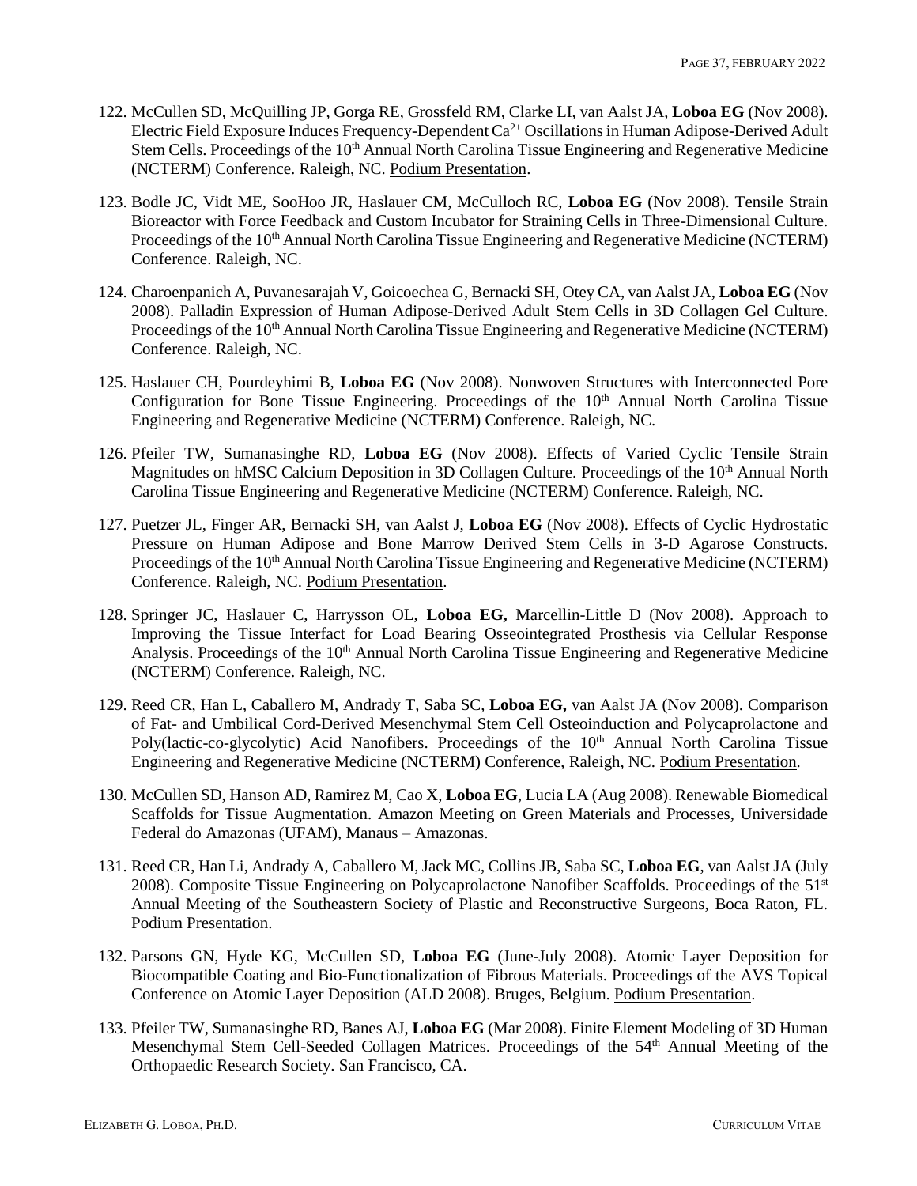122. McCullen SD, McQuilling JP, Gorga RE, Grossfeld RM, Clarke LI, van Aalst JA, **Loboa EG** (Nov 2008). Electric Field Exposure Induces Frequency-Dependent $Ca^{2+}$ Oscillations in Human Adipose-Derived Adult Stem Cells. Proceedings of the 10th Annual North Carolina Tissue Engineering and Regenerative Medicine (NCTERM) Conference. Raleigh, NC. Podium Presentation.

123. Bodle JC, Vidt ME, SooHoo JR, Haslauer CM, McCulloch RC, **Loboa EG** (Nov 2008). Tensile Strain Bioreactor with Force Feedback and Custom Incubator for Straining Cells in Three-Dimensional Culture. Proceedings of the 10th Annual North Carolina Tissue Engineering and Regenerative Medicine (NCTERM) Conference. Raleigh, NC.

124. Charoenpanich A, Puvanesarajah V, Goicoechea G, Bernacki SH, Otey CA, van Aalst JA, **Loboa EG** (Nov 2008). Palladin Expression of Human Adipose-Derived Adult Stem Cells in 3D Collagen Gel Culture. Proceedings of the 10th Annual North Carolina Tissue Engineering and Regenerative Medicine (NCTERM) Conference. Raleigh, NC.

125. Haslauer CH, Pourdeyhimi B, **Loboa EG** (Nov 2008). Nonwoven Structures with Interconnected Pore Configuration for Bone Tissue Engineering. Proceedings of the 10th Annual North Carolina Tissue Engineering and Regenerative Medicine (NCTERM) Conference. Raleigh, NC.

126. Pfeiler TW, Sumanasinghe RD, **Loboa EG** (Nov 2008). Effects of Varied Cyclic Tensile Strain Magnitudes on hMSC Calcium Deposition in 3D Collagen Culture. Proceedings of the 10th Annual North Carolina Tissue Engineering and Regenerative Medicine (NCTERM) Conference. Raleigh, NC.

127. Puetzer JL, Finger AR, Bernacki SH, van Aalst J, **Loboa EG** (Nov 2008). Effects of Cyclic Hydrostatic Pressure on Human Adipose and Bone Marrow Derived Stem Cells in 3-D Agarose Constructs. Proceedings of the 10th Annual North Carolina Tissue Engineering and Regenerative Medicine (NCTERM) Conference. Raleigh, NC. Podium Presentation.

128. Springer JC, Haslauer C, Harrysson OL, **Loboa EG,** Marcellin-Little D (Nov 2008). Approach to Improving the Tissue Interface for Load Bearing Osseointegrated Prosthesis via Cellular Response Analysis. Proceedings of the 10th Annual North Carolina Tissue Engineering and Regenerative Medicine (NCTERM) Conference. Raleigh, NC.

129. Reed CR, Han L, Caballero M, Andrady T, Saba SC, **Loboa EG,** van Aalst JA (Nov 2008). Comparison of Fat- and Umbilical Cord-Derived Mesenchymal Stem Cell Osteoinduction and Polycaprolactone and Poly(lactic-co-glycolytic) Acid Nanofibers. Proceedings of the 10th Annual North Carolina Tissue Engineering and Regenerative Medicine (NCTERM) Conference, Raleigh, NC. Podium Presentation.

130. McCullen SD, Hanson AD, Ramirez M, Cao X, **Loboa EG**, Lucia LA (Aug 2008). Renewable Biomedical Scaffolds for Tissue Augmentation. Amazon Meeting on Green Materials and Processes, Universidade Federal do Amazonas (UFAM), Manaus – Amazonas.

131. Reed CR, Han Li, Andrady A, Caballero M, Jack MC, Collins JB, Saba SC, **Loboa EG**, van Aalst JA (July 2008). Composite Tissue Engineering on Polycaprolactone Nanofiber Scaffolds. Proceedings of the 51st Annual Meeting of the Southeastern Society of Plastic and Reconstructive Surgeons, Boca Raton, FL. Podium Presentation.

132. Parsons GN, Hyde KG, McCullen SD, **Loboa EG** (June-July 2008). Atomic Layer Deposition for Biocompatible Coating and Bio-Functionalization of Fibrous Materials. Proceedings of the AVS Topical Conference on Atomic Layer Deposition (ALD 2008). Bruges, Belgium. Podium Presentation.

133. Pfeiler TW, Sumanasinghe RD, Banes AJ, **Loboa EG** (Mar 2008). Finite Element Modeling of 3D Human Mesenchymal Stem Cell-Seeded Collagen Matrices. Proceedings of the 54th Annual Meeting of the Orthopaedic Research Society. San Francisco, CA.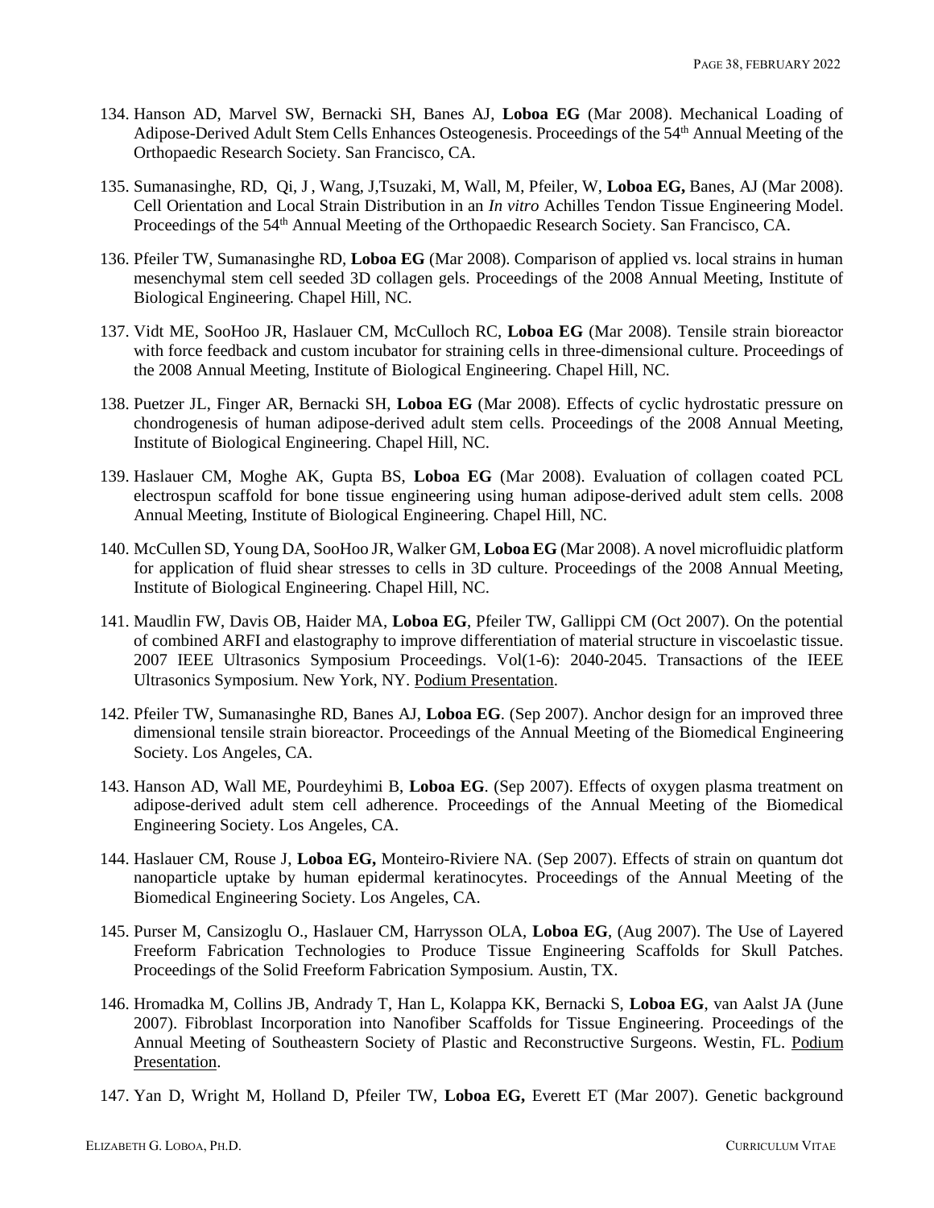134. Hanson AD, Marvel SW, Bernacki SH, Banes AJ, **Loboa EG** (Mar 2008). Mechanical Loading of Adipose-Derived Adult Stem Cells Enhances Osteogenesis. Proceedings of the 54th Annual Meeting of the Orthopaedic Research Society. San Francisco, CA.

135. Sumanasinghe, RD, Qi, J , Wang, J,Tsuzaki, M, Wall, M, Pfeiler, W, **Loboa EG,** Banes, AJ (Mar 2008). Cell Orientation and Local Strain Distribution in an *In vitro* Achilles Tendon Tissue Engineering Model. Proceedings of the 54th Annual Meeting of the Orthopaedic Research Society. San Francisco, CA.

136. Pfeiler TW, Sumanasinghe RD, **Loboa EG** (Mar 2008). Comparison of applied vs. local strains in human mesenchymal stem cell seeded 3D collagen gels. Proceedings of the 2008 Annual Meeting, Institute of Biological Engineering. Chapel Hill, NC.

137. Vidt ME, SooHoo JR, Haslauer CM, McCulloch RC, **Loboa EG** (Mar 2008). Tensile strain bioreactor with force feedback and custom incubator for straining cells in three-dimensional culture. Proceedings of the 2008 Annual Meeting, Institute of Biological Engineering. Chapel Hill, NC.

138. Puetzer JL, Finger AR, Bernacki SH, **Loboa EG** (Mar 2008). Effects of cyclic hydrostatic pressure on chondrogenesis of human adipose-derived adult stem cells. Proceedings of the 2008 Annual Meeting, Institute of Biological Engineering. Chapel Hill, NC.

139. Haslauer CM, Moghe AK, Gupta BS, **Loboa EG** (Mar 2008). Evaluation of collagen coated PCL electrospun scaffold for bone tissue engineering using human adipose-derived adult stem cells. 2008 Annual Meeting, Institute of Biological Engineering. Chapel Hill, NC.

140. McCullen SD, Young DA, SooHoo JR, Walker GM, **Loboa EG** (Mar 2008). A novel microfluidic platform for application of fluid shear stresses to cells in 3D culture. Proceedings of the 2008 Annual Meeting, Institute of Biological Engineering. Chapel Hill, NC.

141. Maudlin FW, Davis OB, Haider MA, **Loboa EG**, Pfeiler TW, Gallippi CM (Oct 2007). On the potential of combined ARFI and elastography to improve differentiation of material structure in viscoelastic tissue. 2007 IEEE Ultrasonics Symposium Proceedings. Vol(1-6): 2040-2045. Transactions of the IEEE Ultrasonics Symposium. New York, NY. <u>Podium Presentation</u>.

142. Pfeiler TW, Sumanasinghe RD, Banes AJ, **Loboa EG**. (Sep 2007). Anchor design for an improved three dimensional tensile strain bioreactor. Proceedings of the Annual Meeting of the Biomedical Engineering Society. Los Angeles, CA.

143. Hanson AD, Wall ME, Pourdeyhimi B, **Loboa EG**. (Sep 2007). Effects of oxygen plasma treatment on adipose-derived adult stem cell adherence. Proceedings of the Annual Meeting of the Biomedical Engineering Society. Los Angeles, CA.

144. Haslauer CM, Rouse J, **Loboa EG,** Monteiro-Riviere NA. (Sep 2007). Effects of strain on quantum dot nanoparticle uptake by human epidermal keratinocytes. Proceedings of the Annual Meeting of the Biomedical Engineering Society. Los Angeles, CA.

145. Purser M, Cansizoglu O., Haslauer CM, Harrysson OLA, **Loboa EG**, (Aug 2007). The Use of Layered Freeform Fabrication Technologies to Produce Tissue Engineering Scaffolds for Skull Patches. Proceedings of the Solid Freeform Fabrication Symposium. Austin, TX.

146. Hromadka M, Collins JB, Andrady T, Han L, Kolappa KK, Bernacki S, **Loboa EG**, van Aalst JA (June 2007). Fibroblast Incorporation into Nanofiber Scaffolds for Tissue Engineering. Proceedings of the Annual Meeting of Southeastern Society of Plastic and Reconstructive Surgeons. Westin, FL. <u>Podium Presentation</u>.

147. Yan D, Wright M, Holland D, Pfeiler TW, **Loboa EG,** Everett ET (Mar 2007). Genetic background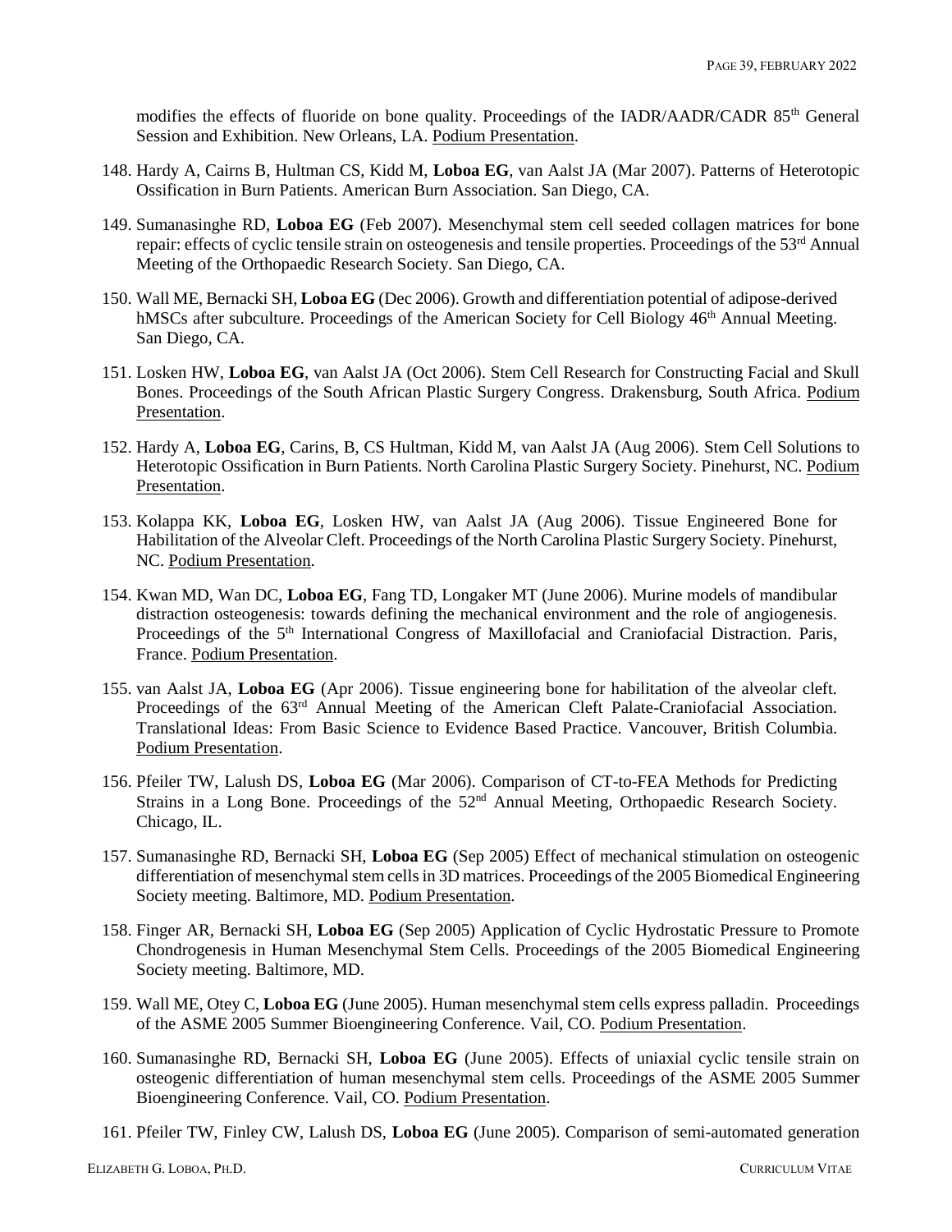modifies the effects of fluoride on bone quality. Proceedings of the IADR/AADR/CADR 85th General Session and Exhibition. New Orleans, LA. Podium Presentation.

148. Hardy A, Cairns B, Hultman CS, Kidd M, **Loboa EG**, van Aalst JA (Mar 2007). Patterns of Heterotopic Ossification in Burn Patients. American Burn Association. San Diego, CA.

149. Sumanasinghe RD, **Loboa EG** (Feb 2007). Mesenchymal stem cell seeded collagen matrices for bone repair: effects of cyclic tensile strain on osteogenesis and tensile properties. Proceedings of the 53rd Annual Meeting of the Orthopaedic Research Society. San Diego, CA.

150. Wall ME, Bernacki SH, **Loboa EG** (Dec 2006). Growth and differentiation potential of adipose-derived hMSCs after subculture. Proceedings of the American Society for Cell Biology 46th Annual Meeting. San Diego, CA.

151. Losken HW, **Loboa EG**, van Aalst JA (Oct 2006). Stem Cell Research for Constructing Facial and Skull Bones. Proceedings of the South African Plastic Surgery Congress. Drakensburg, South Africa. Podium Presentation.

152. Hardy A, **Loboa EG**, Carins, B, CS Hultman, Kidd M, van Aalst JA (Aug 2006). Stem Cell Solutions to Heterotopic Ossification in Burn Patients. North Carolina Plastic Surgery Society. Pinehurst, NC. Podium Presentation.

153. Kolappa KK, **Loboa EG**, Losken HW, van Aalst JA (Aug 2006). Tissue Engineered Bone for Habilitation of the Alveolar Cleft. Proceedings of the North Carolina Plastic Surgery Society. Pinehurst, NC. Podium Presentation.

154. Kwan MD, Wan DC, **Loboa EG**, Fang TD, Longaker MT (June 2006). Murine models of mandibular distraction osteogenesis: towards defining the mechanical environment and the role of angiogenesis. Proceedings of the 5th International Congress of Maxillofacial and Craniofacial Distraction. Paris, France. Podium Presentation.

155. van Aalst JA, **Loboa EG** (Apr 2006). Tissue engineering bone for habilitation of the alveolar cleft. Proceedings of the 63rd Annual Meeting of the American Cleft Palate-Craniofacial Association. Translational Ideas: From Basic Science to Evidence Based Practice. Vancouver, British Columbia. Podium Presentation.

156. Pfeiler TW, Lalush DS, **Loboa EG** (Mar 2006). Comparison of CT-to-FEA Methods for Predicting Strains in a Long Bone. Proceedings of the 52nd Annual Meeting, Orthopaedic Research Society. Chicago, IL.

157. Sumanasinghe RD, Bernacki SH, **Loboa EG** (Sep 2005) Effect of mechanical stimulation on osteogenic differentiation of mesenchymal stem cells in 3D matrices. Proceedings of the 2005 Biomedical Engineering Society meeting. Baltimore, MD. Podium Presentation.

158. Finger AR, Bernacki SH, **Loboa EG** (Sep 2005) Application of Cyclic Hydrostatic Pressure to Promote Chondrogenesis in Human Mesenchymal Stem Cells. Proceedings of the 2005 Biomedical Engineering Society meeting. Baltimore, MD.

159. Wall ME, Otey C, **Loboa EG** (June 2005). Human mesenchymal stem cells express palladin. Proceedings of the ASME 2005 Summer Bioengineering Conference. Vail, CO. Podium Presentation.

160. Sumanasinghe RD, Bernacki SH, **Loboa EG** (June 2005). Effects of uniaxial cyclic tensile strain on osteogenic differentiation of human mesenchymal stem cells. Proceedings of the ASME 2005 Summer Bioengineering Conference. Vail, CO. Podium Presentation.

161. Pfeiler TW, Finley CW, Lalush DS, **Loboa EG** (June 2005). Comparison of semi-automated generation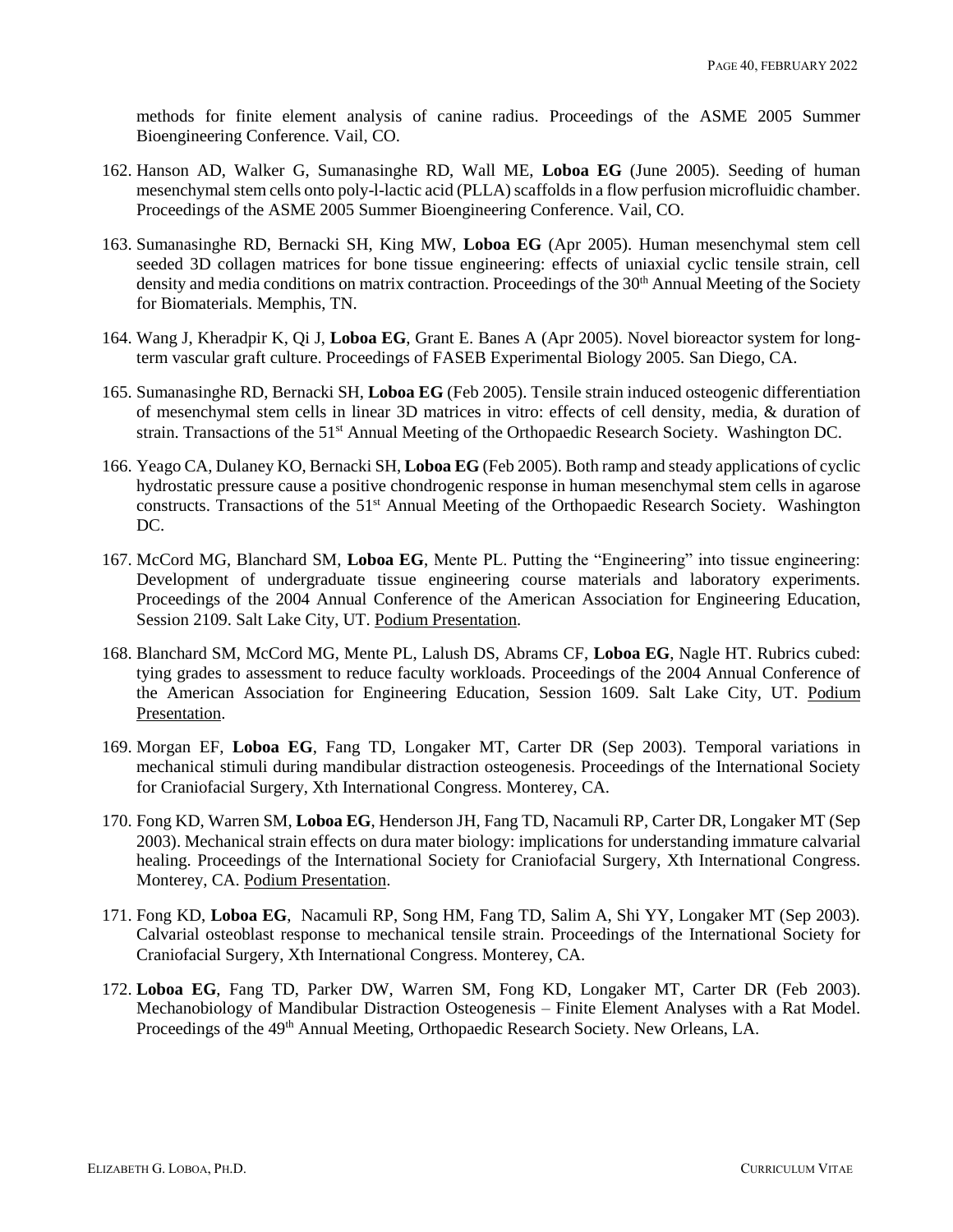methods for finite element analysis of canine radius. Proceedings of the ASME 2005 Summer Bioengineering Conference. Vail, CO.

162. Hanson AD, Walker G, Sumanasinghe RD, Wall ME, **Loboa EG** (June 2005). Seeding of human mesenchymal stem cells onto poly-l-lactic acid (PLLA) scaffolds in a flow perfusion microfluidic chamber. Proceedings of the ASME 2005 Summer Bioengineering Conference. Vail, CO.

163. Sumanasinghe RD, Bernacki SH, King MW, **Loboa EG** (Apr 2005). Human mesenchymal stem cell seeded 3D collagen matrices for bone tissue engineering: effects of uniaxial cyclic tensile strain, cell density and media conditions on matrix contraction. Proceedings of the 30th Annual Meeting of the Society for Biomaterials. Memphis, TN.

164. Wang J, Kheradpir K, Qi J, **Loboa EG**, Grant E. Banes A (Apr 2005). Novel bioreactor system for long-term vascular graft culture. Proceedings of FASEB Experimental Biology 2005. San Diego, CA.

165. Sumanasinghe RD, Bernacki SH, **Loboa EG** (Feb 2005). Tensile strain induced osteogenic differentiation of mesenchymal stem cells in linear 3D matrices in vitro: effects of cell density, media, & duration of strain. Transactions of the 51st Annual Meeting of the Orthopaedic Research Society. Washington DC.

166. Yeago CA, Dulaney KO, Bernacki SH, **Loboa EG** (Feb 2005). Both ramp and steady applications of cyclic hydrostatic pressure cause a positive chondrogenic response in human mesenchymal stem cells in agarose constructs. Transactions of the 51st Annual Meeting of the Orthopaedic Research Society. Washington DC.

167. McCord MG, Blanchard SM, **Loboa EG**, Mente PL. Putting the "Engineering" into tissue engineering: Development of undergraduate tissue engineering course materials and laboratory experiments. Proceedings of the 2004 Annual Conference of the American Association for Engineering Education, Session 2109. Salt Lake City, UT. Podium Presentation.

168. Blanchard SM, McCord MG, Mente PL, Lalush DS, Abrams CF, **Loboa EG**, Nagle HT. Rubrics cubed: tying grades to assessment to reduce faculty workloads. Proceedings of the 2004 Annual Conference of the American Association for Engineering Education, Session 1609. Salt Lake City, UT. Podium Presentation.

169. Morgan EF, **Loboa EG**, Fang TD, Longaker MT, Carter DR (Sep 2003). Temporal variations in mechanical stimuli during mandibular distraction osteogenesis. Proceedings of the International Society for Craniofacial Surgery, Xth International Congress. Monterey, CA.

170. Fong KD, Warren SM, **Loboa EG**, Henderson JH, Fang TD, Nacamuli RP, Carter DR, Longaker MT (Sep 2003). Mechanical strain effects on dura mater biology: implications for understanding immature calvarial healing. Proceedings of the International Society for Craniofacial Surgery, Xth International Congress. Monterey, CA. Podium Presentation.

171. Fong KD, **Loboa EG**, Nacamuli RP, Song HM, Fang TD, Salim A, Shi YY, Longaker MT (Sep 2003). Calvarial osteoblast response to mechanical tensile strain. Proceedings of the International Society for Craniofacial Surgery, Xth International Congress. Monterey, CA.

172. **Loboa EG**, Fang TD, Parker DW, Warren SM, Fong KD, Longaker MT, Carter DR (Feb 2003). Mechanobiology of Mandibular Distraction Osteogenesis – Finite Element Analyses with a Rat Model. Proceedings of the 49th Annual Meeting, Orthopaedic Research Society. New Orleans, LA.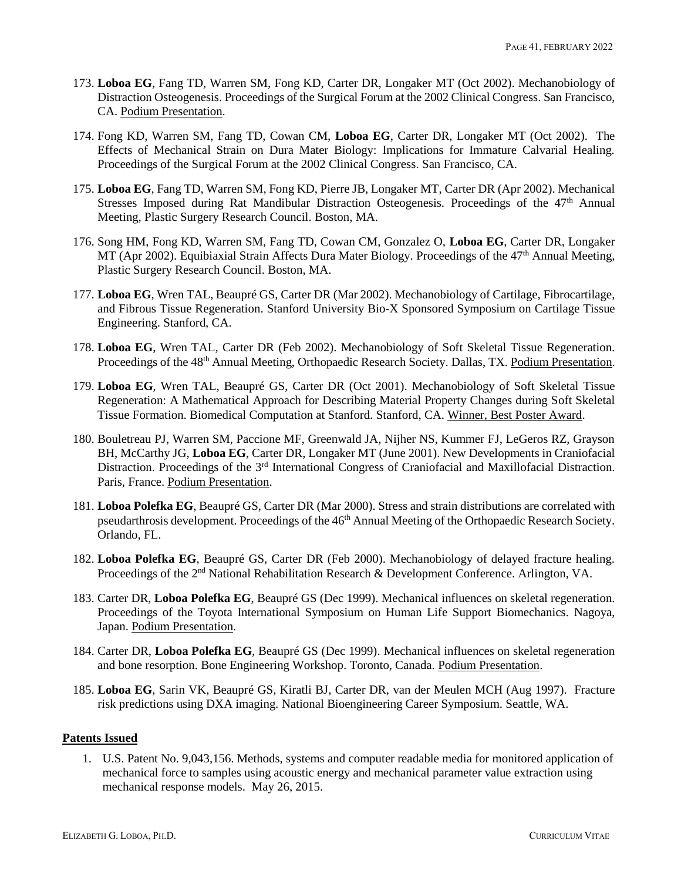173. **Loboa EG**, Fang TD, Warren SM, Fong KD, Carter DR, Longaker MT (Oct 2002). Mechanobiology of Distraction Osteogenesis. Proceedings of the Surgical Forum at the 2002 Clinical Congress. San Francisco, CA. Podium Presentation.

174. Fong KD, Warren SM, Fang TD, Cowan CM, **Loboa EG**, Carter DR, Longaker MT (Oct 2002). The Effects of Mechanical Strain on Dura Mater Biology: Implications for Immature Calvarial Healing. Proceedings of the Surgical Forum at the 2002 Clinical Congress. San Francisco, CA.

175. **Loboa EG**, Fang TD, Warren SM, Fong KD, Pierre JB, Longaker MT, Carter DR (Apr 2002). Mechanical Stresses Imposed during Rat Mandibular Distraction Osteogenesis. Proceedings of the 47th Annual Meeting, Plastic Surgery Research Council. Boston, MA.

176. Song HM, Fong KD, Warren SM, Fang TD, Cowan CM, Gonzalez O, **Loboa EG**, Carter DR, Longaker MT (Apr 2002). Equibiaxial Strain Affects Dura Mater Biology. Proceedings of the 47th Annual Meeting, Plastic Surgery Research Council. Boston, MA.

177. **Loboa EG**, Wren TAL, Beaupré GS, Carter DR (Mar 2002). Mechanobiology of Cartilage, Fibrocartilage, and Fibrous Tissue Regeneration. Stanford University Bio-X Sponsored Symposium on Cartilage Tissue Engineering. Stanford, CA.

178. **Loboa EG**, Wren TAL, Carter DR (Feb 2002). Mechanobiology of Soft Skeletal Tissue Regeneration. Proceedings of the 48th Annual Meeting, Orthopaedic Research Society. Dallas, TX. Podium Presentation.

179. **Loboa EG**, Wren TAL, Beaupré GS, Carter DR (Oct 2001). Mechanobiology of Soft Skeletal Tissue Regeneration: A Mathematical Approach for Describing Material Property Changes during Soft Skeletal Tissue Formation. Biomedical Computation at Stanford. Stanford, CA. Winner, Best Poster Award.

180. Bouletreau PJ, Warren SM, Paccione MF, Greenwald JA, Nijher NS, Kummer FJ, LeGeros RZ, Grayson BH, McCarthy JG, **Loboa EG**, Carter DR, Longaker MT (June 2001). New Developments in Craniofacial Distraction. Proceedings of the 3rd International Congress of Craniofacial and Maxillofacial Distraction. Paris, France. Podium Presentation.

181. **Loboa Polefka EG**, Beaupré GS, Carter DR (Mar 2000). Stress and strain distributions are correlated with pseudarthrosis development. Proceedings of the 46th Annual Meeting of the Orthopaedic Research Society. Orlando, FL.

182. **Loboa Polefka EG**, Beaupré GS, Carter DR (Feb 2000). Mechanobiology of delayed fracture healing. Proceedings of the 2nd National Rehabilitation Research & Development Conference. Arlington, VA.

183. Carter DR, **Loboa Polefka EG**, Beaupré GS (Dec 1999). Mechanical influences on skeletal regeneration. Proceedings of the Toyota International Symposium on Human Life Support Biomechanics. Nagoya, Japan. Podium Presentation.

184. Carter DR, **Loboa Polefka EG**, Beaupré GS (Dec 1999). Mechanical influences on skeletal regeneration and bone resorption. Bone Engineering Workshop. Toronto, Canada. Podium Presentation.

185. **Loboa EG**, Sarin VK, Beaupré GS, Kiratli BJ, Carter DR, van der Meulen MCH (Aug 1997). Fracture risk predictions using DXA imaging. National Bioengineering Career Symposium. Seattle, WA.

## Patents Issued

1. U.S. Patent No. 9,043,156. Methods, systems and computer readable media for monitored application of mechanical force to samples using acoustic energy and mechanical parameter value extraction using mechanical response models. May 26, 2015.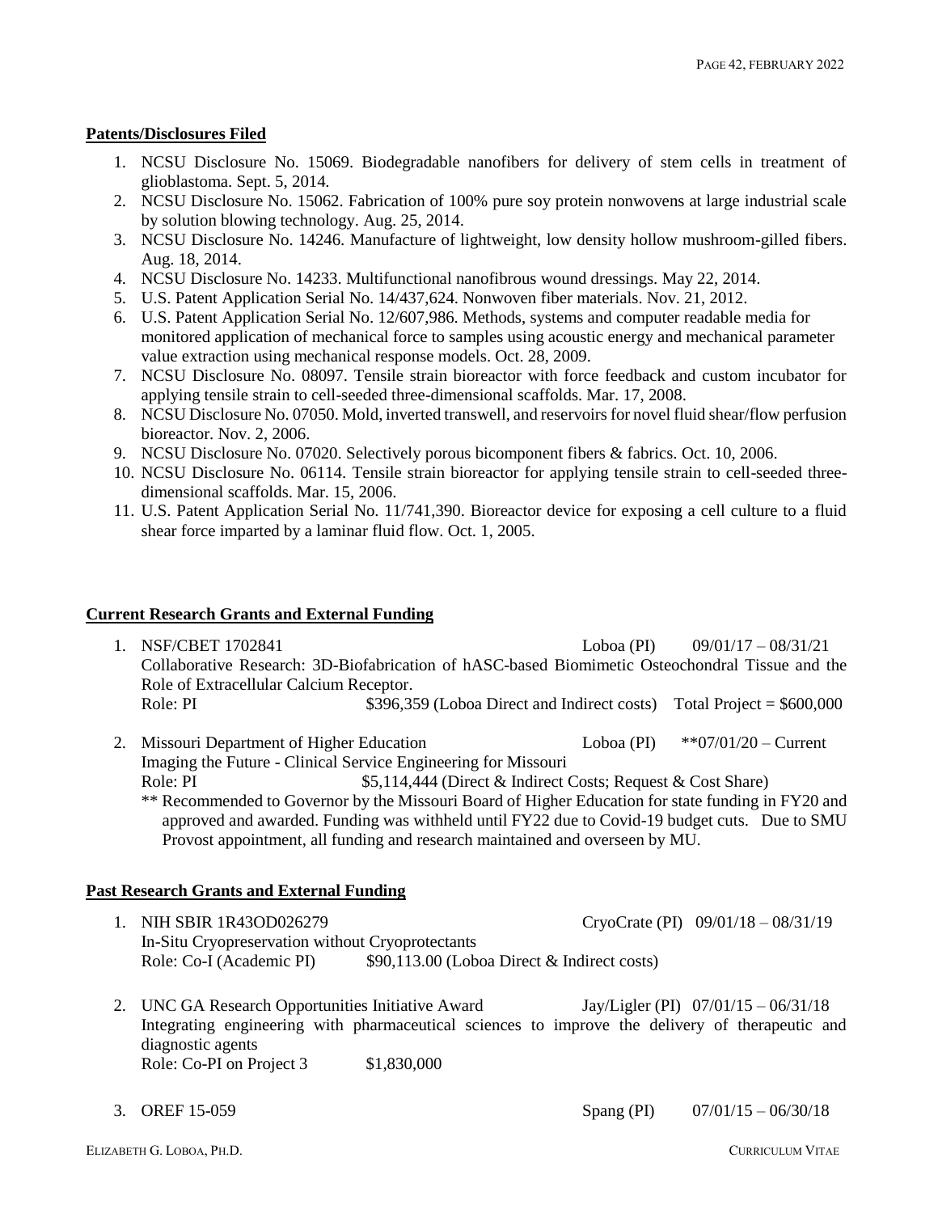**Patents/Disclosures Filed**

1. NCSU Disclosure No. 15069. Biodegradable nanofibers for delivery of stem cells in treatment of glioblastoma. Sept. 5, 2014.
2. NCSU Disclosure No. 15062. Fabrication of 100% pure soy protein nonwovens at large industrial scale by solution blowing technology. Aug. 25, 2014.
3. NCSU Disclosure No. 14246. Manufacture of lightweight, low density hollow mushroom-gilled fibers. Aug. 18, 2014.
4. NCSU Disclosure No. 14233. Multifunctional nanofibrous wound dressings. May 22, 2014.
5. U.S. Patent Application Serial No. 14/437,624. Nonwoven fiber materials. Nov. 21, 2012.
6. U.S. Patent Application Serial No. 12/607,986. Methods, systems and computer readable media for monitored application of mechanical force to samples using acoustic energy and mechanical parameter value extraction using mechanical response models. Oct. 28, 2009.
7. NCSU Disclosure No. 08097. Tensile strain bioreactor with force feedback and custom incubator for applying tensile strain to cell-seeded three-dimensional scaffolds. Mar. 17, 2008.
8. NCSU Disclosure No. 07050. Mold, inverted transwell, and reservoirs for novel fluid shear/flow perfusion bioreactor. Nov. 2, 2006.
9. NCSU Disclosure No. 07020. Selectively porous bicomponent fibers & fabrics. Oct. 10, 2006.
10. NCSU Disclosure No. 06114. Tensile strain bioreactor for applying tensile strain to cell-seeded three-dimensional scaffolds. Mar. 15, 2006.
11. U.S. Patent Application Serial No. 11/741,390. Bioreactor device for exposing a cell culture to a fluid shear force imparted by a laminar fluid flow. Oct. 1, 2005.

**Current Research Grants and External Funding**

1. NSF/CBET 1702841 Loboa (PI) 09/01/17 – 08/31/21
   Collaborative Research: 3D-Biofabrication of hASC-based Biomimetic Osteochondral Tissue and the Role of Extracellular Calcium Receptor.
   Role: PI $396,359 (Loboa Direct and Indirect costs) Total Project = $600,000

2. Missouri Department of Higher Education Loboa (PI) **07/01/20 – Current
   Imaging the Future - Clinical Service Engineering for Missouri
   Role: PI $5,114,444 (Direct & Indirect Costs; Request & Cost Share)
   ** Recommended to Governor by the Missouri Board of Higher Education for state funding in FY20 and approved and awarded. Funding was withheld until FY22 due to Covid-19 budget cuts. Due to SMU Provost appointment, all funding and research maintained and overseen by MU.

**Past Research Grants and External Funding**

1. NIH SBIR 1R43OD026279 CryoCrate (PI) 09/01/18 – 08/31/19
   In-Situ Cryopreservation without Cryoprotectants
   Role: Co-I (Academic PI) $90,113.00 (Loboa Direct & Indirect costs)

2. UNC GA Research Opportunities Initiative Award Jay/Ligler (PI) 07/01/15 – 06/31/18
   Integrating engineering with pharmaceutical sciences to improve the delivery of therapeutic and diagnostic agents
   Role: Co-PI on Project 3 $1,830,000

3. OREF 15-059 Spang (PI) 07/01/15 – 06/30/18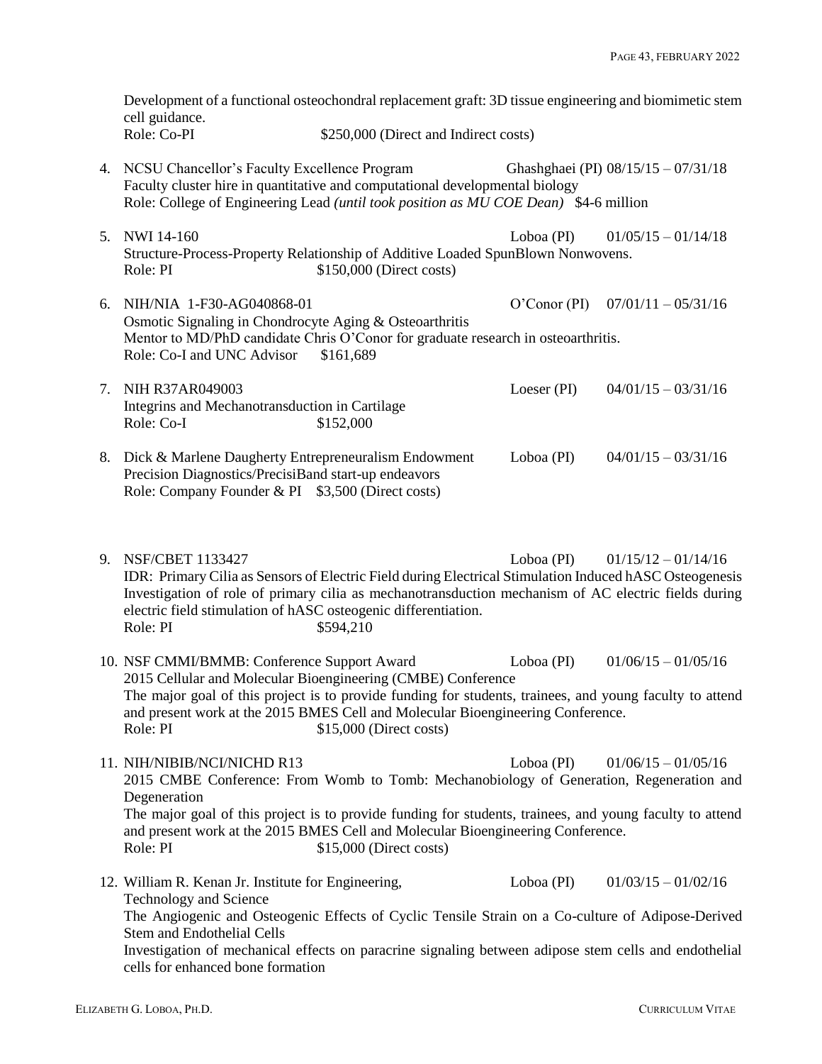Development of a functional osteochondral replacement graft: 3D tissue engineering and biomimetic stem cell guidance.
Role: Co-PI $250,000 (Direct and Indirect costs)

4. NCSU Chancellor's Faculty Excellence Program Ghashghaei (PI) 08/15/15 – 07/31/18
   Faculty cluster hire in quantitative and computational developmental biology
   Role: College of Engineering Lead *(until took position as MU COE Dean)* $4-6 million

5. NWI 14-160 Loboa (PI) 01/05/15 – 01/14/18
   Structure-Process-Property Relationship of Additive Loaded SpunBlown Nonwovens.
   Role: PI $150,000 (Direct costs)

6. NIH/NIA 1-F30-AG040868-01 O'Conor (PI) 07/01/11 – 05/31/16
   Osmotic Signaling in Chondrocyte Aging & Osteoarthritis
   Mentor to MD/PhD candidate Chris O'Conor for graduate research in osteoarthritis.
   Role: Co-I and UNC Advisor $161,689

7. NIH R37AR049003 Loeser (PI) 04/01/15 – 03/31/16
   Integrins and Mechanotransduction in Cartilage
   Role: Co-I $152,000

8. Dick & Marlene Daugherty Entrepreneuralism Endowment Loboa (PI) 04/01/15 – 03/31/16
   Precision Diagnostics/PrecisiBand start-up endeavors
   Role: Company Founder & PI $3,500 (Direct costs)

9. NSF/CBET 1133427 Loboa (PI) 01/15/12 – 01/14/16
   IDR: Primary Cilia as Sensors of Electric Field during Electrical Stimulation Induced hASC Osteogenesis
   Investigation of role of primary cilia as mechanotransduction mechanism of AC electric fields during electric field stimulation of hASC osteogenic differentiation.
   Role: PI $594,210

10. NSF CMMI/BMMB: Conference Support Award Loboa (PI) 01/06/15 – 01/05/16
    2015 Cellular and Molecular Bioengineering (CMBE) Conference
    The major goal of this project is to provide funding for students, trainees, and young faculty to attend and present work at the 2015 BMES Cell and Molecular Bioengineering Conference.
    Role: PI $15,000 (Direct costs)

11. NIH/NIBIB/NCI/NICHD R13 Loboa (PI) 01/06/15 – 01/05/16
    2015 CMBE Conference: From Womb to Tomb: Mechanobiology of Generation, Regeneration and Degeneration
    The major goal of this project is to provide funding for students, trainees, and young faculty to attend and present work at the 2015 BMES Cell and Molecular Bioengineering Conference.
    Role: PI $15,000 (Direct costs)

12. William R. Kenan Jr. Institute for Engineering, Technology and Science Loboa (PI) 01/03/15 – 01/02/16
    The Angiogenic and Osteogenic Effects of Cyclic Tensile Strain on a Co-culture of Adipose-Derived Stem and Endothelial Cells
    Investigation of mechanical effects on paracrine signaling between adipose stem cells and endothelial cells for enhanced bone formation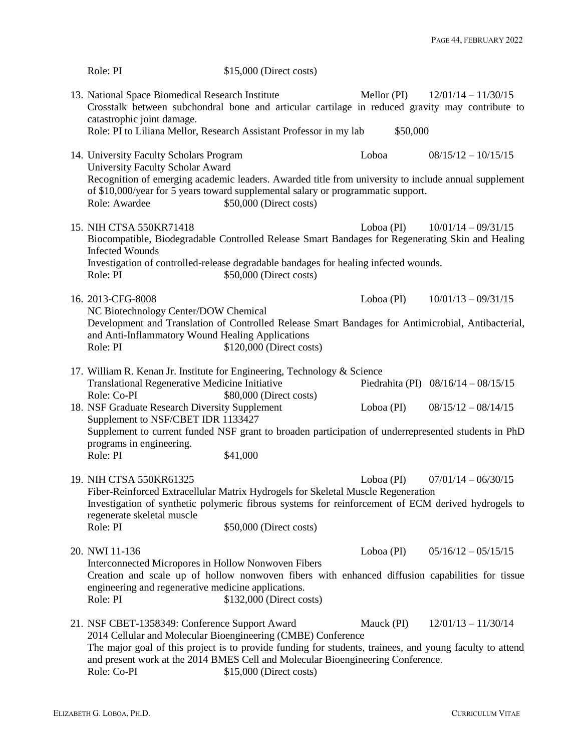Role: PI $15,000 (Direct costs)

13. National Space Biomedical Research Institute Mellor (PI) 12/01/14 – 11/30/15
    Crosstalk between subchondral bone and articular cartilage in reduced gravity may contribute to catastrophic joint damage.
    Role: PI to Liliana Mellor, Research Assistant Professor in my lab $50,000

14. University Faculty Scholars Program Loboa 08/15/12 – 10/15/15
    University Faculty Scholar Award
    Recognition of emerging academic leaders. Awarded title from university to include annual supplement of $10,000/year for 5 years toward supplemental salary or programmatic support.
    Role: Awardee $50,000 (Direct costs)

15. NIH CTSA 550KR71418 Loboa (PI) 10/01/14 – 09/31/15
    Biocompatible, Biodegradable Controlled Release Smart Bandages for Regenerating Skin and Healing Infected Wounds
    Investigation of controlled-release degradable bandages for healing infected wounds.
    Role: PI $50,000 (Direct costs)

16. 2013-CFG-8008 Loboa (PI) 10/01/13 – 09/31/15
    NC Biotechnology Center/DOW Chemical
    Development and Translation of Controlled Release Smart Bandages for Antimicrobial, Antibacterial, and Anti-Inflammatory Wound Healing Applications
    Role: PI $120,000 (Direct costs)

17. William R. Kenan Jr. Institute for Engineering, Technology & Science
    Translational Regenerative Medicine Initiative Piedrahita (PI) 08/16/14 – 08/15/15
    Role: Co-PI $80,000 (Direct costs)

18. NSF Graduate Research Diversity Supplement Loboa (PI) 08/15/12 – 08/14/15
    Supplement to NSF/CBET IDR 1133427
    Supplement to current funded NSF grant to broaden participation of underrepresented students in PhD programs in engineering.
    Role: PI $41,000

19. NIH CTSA 550KR61325 Loboa (PI) 07/01/14 – 06/30/15
    Fiber-Reinforced Extracellular Matrix Hydrogels for Skeletal Muscle Regeneration
    Investigation of synthetic polymeric fibrous systems for reinforcement of ECM derived hydrogels to regenerate skeletal muscle
    Role: PI $50,000 (Direct costs)

20. NWI 11-136 Loboa (PI) 05/16/12 – 05/15/15
    Interconnected Micropores in Hollow Nonwoven Fibers
    Creation and scale up of hollow nonwoven fibers with enhanced diffusion capabilities for tissue engineering and regenerative medicine applications.
    Role: PI $132,000 (Direct costs)

21. NSF CBET-1358349: Conference Support Award Mauck (PI) 12/01/13 – 11/30/14
    2014 Cellular and Molecular Bioengineering (CMBE) Conference
    The major goal of this project is to provide funding for students, trainees, and young faculty to attend and present work at the 2014 BMES Cell and Molecular Bioengineering Conference.
    Role: Co-PI $15,000 (Direct costs)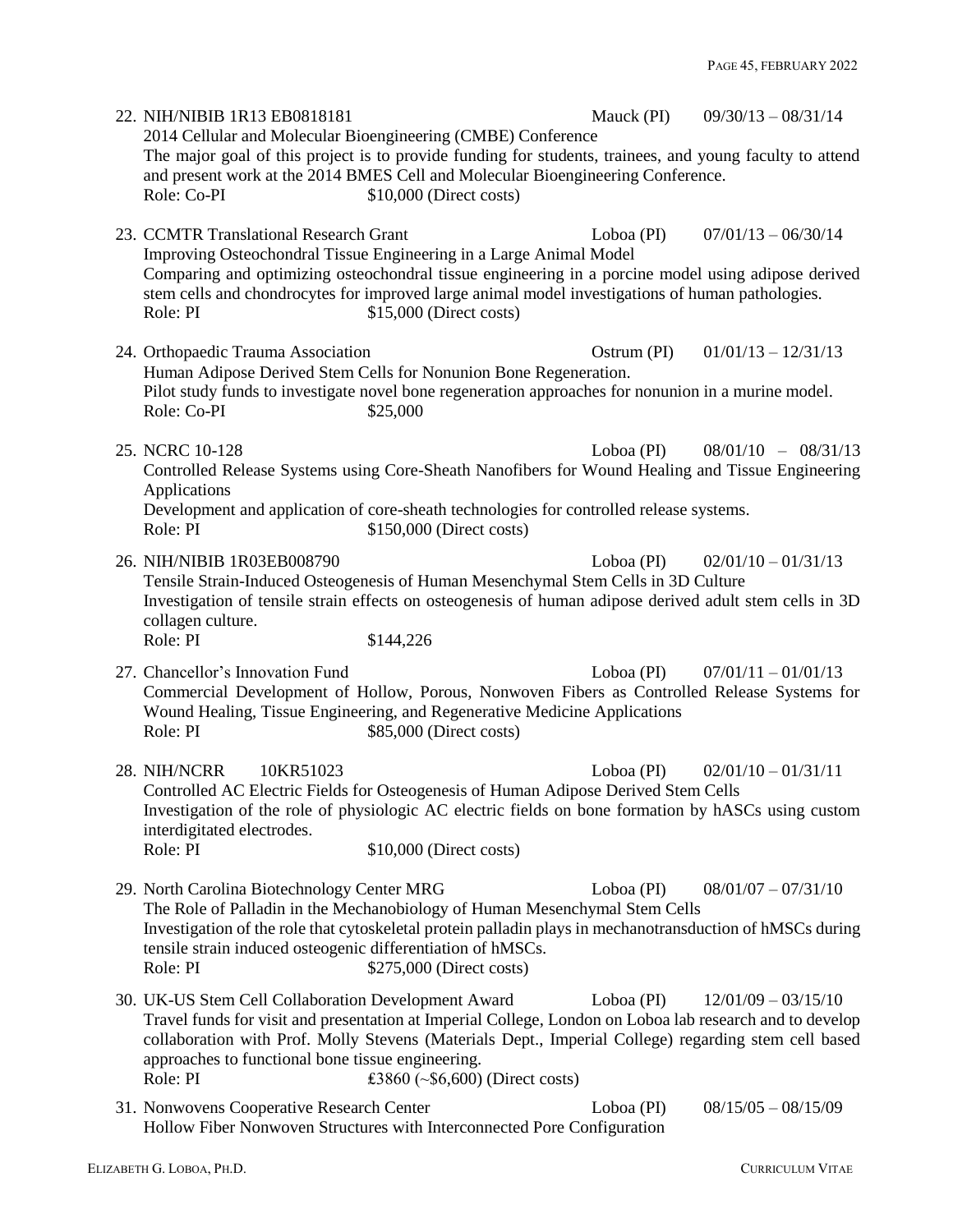22. NIH/NIBIB 1R13 EB0818181 Mauck (PI) 09/30/13 – 08/31/14
    2014 Cellular and Molecular Bioengineering (CMBE) Conference
    The major goal of this project is to provide funding for students, trainees, and young faculty to attend and present work at the 2014 BMES Cell and Molecular Bioengineering Conference.
    Role: Co-PI $10,000 (Direct costs)

23. CCMTR Translational Research Grant Loboa (PI) 07/01/13 – 06/30/14
    Improving Osteochondral Tissue Engineering in a Large Animal Model
    Comparing and optimizing osteochondral tissue engineering in a porcine model using adipose derived stem cells and chondrocytes for improved large animal model investigations of human pathologies.
    Role: PI $15,000 (Direct costs)

24. Orthopaedic Trauma Association Ostrum (PI) 01/01/13 – 12/31/13
    Human Adipose Derived Stem Cells for Nonunion Bone Regeneration.
    Pilot study funds to investigate novel bone regeneration approaches for nonunion in a murine model.
    Role: Co-PI $25,000

25. NCRC 10-128 Loboa (PI) 08/01/10 – 08/31/13
    Controlled Release Systems using Core-Sheath Nanofibers for Wound Healing and Tissue Engineering Applications
    Development and application of core-sheath technologies for controlled release systems.
    Role: PI $150,000 (Direct costs)

26. NIH/NIBIB 1R03EB008790 Loboa (PI) 02/01/10 – 01/31/13
    Tensile Strain-Induced Osteogenesis of Human Mesenchymal Stem Cells in 3D Culture
    Investigation of tensile strain effects on osteogenesis of human adipose derived adult stem cells in 3D collagen culture.
    Role: PI $144,226

27. Chancellor's Innovation Fund Loboa (PI) 07/01/11 – 01/01/13
    Commercial Development of Hollow, Porous, Nonwoven Fibers as Controlled Release Systems for Wound Healing, Tissue Engineering, and Regenerative Medicine Applications
    Role: PI $85,000 (Direct costs)

28. NIH/NCRR 10KR51023 Loboa (PI) 02/01/10 – 01/31/11
    Controlled AC Electric Fields for Osteogenesis of Human Adipose Derived Stem Cells
    Investigation of the role of physiologic AC electric fields on bone formation by hASCs using custom interdigitated electrodes.
    Role: PI $10,000 (Direct costs)

29. North Carolina Biotechnology Center MRG Loboa (PI) 08/01/07 – 07/31/10
    The Role of Palladin in the Mechanobiology of Human Mesenchymal Stem Cells
    Investigation of the role that cytoskeletal protein palladin plays in mechanotransduction of hMSCs during tensile strain induced osteogenic differentiation of hMSCs.
    Role: PI $275,000 (Direct costs)

30. UK-US Stem Cell Collaboration Development Award Loboa (PI) 12/01/09 – 03/15/10
    Travel funds for visit and presentation at Imperial College, London on Loboa lab research and to develop collaboration with Prof. Molly Stevens (Materials Dept., Imperial College) regarding stem cell based approaches to functional bone tissue engineering.
    Role: PI £3860 (~$6,600) (Direct costs)

31. Nonwovens Cooperative Research Center Loboa (PI) 08/15/05 – 08/15/09
    Hollow Fiber Nonwoven Structures with Interconnected Pore Configuration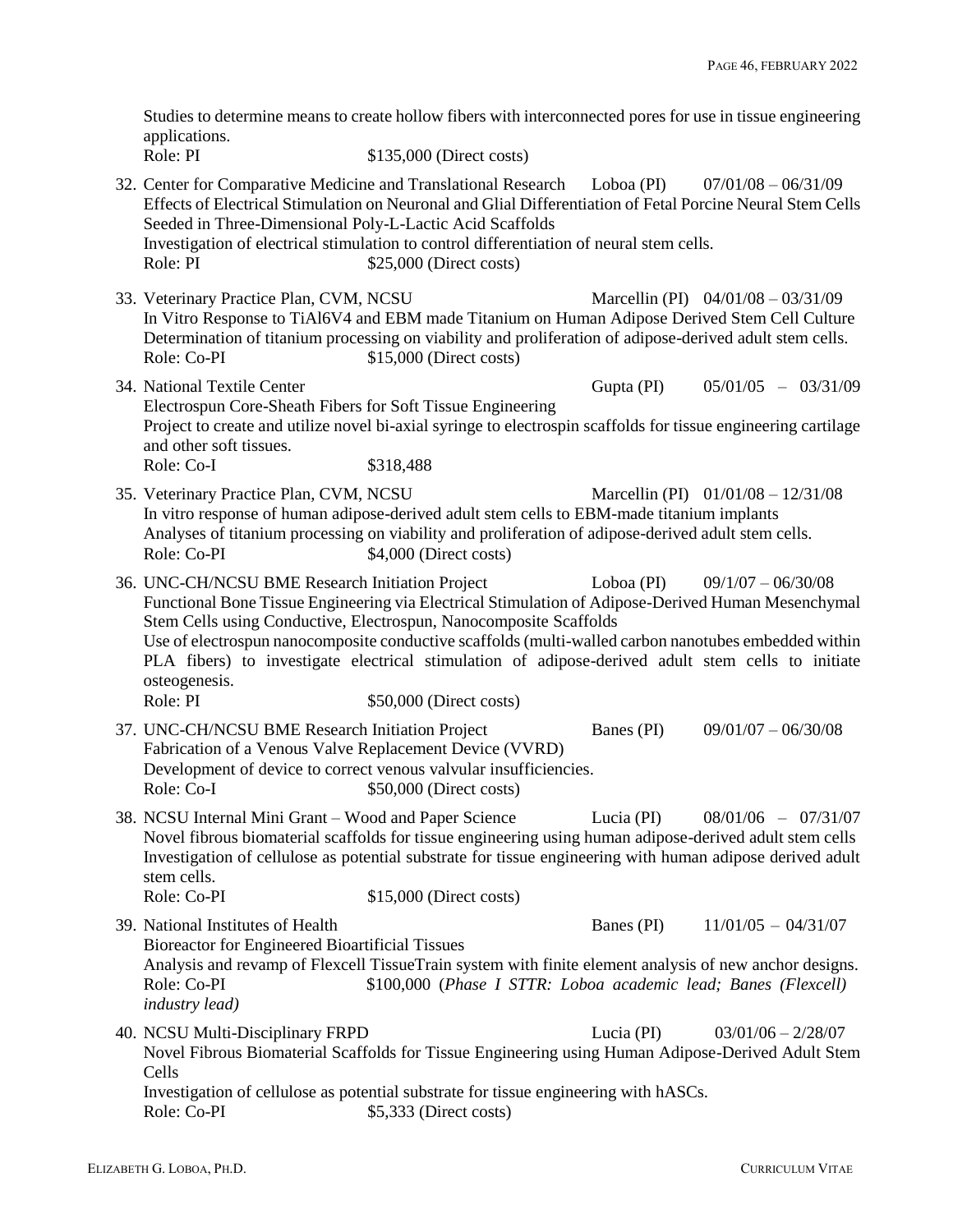Studies to determine means to create hollow fibers with interconnected pores for use in tissue engineering applications.
Role: PI $135,000 (Direct costs)

32. Center for Comparative Medicine and Translational Research Loboa (PI) 07/01/08 – 06/31/09
Effects of Electrical Stimulation on Neuronal and Glial Differentiation of Fetal Porcine Neural Stem Cells Seeded in Three-Dimensional Poly-L-Lactic Acid Scaffolds
Investigation of electrical stimulation to control differentiation of neural stem cells.
Role: PI $25,000 (Direct costs)

33. Veterinary Practice Plan, CVM, NCSU Marcellin (PI) 04/01/08 – 03/31/09
In Vitro Response to TiAl6V4 and EBM made Titanium on Human Adipose Derived Stem Cell Culture
Determination of titanium processing on viability and proliferation of adipose-derived adult stem cells.
Role: Co-PI $15,000 (Direct costs)

34. National Textile Center Gupta (PI) 05/01/05 – 03/31/09
Electrospun Core-Sheath Fibers for Soft Tissue Engineering
Project to create and utilize novel bi-axial syringe to electrospin scaffolds for tissue engineering cartilage and other soft tissues.
Role: Co-I $318,488

35. Veterinary Practice Plan, CVM, NCSU Marcellin (PI) 01/01/08 – 12/31/08
In vitro response of human adipose-derived adult stem cells to EBM-made titanium implants
Analyses of titanium processing on viability and proliferation of adipose-derived adult stem cells.
Role: Co-PI $4,000 (Direct costs)

36. UNC-CH/NCSU BME Research Initiation Project Loboa (PI) 09/1/07 – 06/30/08
Functional Bone Tissue Engineering via Electrical Stimulation of Adipose-Derived Human Mesenchymal Stem Cells using Conductive, Electrospun, Nanocomposite Scaffolds
Use of electrospun nanocomposite conductive scaffolds (multi-walled carbon nanotubes embedded within PLA fibers) to investigate electrical stimulation of adipose-derived adult stem cells to initiate osteogenesis.
Role: PI $50,000 (Direct costs)

37. UNC-CH/NCSU BME Research Initiation Project Banes (PI) 09/01/07 – 06/30/08
Fabrication of a Venous Valve Replacement Device (VVRD)
Development of device to correct venous valvular insufficiencies.
Role: Co-I $50,000 (Direct costs)

38. NCSU Internal Mini Grant – Wood and Paper Science Lucia (PI) 08/01/06 – 07/31/07
Novel fibrous biomaterial scaffolds for tissue engineering using human adipose-derived adult stem cells
Investigation of cellulose as potential substrate for tissue engineering with human adipose derived adult stem cells.
Role: Co-PI $15,000 (Direct costs)

39. National Institutes of Health Banes (PI) 11/01/05 – 04/31/07
Bioreactor for Engineered Bioartificial Tissues
Analysis and revamp of Flexcell TissueTrain system with finite element analysis of new anchor designs.
Role: Co-PI $100,000 (*Phase I STTR: Loboa academic lead; Banes (Flexcell) industry lead)*

40. NCSU Multi-Disciplinary FRPD Lucia (PI) 03/01/06 – 2/28/07
Novel Fibrous Biomaterial Scaffolds for Tissue Engineering using Human Adipose-Derived Adult Stem Cells
Investigation of cellulose as potential substrate for tissue engineering with hASCs.
Role: Co-PI $5,333 (Direct costs)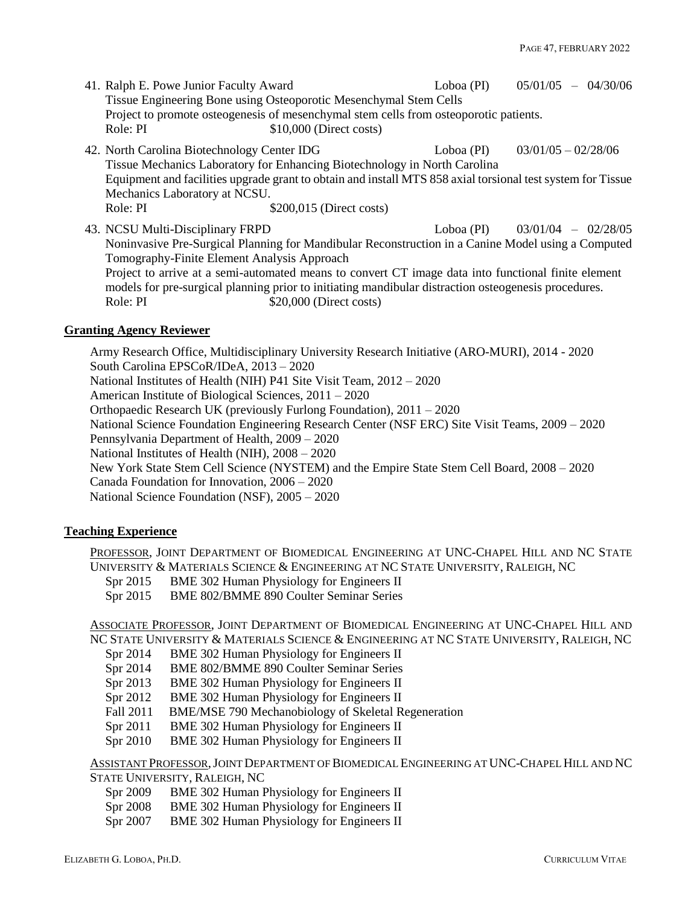41. Ralph E. Powe Junior Faculty Award   Loboa (PI)   05/01/05 – 04/30/06
    Tissue Engineering Bone using Osteoporotic Mesenchymal Stem Cells
    Project to promote osteogenesis of mesenchymal stem cells from osteoporotic patients.
    Role: PI   $10,000 (Direct costs)

42. North Carolina Biotechnology Center IDG   Loboa (PI)   03/01/05 – 02/28/06
    Tissue Mechanics Laboratory for Enhancing Biotechnology in North Carolina
    Equipment and facilities upgrade grant to obtain and install MTS 858 axial torsional test system for Tissue Mechanics Laboratory at NCSU.
    Role: PI   $200,015 (Direct costs)

43. NCSU Multi-Disciplinary FRPD   Loboa (PI)   03/01/04 – 02/28/05
    Noninvasive Pre-Surgical Planning for Mandibular Reconstruction in a Canine Model using a Computed Tomography-Finite Element Analysis Approach
    Project to arrive at a semi-automated means to convert CT image data into functional finite element models for pre-surgical planning prior to initiating mandibular distraction osteogenesis procedures.
    Role: PI   $20,000 (Direct costs)

## Granting Agency Reviewer

Army Research Office, Multidisciplinary University Research Initiative (ARO-MURI), 2014 - 2020
South Carolina EPSCoR/IDeA, 2013 – 2020
National Institutes of Health (NIH) P41 Site Visit Team, 2012 – 2020
American Institute of Biological Sciences, 2011 – 2020
Orthopaedic Research UK (previously Furlong Foundation), 2011 – 2020
National Science Foundation Engineering Research Center (NSF ERC) Site Visit Teams, 2009 – 2020
Pennsylvania Department of Health, 2009 – 2020
National Institutes of Health (NIH), 2008 – 2020
New York State Stem Cell Science (NYSTEM) and the Empire State Stem Cell Board, 2008 – 2020
Canada Foundation for Innovation, 2006 – 2020
National Science Foundation (NSF), 2005 – 2020

## Teaching Experience

PROFESSOR, JOINT DEPARTMENT OF BIOMEDICAL ENGINEERING AT UNC-CHAPEL HILL AND NC STATE UNIVERSITY & MATERIALS SCIENCE & ENGINEERING AT NC STATE UNIVERSITY, RALEIGH, NC

- Spr 2015   BME 302 Human Physiology for Engineers II
- Spr 2015   BME 802/BMME 890 Coulter Seminar Series

ASSOCIATE PROFESSOR, JOINT DEPARTMENT OF BIOMEDICAL ENGINEERING AT UNC-CHAPEL HILL AND NC STATE UNIVERSITY & MATERIALS SCIENCE & ENGINEERING AT NC STATE UNIVERSITY, RALEIGH, NC

- Spr 2014   BME 302 Human Physiology for Engineers II
- Spr 2014   BME 802/BMME 890 Coulter Seminar Series
- Spr 2013   BME 302 Human Physiology for Engineers II
- Spr 2012   BME 302 Human Physiology for Engineers II
- Fall 2011   BME/MSE 790 Mechanobiology of Skeletal Regeneration
- Spr 2011   BME 302 Human Physiology for Engineers II
- Spr 2010   BME 302 Human Physiology for Engineers II

ASSISTANT PROFESSOR, JOINT DEPARTMENT OF BIOMEDICAL ENGINEERING AT UNC-CHAPEL HILL AND NC STATE UNIVERSITY, RALEIGH, NC

- Spr 2009   BME 302 Human Physiology for Engineers II
- Spr 2008   BME 302 Human Physiology for Engineers II
- Spr 2007   BME 302 Human Physiology for Engineers II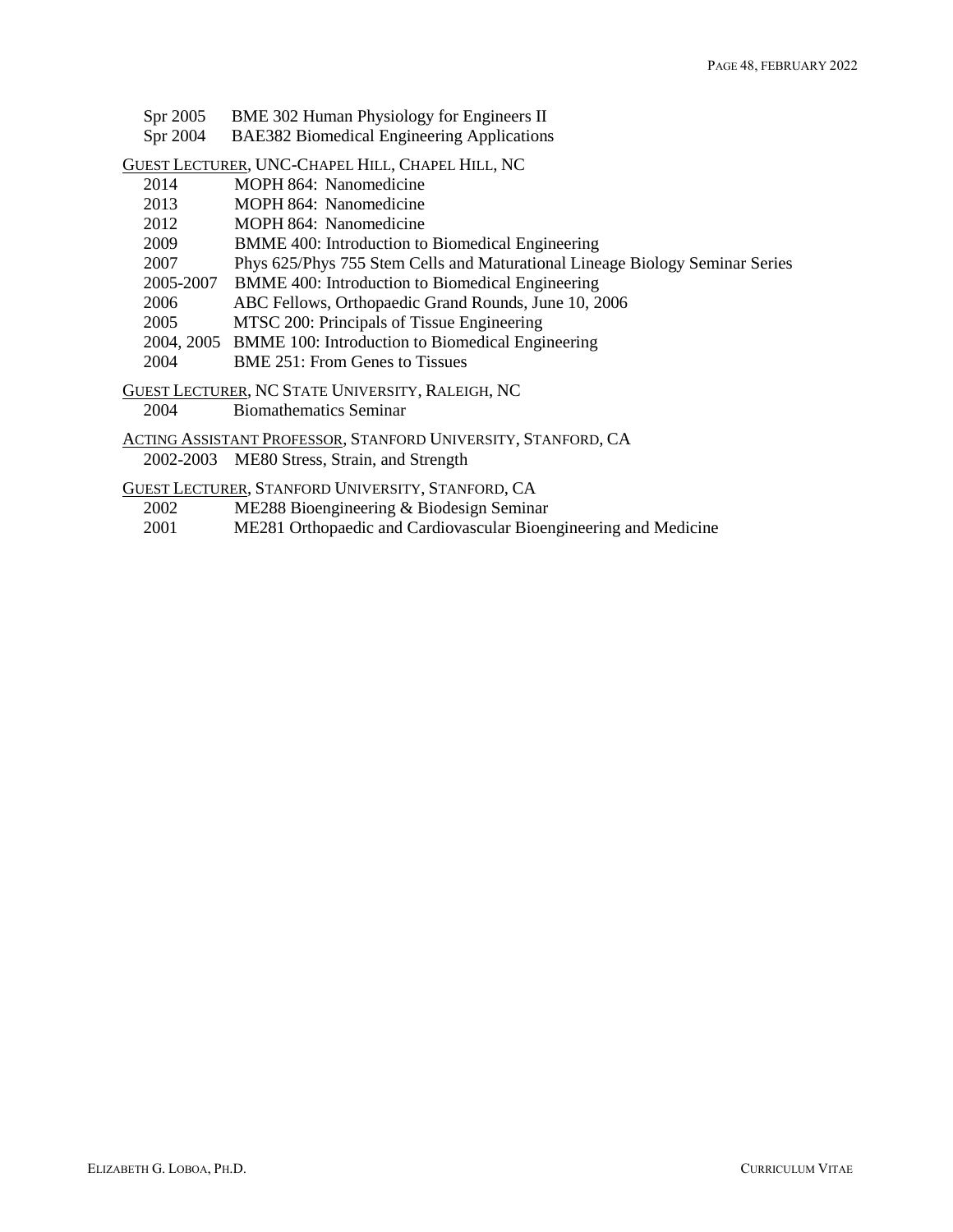Spr 2005 BME 302 Human Physiology for Engineers II
Spr 2004 BAE382 Biomedical Engineering Applications

<u>GUEST LECTURER</u>, UNC-CHAPEL HILL, CHAPEL HILL, NC

- 2014 MOPH 864: Nanomedicine
- 2013 MOPH 864: Nanomedicine
- 2012 MOPH 864: Nanomedicine
- 2009 BMME 400: Introduction to Biomedical Engineering
- 2007 Phys 625/Phys 755 Stem Cells and Maturational Lineage Biology Seminar Series
- 2005-2007 BMME 400: Introduction to Biomedical Engineering
- 2006 ABC Fellows, Orthopaedic Grand Rounds, June 10, 2006
- 2005 MTSC 200: Principals of Tissue Engineering
- 2004, 2005 BMME 100: Introduction to Biomedical Engineering
- 2004 BME 251: From Genes to Tissues

<u>GUEST LECTURER</u>, NC STATE UNIVERSITY, RALEIGH, NC

- 2004 Biomathematics Seminar

<u>ACTING ASSISTANT PROFESSOR</u>, STANFORD UNIVERSITY, STANFORD, CA

- 2002-2003 ME80 Stress, Strain, and Strength

<u>GUEST LECTURER</u>, STANFORD UNIVERSITY, STANFORD, CA

- 2002 ME288 Bioengineering & Biodesign Seminar
- 2001 ME281 Orthopaedic and Cardiovascular Bioengineering and Medicine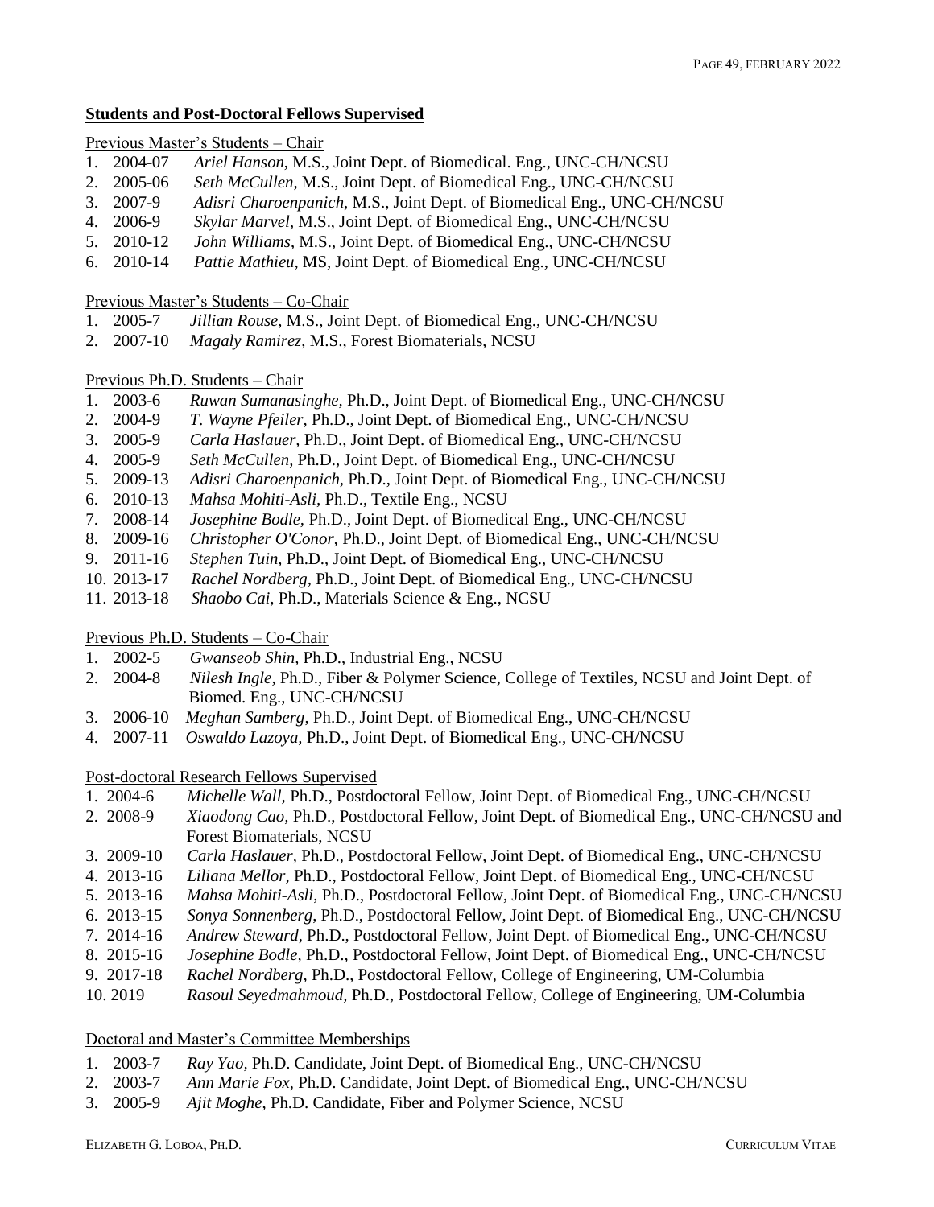## Students and Post-Doctoral Fellows Supervised

Previous Master's Students – Chair

1. 2004-07 *Ariel Hanson*, M.S., Joint Dept. of Biomedical. Eng., UNC-CH/NCSU
2. 2005-06 *Seth McCullen*, M.S., Joint Dept. of Biomedical Eng., UNC-CH/NCSU
3. 2007-9 *Adisri Charoenpanich*, M.S., Joint Dept. of Biomedical Eng., UNC-CH/NCSU
4. 2006-9 *Skylar Marvel*, M.S., Joint Dept. of Biomedical Eng., UNC-CH/NCSU
5. 2010-12 *John Williams*, M.S., Joint Dept. of Biomedical Eng., UNC-CH/NCSU
6. 2010-14 *Pattie Mathieu*, MS, Joint Dept. of Biomedical Eng., UNC-CH/NCSU

Previous Master's Students – Co-Chair

1. 2005-7 *Jillian Rouse*, M.S., Joint Dept. of Biomedical Eng., UNC-CH/NCSU
2. 2007-10 *Magaly Ramirez*, M.S., Forest Biomaterials, NCSU

Previous Ph.D. Students – Chair

1. 2003-6 *Ruwan Sumanasinghe*, Ph.D., Joint Dept. of Biomedical Eng., UNC-CH/NCSU
2. 2004-9 *T. Wayne Pfeiler*, Ph.D., Joint Dept. of Biomedical Eng., UNC-CH/NCSU
3. 2005-9 *Carla Haslauer*, Ph.D., Joint Dept. of Biomedical Eng., UNC-CH/NCSU
4. 2005-9 *Seth McCullen*, Ph.D., Joint Dept. of Biomedical Eng., UNC-CH/NCSU
5. 2009-13 *Adisri Charoenpanich*, Ph.D., Joint Dept. of Biomedical Eng., UNC-CH/NCSU
6. 2010-13 *Mahsa Mohiti-Asli*, Ph.D., Textile Eng., NCSU
7. 2008-14 *Josephine Bodle*, Ph.D., Joint Dept. of Biomedical Eng., UNC-CH/NCSU
8. 2009-16 *Christopher O'Conor*, Ph.D., Joint Dept. of Biomedical Eng., UNC-CH/NCSU
9. 2011-16 *Stephen Tuin*, Ph.D., Joint Dept. of Biomedical Eng., UNC-CH/NCSU
10. 2013-17 *Rachel Nordberg*, Ph.D., Joint Dept. of Biomedical Eng., UNC-CH/NCSU
11. 2013-18 *Shaobo Cai*, Ph.D., Materials Science & Eng., NCSU

Previous Ph.D. Students – Co-Chair

1. 2002-5 *Gwanseob Shin*, Ph.D., Industrial Eng., NCSU
2. 2004-8 *Nilesh Ingle*, Ph.D., Fiber & Polymer Science, College of Textiles, NCSU and Joint Dept. of Biomed. Eng., UNC-CH/NCSU
3. 2006-10 *Meghan Samberg*, Ph.D., Joint Dept. of Biomedical Eng., UNC-CH/NCSU
4. 2007-11 *Oswaldo Lazoya*, Ph.D., Joint Dept. of Biomedical Eng., UNC-CH/NCSU

Post-doctoral Research Fellows Supervised

1. 2004-6 *Michelle Wall*, Ph.D., Postdoctoral Fellow, Joint Dept. of Biomedical Eng., UNC-CH/NCSU
2. 2008-9 *Xiaodong Cao*, Ph.D., Postdoctoral Fellow, Joint Dept. of Biomedical Eng., UNC-CH/NCSU and Forest Biomaterials, NCSU
3. 2009-10 *Carla Haslauer*, Ph.D., Postdoctoral Fellow, Joint Dept. of Biomedical Eng., UNC-CH/NCSU
4. 2013-16 *Liliana Mellor*, Ph.D., Postdoctoral Fellow, Joint Dept. of Biomedical Eng., UNC-CH/NCSU
5. 2013-16 *Mahsa Mohiti-Asli*, Ph.D., Postdoctoral Fellow, Joint Dept. of Biomedical Eng., UNC-CH/NCSU
6. 2013-15 *Sonya Sonnenberg*, Ph.D., Postdoctoral Fellow, Joint Dept. of Biomedical Eng., UNC-CH/NCSU
7. 2014-16 *Andrew Steward*, Ph.D., Postdoctoral Fellow, Joint Dept. of Biomedical Eng., UNC-CH/NCSU
8. 2015-16 *Josephine Bodle*, Ph.D., Postdoctoral Fellow, Joint Dept. of Biomedical Eng., UNC-CH/NCSU
9. 2017-18 *Rachel Nordberg*, Ph.D., Postdoctoral Fellow, College of Engineering, UM-Columbia
10. 2019 *Rasoul Seyedmahmoud*, Ph.D., Postdoctoral Fellow, College of Engineering, UM-Columbia

Doctoral and Master's Committee Memberships

1. 2003-7 *Ray Yao*, Ph.D. Candidate, Joint Dept. of Biomedical Eng., UNC-CH/NCSU
2. 2003-7 *Ann Marie Fox*, Ph.D. Candidate, Joint Dept. of Biomedical Eng., UNC-CH/NCSU
3. 2005-9 *Ajit Moghe*, Ph.D. Candidate, Fiber and Polymer Science, NCSU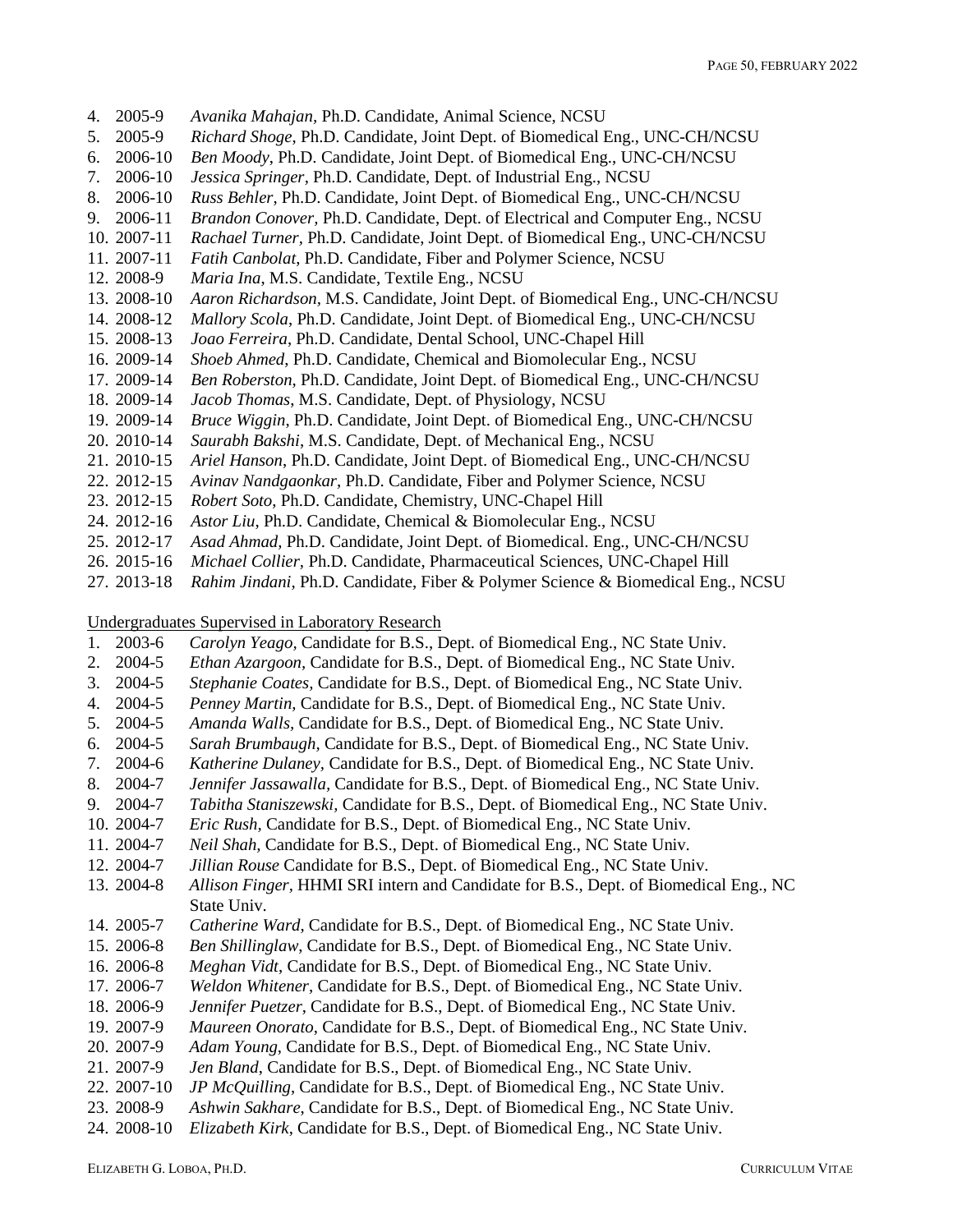4. 2005-9 *Avanika Mahajan,* Ph.D. Candidate, Animal Science, NCSU
5. 2005-9 *Richard Shoge*, Ph.D. Candidate, Joint Dept. of Biomedical Eng., UNC-CH/NCSU
6. 2006-10 *Ben Moody*, Ph.D. Candidate, Joint Dept. of Biomedical Eng., UNC-CH/NCSU
7. 2006-10 *Jessica Springer*, Ph.D. Candidate, Dept. of Industrial Eng., NCSU
8. 2006-10 *Russ Behler*, Ph.D. Candidate, Joint Dept. of Biomedical Eng., UNC-CH/NCSU
9. 2006-11 *Brandon Conover,* Ph.D. Candidate, Dept. of Electrical and Computer Eng., NCSU
10. 2007-11 *Rachael Turner,* Ph.D. Candidate, Joint Dept. of Biomedical Eng., UNC-CH/NCSU
11. 2007-11 *Fatih Canbolat*, Ph.D. Candidate, Fiber and Polymer Science, NCSU
12. 2008-9 *Maria Ina,* M.S. Candidate, Textile Eng., NCSU
13. 2008-10 *Aaron Richardson,* M.S. Candidate, Joint Dept. of Biomedical Eng., UNC-CH/NCSU
14. 2008-12 *Mallory Scola*, Ph.D. Candidate, Joint Dept. of Biomedical Eng., UNC-CH/NCSU
15. 2008-13 *Joao Ferreira*, Ph.D. Candidate, Dental School, UNC-Chapel Hill
16. 2009-14 *Shoeb Ahmed*, Ph.D. Candidate, Chemical and Biomolecular Eng., NCSU
17. 2009-14 *Ben Roberston*, Ph.D. Candidate, Joint Dept. of Biomedical Eng., UNC-CH/NCSU
18. 2009-14 *Jacob Thomas*, M.S. Candidate, Dept. of Physiology, NCSU
19. 2009-14 *Bruce Wiggin*, Ph.D. Candidate, Joint Dept. of Biomedical Eng., UNC-CH/NCSU
20. 2010-14 *Saurabh Bakshi*, M.S. Candidate, Dept. of Mechanical Eng., NCSU
21. 2010-15 *Ariel Hanson*, Ph.D. Candidate, Joint Dept. of Biomedical Eng., UNC-CH/NCSU
22. 2012-15 *Avinav Nandgaonkar*, Ph.D. Candidate, Fiber and Polymer Science, NCSU
23. 2012-15 *Robert Soto*, Ph.D. Candidate, Chemistry, UNC-Chapel Hill
24. 2012-16 *Astor Liu*, Ph.D. Candidate, Chemical & Biomolecular Eng., NCSU
25. 2012-17 *Asad Ahmad,* Ph.D. Candidate, Joint Dept. of Biomedical. Eng., UNC-CH/NCSU
26. 2015-16 *Michael Collier,* Ph.D. Candidate, Pharmaceutical Sciences, UNC-Chapel Hill
27. 2013-18 *Rahim Jindani,* Ph.D. Candidate, Fiber & Polymer Science & Biomedical Eng., NCSU

Undergraduates Supervised in Laboratory Research

1. 2003-6 *Carolyn Yeago,* Candidate for B.S., Dept. of Biomedical Eng., NC State Univ.
2. 2004-5 *Ethan Azargoon,* Candidate for B.S., Dept. of Biomedical Eng., NC State Univ.
3. 2004-5 *Stephanie Coates,* Candidate for B.S., Dept. of Biomedical Eng., NC State Univ.
4. 2004-5 *Penney Martin,* Candidate for B.S., Dept. of Biomedical Eng., NC State Univ.
5. 2004-5 *Amanda Walls,* Candidate for B.S., Dept. of Biomedical Eng., NC State Univ.
6. 2004-5 *Sarah Brumbaugh,* Candidate for B.S., Dept. of Biomedical Eng., NC State Univ.
7. 2004-6 *Katherine Dulaney,* Candidate for B.S., Dept. of Biomedical Eng., NC State Univ.
8. 2004-7 *Jennifer Jassawalla,* Candidate for B.S., Dept. of Biomedical Eng., NC State Univ.
9. 2004-7 *Tabitha Staniszewski,* Candidate for B.S., Dept. of Biomedical Eng., NC State Univ.
10. 2004-7 *Eric Rush,* Candidate for B.S., Dept. of Biomedical Eng., NC State Univ.
11. 2004-7 *Neil Shah,* Candidate for B.S., Dept. of Biomedical Eng., NC State Univ.
12. 2004-7 *Jillian Rouse* Candidate for B.S., Dept. of Biomedical Eng., NC State Univ.
13. 2004-8 *Allison Finger,* HHMI SRI intern and Candidate for B.S., Dept. of Biomedical Eng., NC State Univ.
14. 2005-7 *Catherine Ward*, Candidate for B.S., Dept. of Biomedical Eng., NC State Univ.
15. 2006-8 *Ben Shillinglaw,* Candidate for B.S., Dept. of Biomedical Eng., NC State Univ.
16. 2006-8 *Meghan Vidt*, Candidate for B.S., Dept. of Biomedical Eng., NC State Univ.
17. 2006-7 *Weldon Whitener,* Candidate for B.S., Dept. of Biomedical Eng., NC State Univ.
18. 2006-9 *Jennifer Puetzer*, Candidate for B.S., Dept. of Biomedical Eng., NC State Univ.
19. 2007-9 *Maureen Onorato*, Candidate for B.S., Dept. of Biomedical Eng., NC State Univ.
20. 2007-9 *Adam Young*, Candidate for B.S., Dept. of Biomedical Eng., NC State Univ.
21. 2007-9 *Jen Bland*, Candidate for B.S., Dept. of Biomedical Eng., NC State Univ.
22. 2007-10 *JP McQuilling*, Candidate for B.S., Dept. of Biomedical Eng., NC State Univ.
23. 2008-9 *Ashwin Sakhare*, Candidate for B.S., Dept. of Biomedical Eng., NC State Univ.
24. 2008-10 *Elizabeth Kirk*, Candidate for B.S., Dept. of Biomedical Eng., NC State Univ.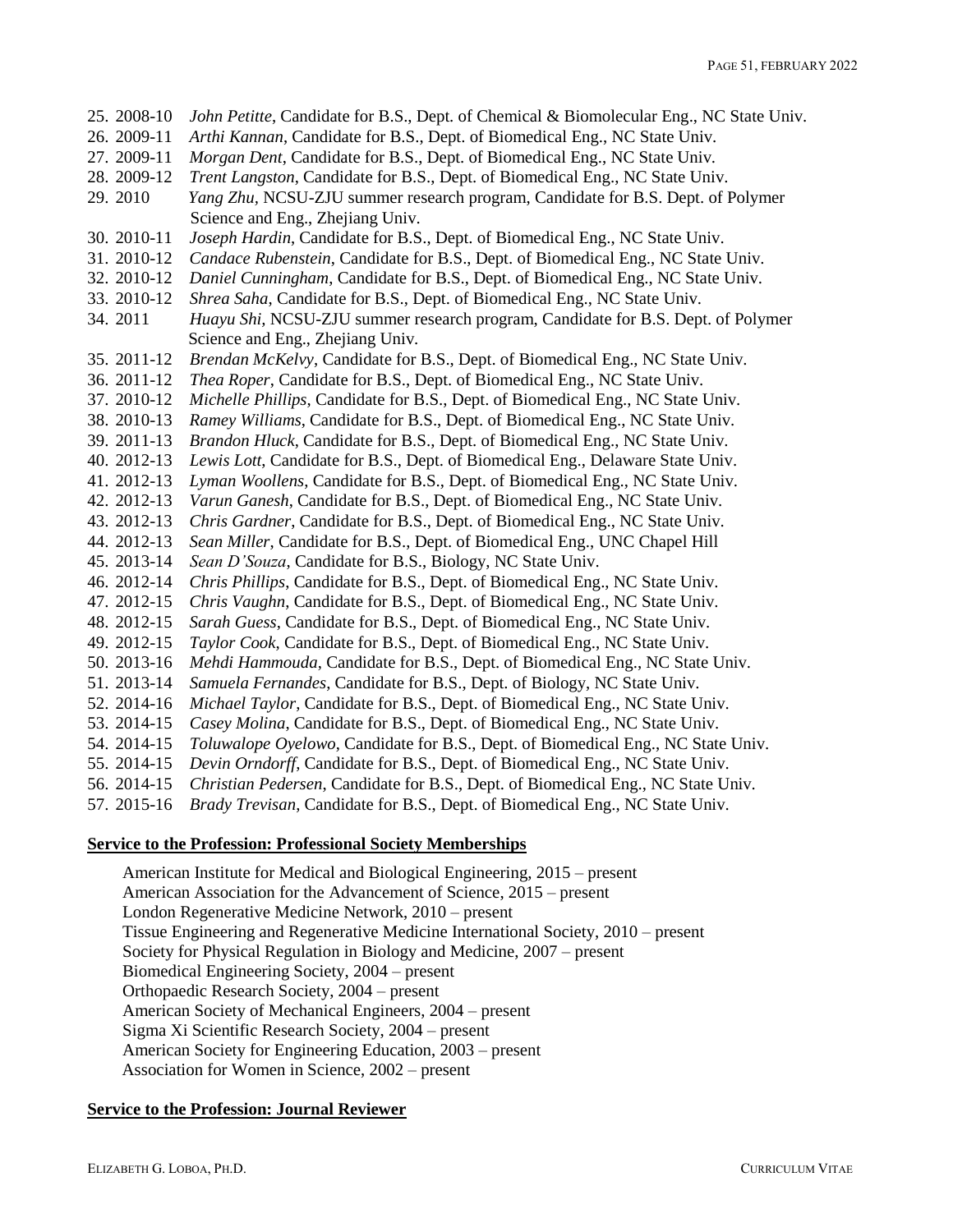25. 2008-10 *John Petitte*, Candidate for B.S., Dept. of Chemical & Biomolecular Eng., NC State Univ.
26. 2009-11 *Arthi Kannan*, Candidate for B.S., Dept. of Biomedical Eng., NC State Univ.
27. 2009-11 *Morgan Dent*, Candidate for B.S., Dept. of Biomedical Eng., NC State Univ.
28. 2009-12 *Trent Langston*, Candidate for B.S., Dept. of Biomedical Eng., NC State Univ.
29. 2010 *Yang Zhu*, NCSU-ZJU summer research program, Candidate for B.S. Dept. of Polymer Science and Eng., Zhejiang Univ.
30. 2010-11 *Joseph Hardin*, Candidate for B.S., Dept. of Biomedical Eng., NC State Univ.
31. 2010-12 *Candace Rubenstein*, Candidate for B.S., Dept. of Biomedical Eng., NC State Univ.
32. 2010-12 *Daniel Cunningham*, Candidate for B.S., Dept. of Biomedical Eng., NC State Univ.
33. 2010-12 *Shrea Saha*, Candidate for B.S., Dept. of Biomedical Eng., NC State Univ.
34. 2011 *Huayu Shi*, NCSU-ZJU summer research program, Candidate for B.S. Dept. of Polymer Science and Eng., Zhejiang Univ.
35. 2011-12 *Brendan McKelvy*, Candidate for B.S., Dept. of Biomedical Eng., NC State Univ.
36. 2011-12 *Thea Roper*, Candidate for B.S., Dept. of Biomedical Eng., NC State Univ.
37. 2010-12 *Michelle Phillips*, Candidate for B.S., Dept. of Biomedical Eng., NC State Univ.
38. 2010-13 *Ramey Williams*, Candidate for B.S., Dept. of Biomedical Eng., NC State Univ.
39. 2011-13 *Brandon Hluck*, Candidate for B.S., Dept. of Biomedical Eng., NC State Univ.
40. 2012-13 *Lewis Lott*, Candidate for B.S., Dept. of Biomedical Eng., Delaware State Univ.
41. 2012-13 *Lyman Woollens*, Candidate for B.S., Dept. of Biomedical Eng., NC State Univ.
42. 2012-13 *Varun Ganesh*, Candidate for B.S., Dept. of Biomedical Eng., NC State Univ.
43. 2012-13 *Chris Gardner*, Candidate for B.S., Dept. of Biomedical Eng., NC State Univ.
44. 2012-13 *Sean Miller*, Candidate for B.S., Dept. of Biomedical Eng., UNC Chapel Hill
45. 2013-14 *Sean D'Souza*, Candidate for B.S., Biology, NC State Univ.
46. 2012-14 *Chris Phillips*, Candidate for B.S., Dept. of Biomedical Eng., NC State Univ.
47. 2012-15 *Chris Vaughn*, Candidate for B.S., Dept. of Biomedical Eng., NC State Univ.
48. 2012-15 *Sarah Guess*, Candidate for B.S., Dept. of Biomedical Eng., NC State Univ.
49. 2012-15 *Taylor Cook*, Candidate for B.S., Dept. of Biomedical Eng., NC State Univ.
50. 2013-16 *Mehdi Hammouda*, Candidate for B.S., Dept. of Biomedical Eng., NC State Univ.
51. 2013-14 *Samuela Fernandes*, Candidate for B.S., Dept. of Biology, NC State Univ.
52. 2014-16 *Michael Taylor*, Candidate for B.S., Dept. of Biomedical Eng., NC State Univ.
53. 2014-15 *Casey Molina*, Candidate for B.S., Dept. of Biomedical Eng., NC State Univ.
54. 2014-15 *Toluwalope Oyelowo*, Candidate for B.S., Dept. of Biomedical Eng., NC State Univ.
55. 2014-15 *Devin Orndorff*, Candidate for B.S., Dept. of Biomedical Eng., NC State Univ.
56. 2014-15 *Christian Pedersen*, Candidate for B.S., Dept. of Biomedical Eng., NC State Univ.
57. 2015-16 *Brady Trevisan*, Candidate for B.S., Dept. of Biomedical Eng., NC State Univ.

## Service to the Profession: Professional Society Memberships

American Institute for Medical and Biological Engineering, 2015 – present
American Association for the Advancement of Science, 2015 – present
London Regenerative Medicine Network, 2010 – present
Tissue Engineering and Regenerative Medicine International Society, 2010 – present
Society for Physical Regulation in Biology and Medicine, 2007 – present
Biomedical Engineering Society, 2004 – present
Orthopaedic Research Society, 2004 – present
American Society of Mechanical Engineers, 2004 – present
Sigma Xi Scientific Research Society, 2004 – present
American Society for Engineering Education, 2003 – present
Association for Women in Science, 2002 – present

## Service to the Profession: Journal Reviewer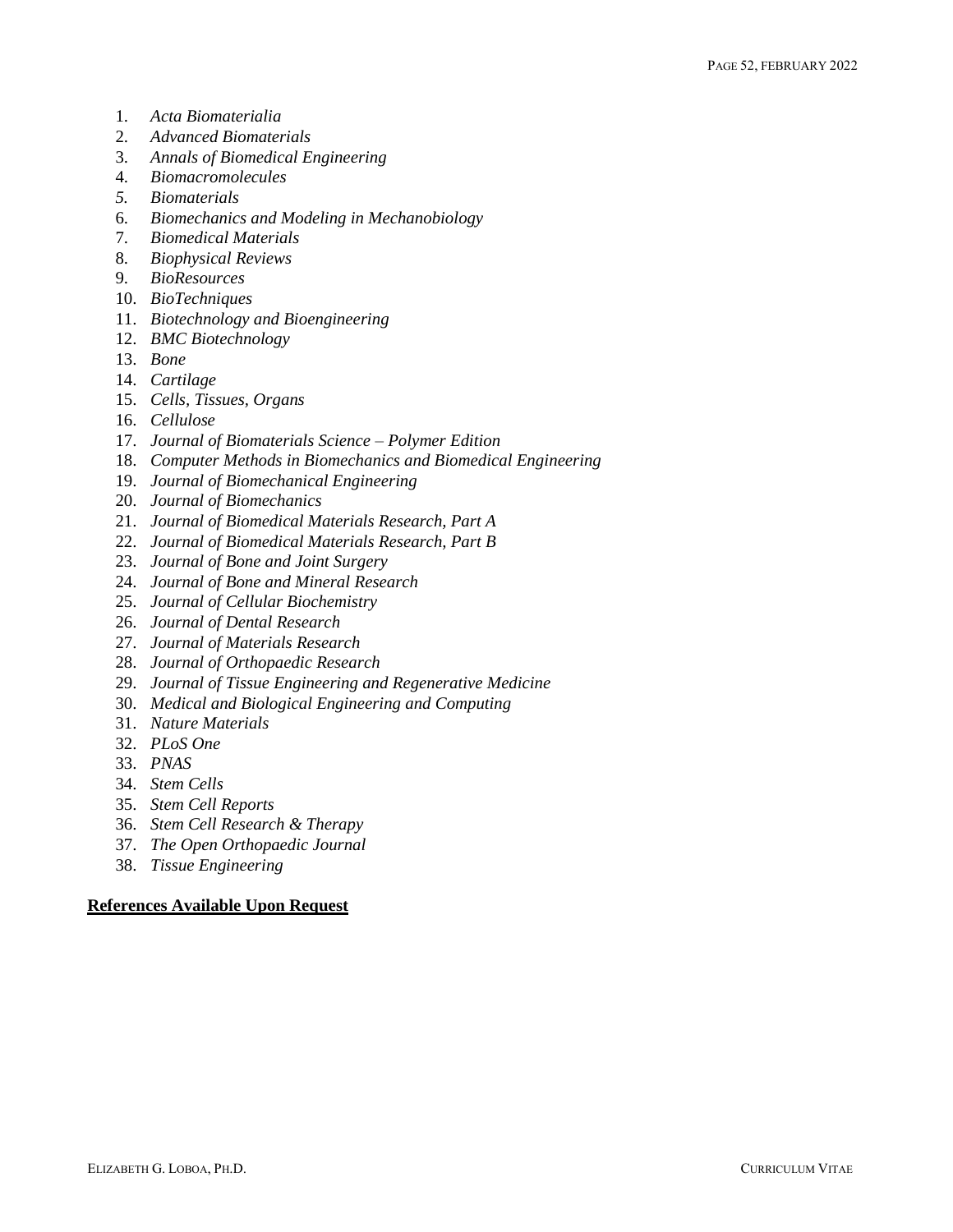1. *Acta Biomaterialia*
2. *Advanced Biomaterials*
3. *Annals of Biomedical Engineering*
4. *Biomacromolecules*
5. *Biomaterials*
6. *Biomechanics and Modeling in Mechanobiology*
7. *Biomedical Materials*
8. *Biophysical Reviews*
9. *BioResources*
10. *BioTechniques*
11. *Biotechnology and Bioengineering*
12. *BMC Biotechnology*
13. *Bone*
14. *Cartilage*
15. *Cells, Tissues, Organs*
16. *Cellulose*
17. *Journal of Biomaterials Science – Polymer Edition*
18. *Computer Methods in Biomechanics and Biomedical Engineering*
19. *Journal of Biomechanical Engineering*
20. *Journal of Biomechanics*
21. *Journal of Biomedical Materials Research, Part A*
22. *Journal of Biomedical Materials Research, Part B*
23. *Journal of Bone and Joint Surgery*
24. *Journal of Bone and Mineral Research*
25. *Journal of Cellular Biochemistry*
26. *Journal of Dental Research*
27. *Journal of Materials Research*
28. *Journal of Orthopaedic Research*
29. *Journal of Tissue Engineering and Regenerative Medicine*
30. *Medical and Biological Engineering and Computing*
31. *Nature Materials*
32. *PLoS One*
33. *PNAS*
34. *Stem Cells*
35. *Stem Cell Reports*
36. *Stem Cell Research & Therapy*
37. *The Open Orthopaedic Journal*
38. *Tissue Engineering*

**References Available Upon Request**